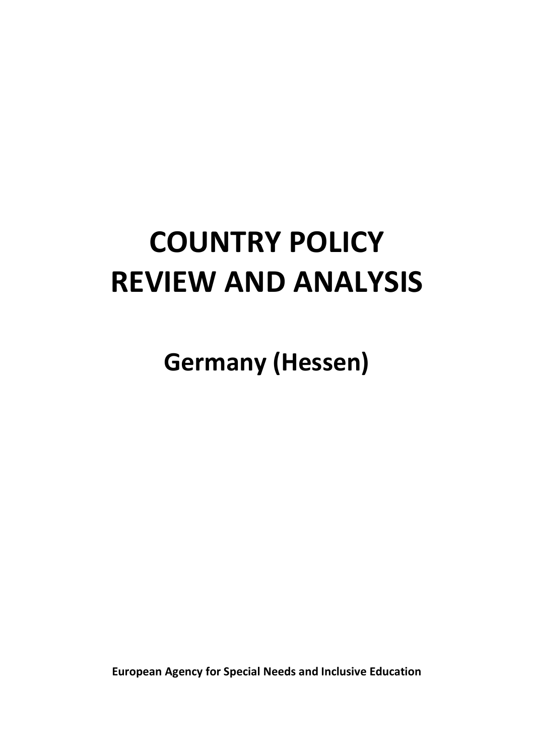# COUNTRY POLICY REVIEW AND ANALYSIS

## Germany (Hessen)

**European Agency for Special Needs and Inclusive Education**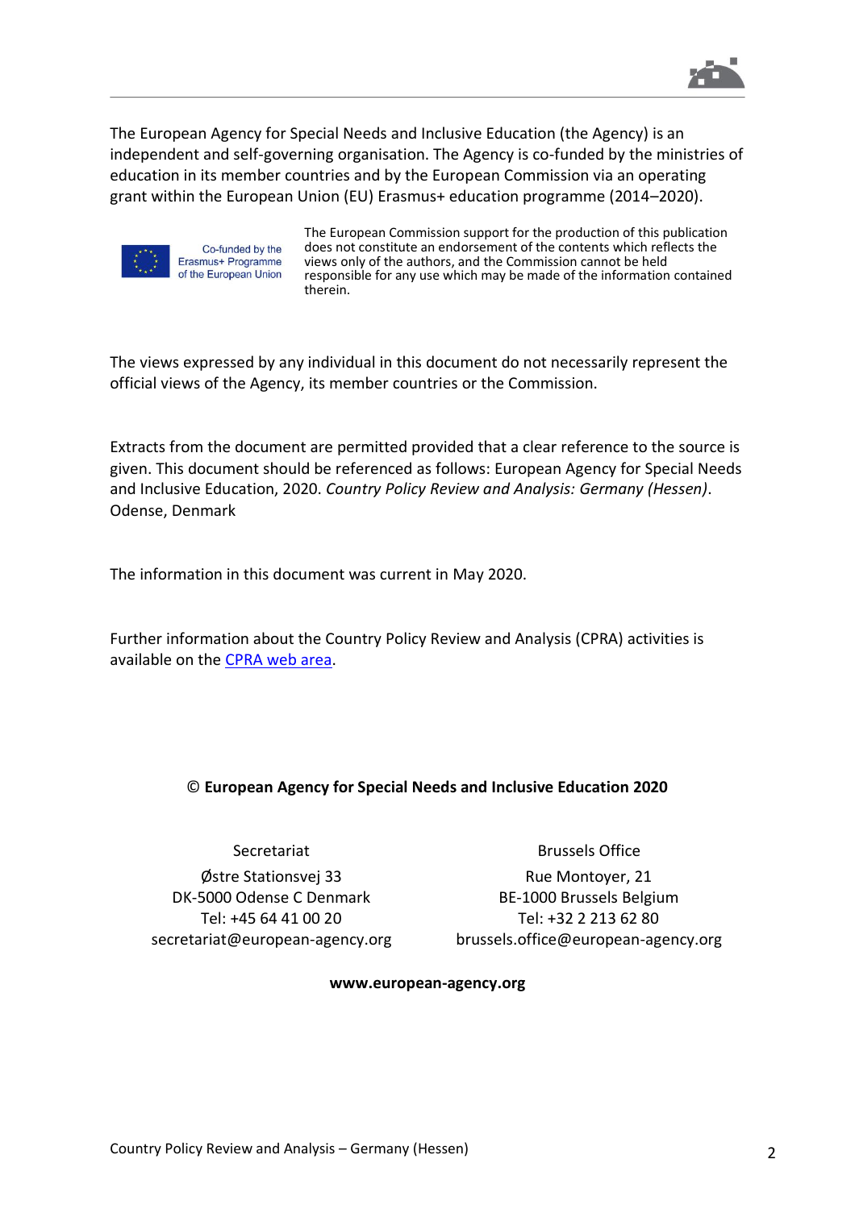The European Agency for Special Needs and Inclusive Education (the Agency) is an independent and self-governing organisation. The Agency is co-funded by the ministries of education in its member countries and by the European Commission via an operating grant within the European Union (EU) Erasmus+ education programme (2014–2020).

Co-funded by the Erasmus+ Programme of the European Union

The European Commission support for the production of this publication does not constitute an endorsement of the contents which reflects the views only of the authors, and the Commission cannot be held responsible for any use which may be made of the information contained therein.

The views expressed by any individual in this document do not necessarily represent the official views of the Agency, its member countries or the Commission.

Extracts from the document are permitted provided that a clear reference to the source is given. This document should be referenced as follows: European Agency for Special Needs and Inclusive Education, 2020. *Country Policy Review and Analysis: Germany (Hessen)*. Odense, Denmark

The information in this document was current in May 2020.

Further information about the Country Policy Review and Analysis (CPRA) activities is available on the [CPRA web area](CPRA web area).

**© European Agency for Special Needs and Inclusive Education 2020**

Secretariat
Østre Stationsvej 33
DK-5000 Odense C Denmark
Tel: +45 64 41 00 20
secretariat@european-agency.org

Brussels Office
Rue Montoyer, 21
BE-1000 Brussels Belgium
Tel: +32 2 213 62 80
brussels.office@european-agency.org

**www.european-agency.org**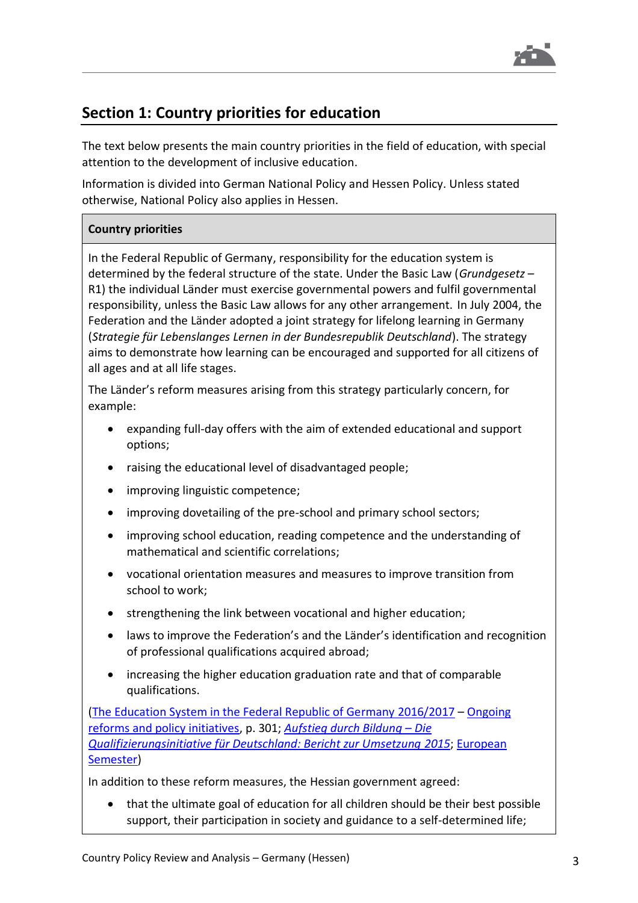## Section 1: Country priorities for education

The text below presents the main country priorities in the field of education, with special attention to the development of inclusive education.

Information is divided into German National Policy and Hessen Policy. Unless stated otherwise, National Policy also applies in Hessen.

**Country priorities**

In the Federal Republic of Germany, responsibility for the education system is determined by the federal structure of the state. Under the Basic Law (*Grundgesetz* – R1) the individual Länder must exercise governmental powers and fulfil governmental responsibility, unless the Basic Law allows for any other arrangement. In July 2004, the Federation and the Länder adopted a joint strategy for lifelong learning in Germany (*Strategie für Lebenslanges Lernen in der Bundesrepublik Deutschland*). The strategy aims to demonstrate how learning can be encouraged and supported for all citizens of all ages and at all life stages.

The Länder's reform measures arising from this strategy particularly concern, for example:

- expanding full-day offers with the aim of extended educational and support options;
- raising the educational level of disadvantaged people;
- improving linguistic competence;
- improving dovetailing of the pre-school and primary school sectors;
- improving school education, reading competence and the understanding of mathematical and scientific correlations;
- vocational orientation measures and measures to improve transition from school to work;
- strengthening the link between vocational and higher education;
- laws to improve the Federation's and the Länder's identification and recognition of professional qualifications acquired abroad;
- increasing the higher education graduation rate and that of comparable qualifications.

(The Education System in the Federal Republic of Germany 2016/2017 – Ongoing reforms and policy initiatives, p. 301; *Aufstieg durch Bildung – Die Qualifizierungsinitiative für Deutschland: Bericht zur Umsetzung 2015*; European Semester)

In addition to these reform measures, the Hessian government agreed:

- that the ultimate goal of education for all children should be their best possible support, their participation in society and guidance to a self-determined life;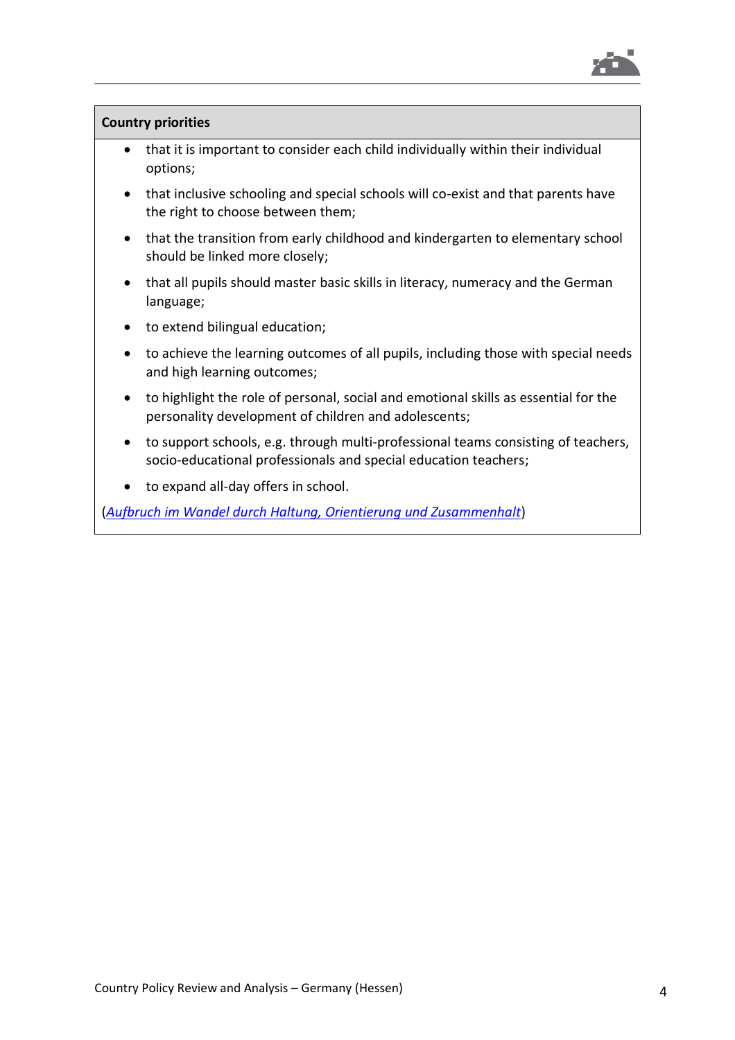**Country priorities**

- that it is important to consider each child individually within their individual options;
- that inclusive schooling and special schools will co-exist and that parents have the right to choose between them;
- that the transition from early childhood and kindergarten to elementary school should be linked more closely;
- that all pupils should master basic skills in literacy, numeracy and the German language;
- to extend bilingual education;
- to achieve the learning outcomes of all pupils, including those with special needs and high learning outcomes;
- to highlight the role of personal, social and emotional skills as essential for the personality development of children and adolescents;
- to support schools, e.g. through multi-professional teams consisting of teachers, socio-educational professionals and special education teachers;
- to expand all-day offers in school.

(*Aufbruch im Wandel durch Haltung, Orientierung und Zusammenhalt*)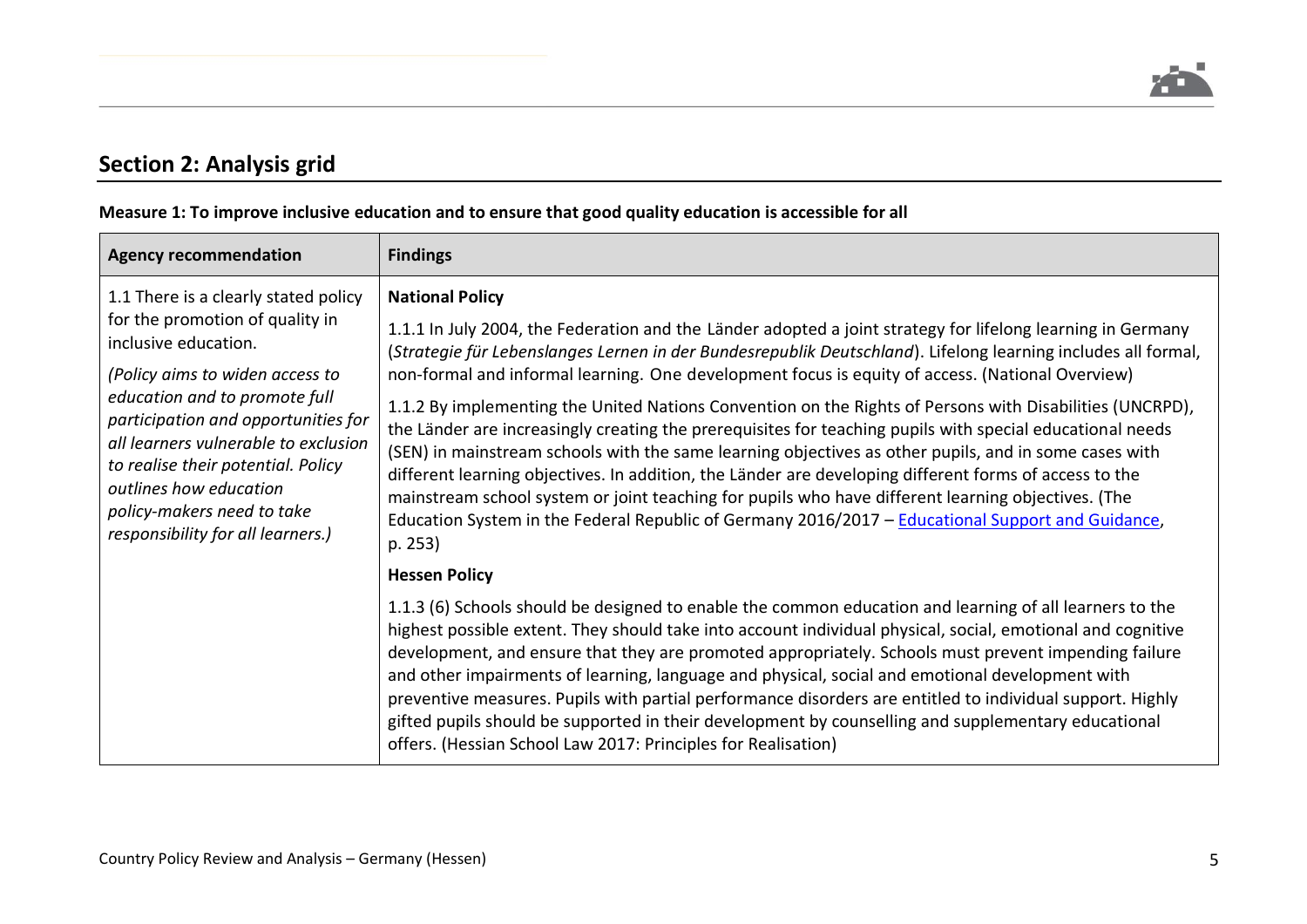## Section 2: Analysis grid

**Measure 1: To improve inclusive education and to ensure that good quality education is accessible for all**

| Agency recommendation | Findings |
|---|---|
| 1.1 There is a clearly stated policy for the promotion of quality in inclusive education.<br><br>*(Policy aims to widen access to education and to promote full participation and opportunities for all learners vulnerable to exclusion to realise their potential. Policy outlines how education policy-makers need to take responsibility for all learners.)* | **National Policy**<br><br>1.1.1 In July 2004, the Federation and the Länder adopted a joint strategy for lifelong learning in Germany (*Strategie für Lebenslanges Lernen in der Bundesrepublik Deutschland*). Lifelong learning includes all formal, non-formal and informal learning. One development focus is equity of access. (National Overview)<br><br>1.1.2 By implementing the United Nations Convention on the Rights of Persons with Disabilities (UNCRPD), the Länder are increasingly creating the prerequisites for teaching pupils with special educational needs (SEN) in mainstream schools with the same learning objectives as other pupils, and in some cases with different learning objectives. In addition, the Länder are developing different forms of access to the mainstream school system or joint teaching for pupils who have different learning objectives. (The Education System in the Federal Republic of Germany 2016/2017 – Educational Support and Guidance, p. 253)<br><br>**Hessen Policy**<br><br>1.1.3 (6) Schools should be designed to enable the common education and learning of all learners to the highest possible extent. They should take into account individual physical, social, emotional and cognitive development, and ensure that they are promoted appropriately. Schools must prevent impending failure and other impairments of learning, language and physical, social and emotional development with preventive measures. Pupils with partial performance disorders are entitled to individual support. Highly gifted pupils should be supported in their development by counselling and supplementary educational offers. (Hessian School Law 2017: Principles for Realisation) |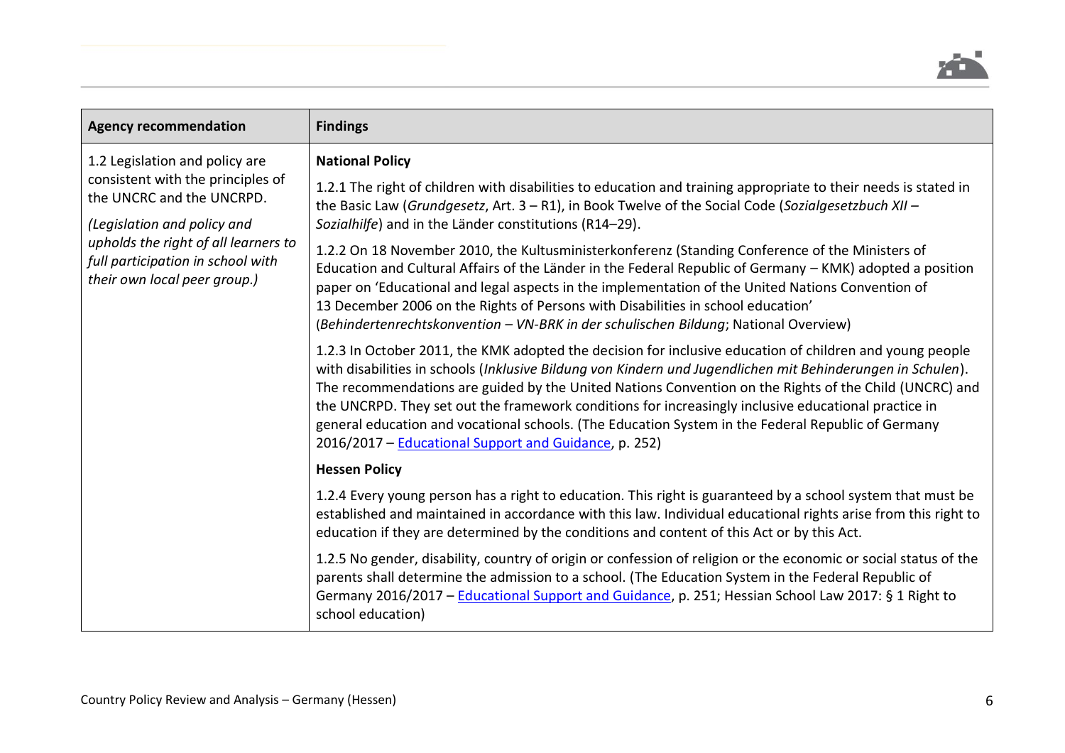| Agency recommendation | Findings |
|---|---|
| 1.2 Legislation and policy are consistent with the principles of the UNCRC and the UNCRPD.<br><br>*(Legislation and policy and upholds the right of all learners to full participation in school with their own local peer group.)* | **National Policy**<br><br>1.2.1 The right of children with disabilities to education and training appropriate to their needs is stated in the Basic Law (*Grundgesetz*, Art. 3 – R1), in Book Twelve of the Social Code (*Sozialgesetzbuch XII – Sozialhilfe*) and in the Länder constitutions (R14–29).<br><br>1.2.2 On 18 November 2010, the Kultusministerkonferenz (Standing Conference of the Ministers of Education and Cultural Affairs of the Länder in the Federal Republic of Germany – KMK) adopted a position paper on 'Educational and legal aspects in the implementation of the United Nations Convention of 13 December 2006 on the Rights of Persons with Disabilities in school education' (*Behindertenrechtskonvention – VN-BRK in der schulischen Bildung*; National Overview)<br><br>1.2.3 In October 2011, the KMK adopted the decision for inclusive education of children and young people with disabilities in schools (*Inklusive Bildung von Kindern und Jugendlichen mit Behinderungen in Schulen*). The recommendations are guided by the United Nations Convention on the Rights of the Child (UNCRC) and the UNCRPD. They set out the framework conditions for increasingly inclusive educational practice in general education and vocational schools. (The Education System in the Federal Republic of Germany 2016/2017 – Educational Support and Guidance, p. 252)<br><br>**Hessen Policy**<br><br>1.2.4 Every young person has a right to education. This right is guaranteed by a school system that must be established and maintained in accordance with this law. Individual educational rights arise from this right to education if they are determined by the conditions and content of this Act or by this Act.<br><br>1.2.5 No gender, disability, country of origin or confession of religion or the economic or social status of the parents shall determine the admission to a school. (The Education System in the Federal Republic of Germany 2016/2017 – Educational Support and Guidance, p. 251; Hessian School Law 2017: § 1 Right to school education) |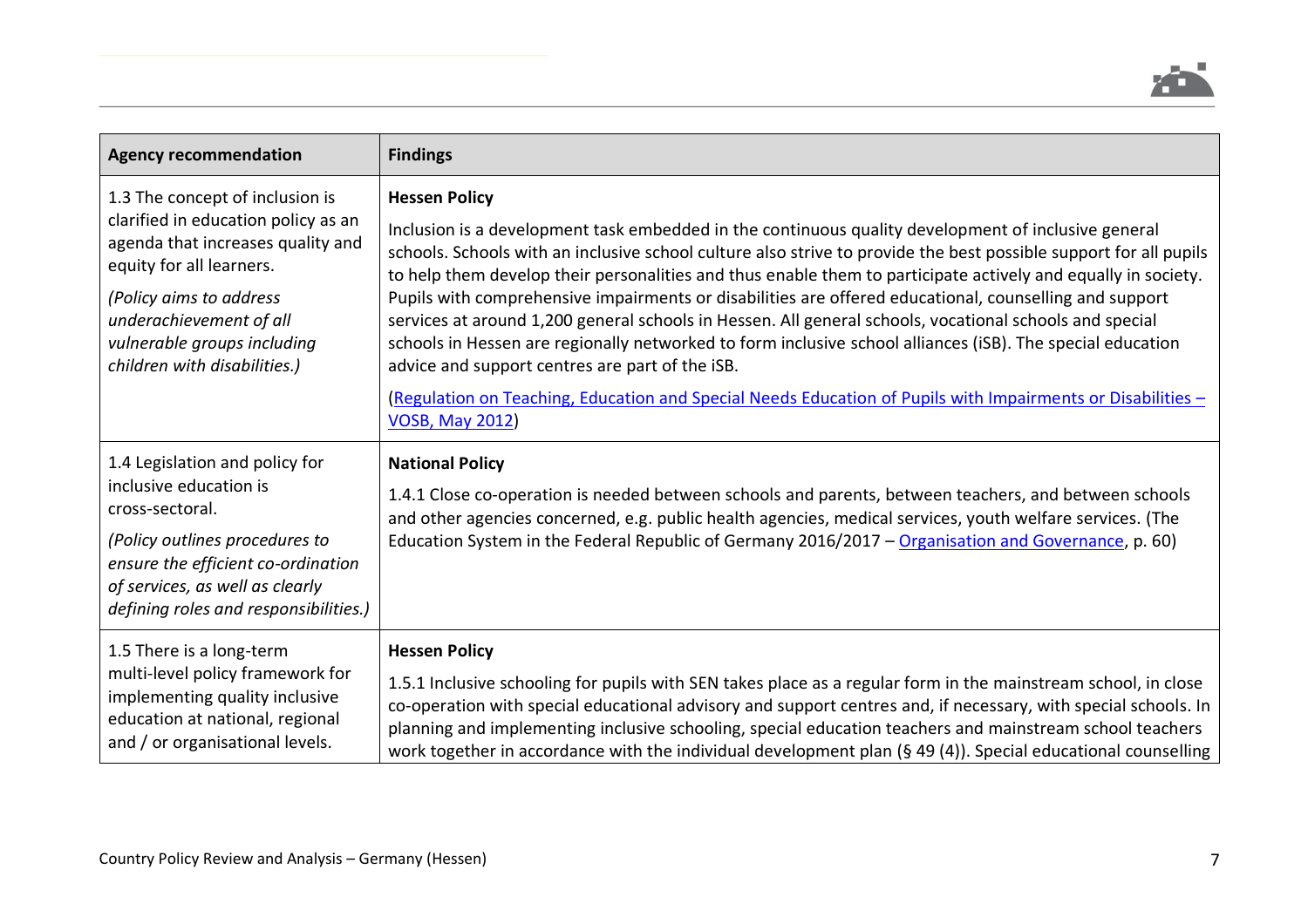| Agency recommendation | Findings |
|---|---|
| 1.3 The concept of inclusion is clarified in education policy as an agenda that increases quality and equity for all learners.<br><br>*(Policy aims to address underachievement of all vulnerable groups including children with disabilities.)* | **Hessen Policy**<br><br>Inclusion is a development task embedded in the continuous quality development of inclusive general schools. Schools with an inclusive school culture also strive to provide the best possible support for all pupils to help them develop their personalities and thus enable them to participate actively and equally in society. Pupils with comprehensive impairments or disabilities are offered educational, counselling and support services at around 1,200 general schools in Hessen. All general schools, vocational schools and special schools in Hessen are regionally networked to form inclusive school alliances (iSB). The special education advice and support centres are part of the iSB.<br><br>(Regulation on Teaching, Education and Special Needs Education of Pupils with Impairments or Disabilities – VOSB, May 2012) |
| 1.4 Legislation and policy for inclusive education is cross-sectoral.<br><br>*(Policy outlines procedures to ensure the efficient co-ordination of services, as well as clearly defining roles and responsibilities.)* | **National Policy**<br><br>1.4.1 Close co-operation is needed between schools and parents, between teachers, and between schools and other agencies concerned, e.g. public health agencies, medical services, youth welfare services. (The Education System in the Federal Republic of Germany 2016/2017 – Organisation and Governance, p. 60) |
| 1.5 There is a long-term multi-level policy framework for implementing quality inclusive education at national, regional and / or organisational levels. | **Hessen Policy**<br><br>1.5.1 Inclusive schooling for pupils with SEN takes place as a regular form in the mainstream school, in close co-operation with special educational advisory and support centres and, if necessary, with special schools. In planning and implementing inclusive schooling, special education teachers and mainstream school teachers work together in accordance with the individual development plan (§ 49 (4)). Special educational counselling |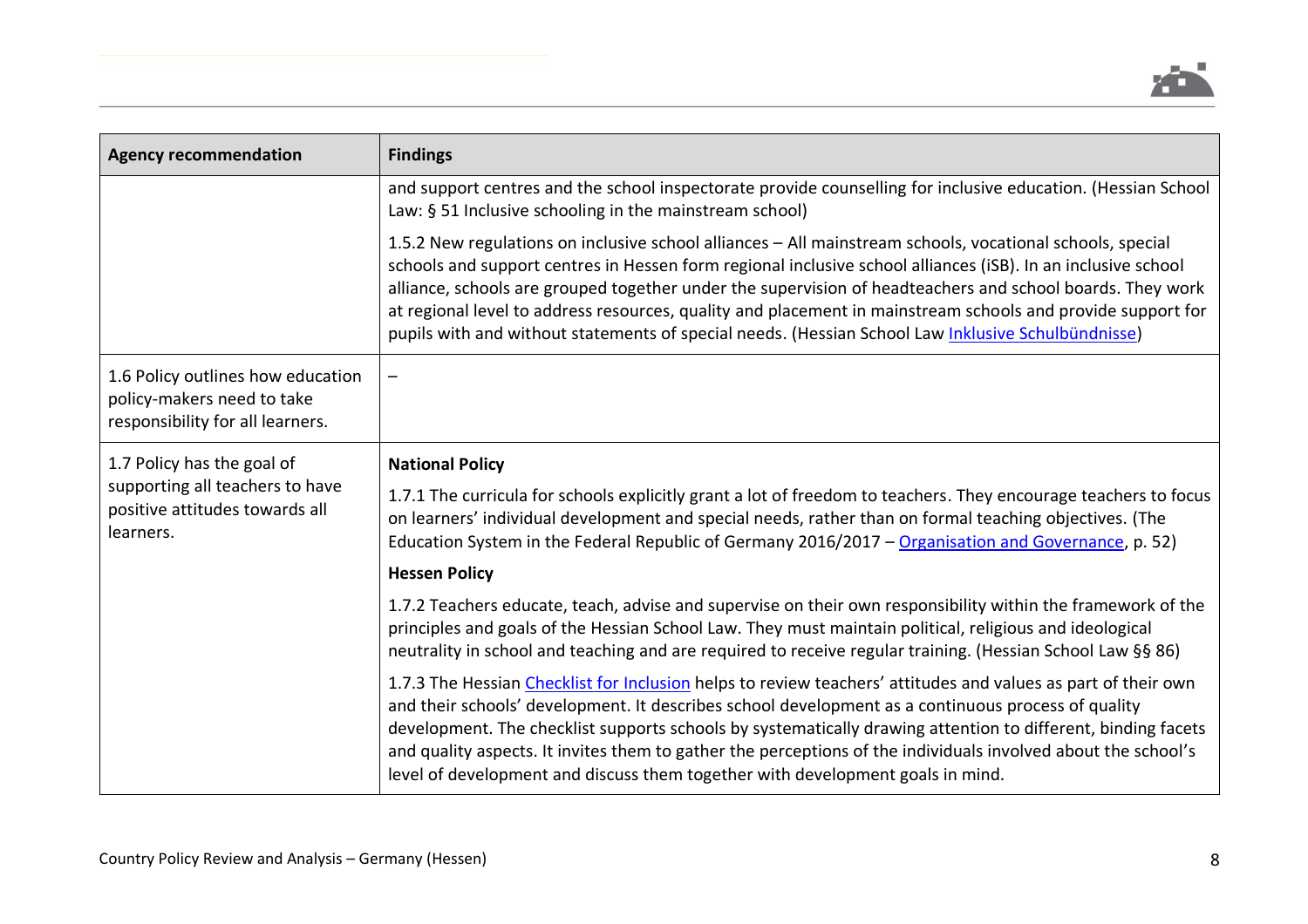| Agency recommendation | Findings |
|---|---|
| | and support centres and the school inspectorate provide counselling for inclusive education. (Hessian School Law: § 51 Inclusive schooling in the mainstream school)<br><br>1.5.2 New regulations on inclusive school alliances – All mainstream schools, vocational schools, special schools and support centres in Hessen form regional inclusive school alliances (iSB). In an inclusive school alliance, schools are grouped together under the supervision of headteachers and school boards. They work at regional level to address resources, quality and placement in mainstream schools and provide support for pupils with and without statements of special needs. (Hessian School Law [Inklusive Schulbündnisse]) |
| 1.6 Policy outlines how education policy-makers need to take responsibility for all learners. | – |
| 1.7 Policy has the goal of supporting all teachers to have positive attitudes towards all learners. | **National Policy**<br><br>1.7.1 The curricula for schools explicitly grant a lot of freedom to teachers. They encourage teachers to focus on learners' individual development and special needs, rather than on formal teaching objectives. (The Education System in the Federal Republic of Germany 2016/2017 – [Organisation and Governance], p. 52)<br><br>**Hessen Policy**<br><br>1.7.2 Teachers educate, teach, advise and supervise on their own responsibility within the framework of the principles and goals of the Hessian School Law. They must maintain political, religious and ideological neutrality in school and teaching and are required to receive regular training. (Hessian School Law §§ 86)<br><br>1.7.3 The Hessian [Checklist for Inclusion] helps to review teachers' attitudes and values as part of their own and their schools' development. It describes school development as a continuous process of quality development. The checklist supports schools by systematically drawing attention to different, binding facets and quality aspects. It invites them to gather the perceptions of the individuals involved about the school's level of development and discuss them together with development goals in mind. |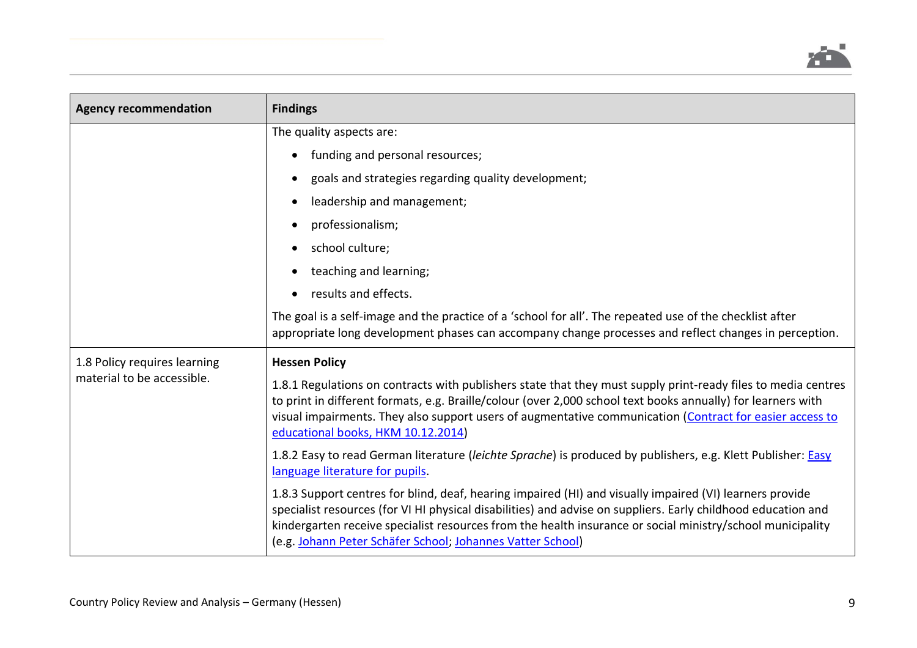| Agency recommendation | Findings |
|---|---|
| | The quality aspects are:<br>• funding and personal resources;<br>• goals and strategies regarding quality development;<br>• leadership and management;<br>• professionalism;<br>• school culture;<br>• teaching and learning;<br>• results and effects.<br>The goal is a self-image and the practice of a 'school for all'. The repeated use of the checklist after appropriate long development phases can accompany change processes and reflect changes in perception. |
| 1.8 Policy requires learning material to be accessible. | **Hessen Policy**<br>1.8.1 Regulations on contracts with publishers state that they must supply print-ready files to media centres to print in different formats, e.g. Braille/colour (over 2,000 school text books annually) for learners with visual impairments. They also support users of augmentative communication (Contract for easier access to educational books, HKM 10.12.2014)<br>1.8.2 Easy to read German literature (*leichte Sprache*) is produced by publishers, e.g. Klett Publisher: Easy language literature for pupils.<br>1.8.3 Support centres for blind, deaf, hearing impaired (HI) and visually impaired (VI) learners provide specialist resources (for VI HI physical disabilities) and advise on suppliers. Early childhood education and kindergarten receive specialist resources from the health insurance or social ministry/school municipality (e.g. Johann Peter Schäfer School; Johannes Vatter School) |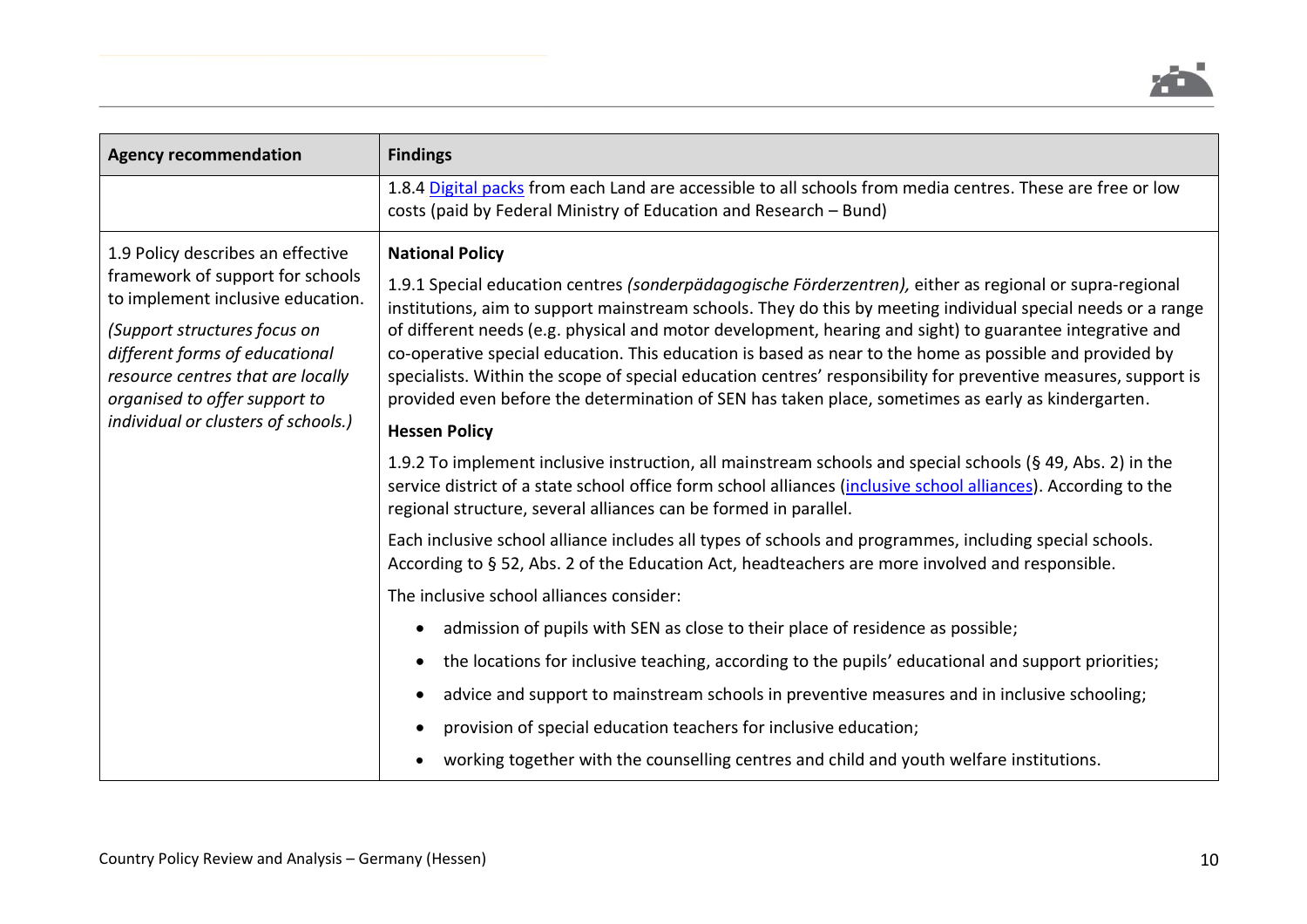| Agency recommendation | Findings |
|---|---|
| | 1.8.4 [Digital packs]() from each Land are accessible to all schools from media centres. These are free or low costs (paid by Federal Ministry of Education and Research – Bund) |
| 1.9 Policy describes an effective framework of support for schools to implement inclusive education.<br><br>*(Support structures focus on different forms of educational resource centres that are locally organised to offer support to individual or clusters of schools.)* | **National Policy**<br><br>1.9.1 Special education centres *(sonderpädagogische Förderzentren),* either as regional or supra-regional institutions, aim to support mainstream schools. They do this by meeting individual special needs or a range of different needs (e.g. physical and motor development, hearing and sight) to guarantee integrative and co-operative special education. This education is based as near to the home as possible and provided by specialists. Within the scope of special education centres' responsibility for preventive measures, support is provided even before the determination of SEN has taken place, sometimes as early as kindergarten.<br><br>**Hessen Policy**<br><br>1.9.2 To implement inclusive instruction, all mainstream schools and special schools (§ 49, Abs. 2) in the service district of a state school office form school alliances ([inclusive school alliances]()). According to the regional structure, several alliances can be formed in parallel.<br><br>Each inclusive school alliance includes all types of schools and programmes, including special schools. According to § 52, Abs. 2 of the Education Act, headteachers are more involved and responsible.<br><br>The inclusive school alliances consider:<br><br>• admission of pupils with SEN as close to their place of residence as possible;<br>• the locations for inclusive teaching, according to the pupils' educational and support priorities;<br>• advice and support to mainstream schools in preventive measures and in inclusive schooling;<br>• provision of special education teachers for inclusive education;<br>• working together with the counselling centres and child and youth welfare institutions. |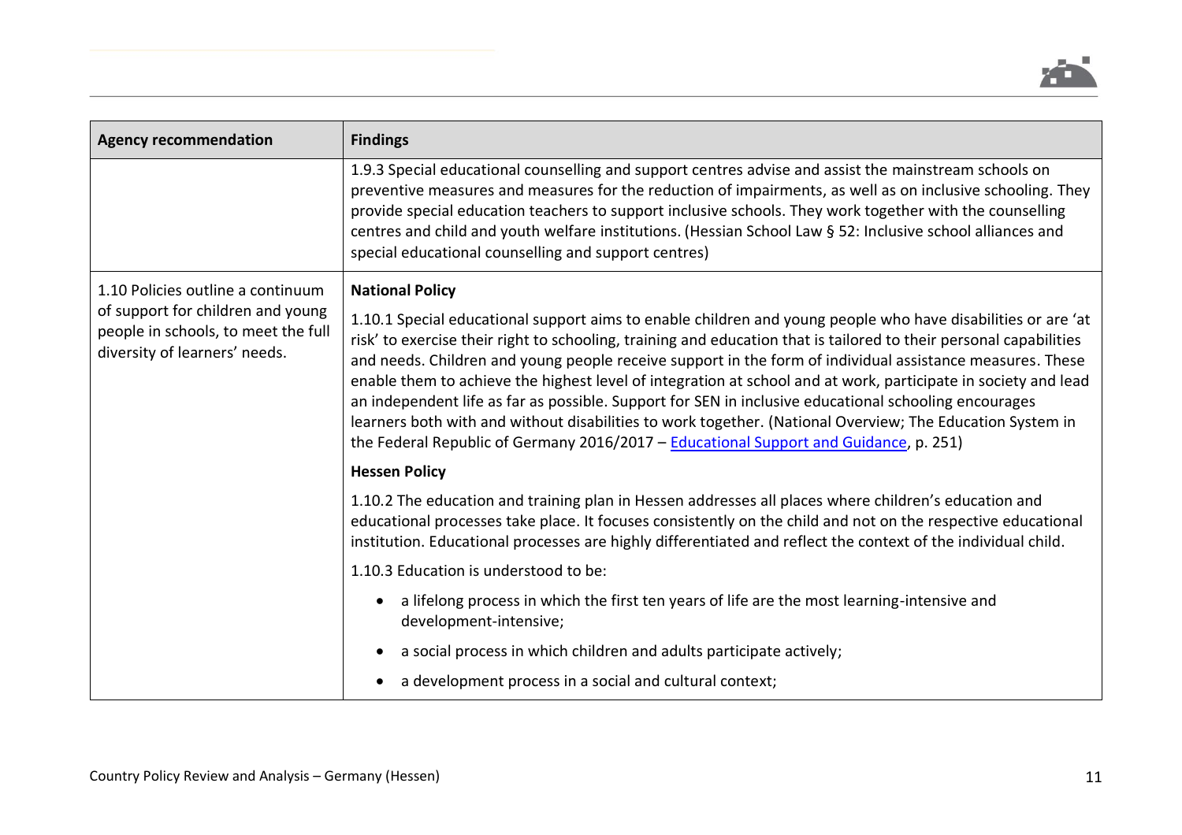| Agency recommendation | Findings |
|---|---|
| | 1.9.3 Special educational counselling and support centres advise and assist the mainstream schools on preventive measures and measures for the reduction of impairments, as well as on inclusive schooling. They provide special education teachers to support inclusive schools. They work together with the counselling centres and child and youth welfare institutions. (Hessian School Law § 52: Inclusive school alliances and special educational counselling and support centres) |
| 1.10 Policies outline a continuum of support for children and young people in schools, to meet the full diversity of learners' needs. | **National Policy**<br><br>1.10.1 Special educational support aims to enable children and young people who have disabilities or are 'at risk' to exercise their right to schooling, training and education that is tailored to their personal capabilities and needs. Children and young people receive support in the form of individual assistance measures. These enable them to achieve the highest level of integration at school and at work, participate in society and lead an independent life as far as possible. Support for SEN in inclusive educational schooling encourages learners both with and without disabilities to work together. (National Overview; The Education System in the Federal Republic of Germany 2016/2017 – Educational Support and Guidance, p. 251)<br><br>**Hessen Policy**<br><br>1.10.2 The education and training plan in Hessen addresses all places where children's education and educational processes take place. It focuses consistently on the child and not on the respective educational institution. Educational processes are highly differentiated and reflect the context of the individual child.<br><br>1.10.3 Education is understood to be:<br><br>• a lifelong process in which the first ten years of life are the most learning-intensive and development-intensive;<br><br>• a social process in which children and adults participate actively;<br><br>• a development process in a social and cultural context; |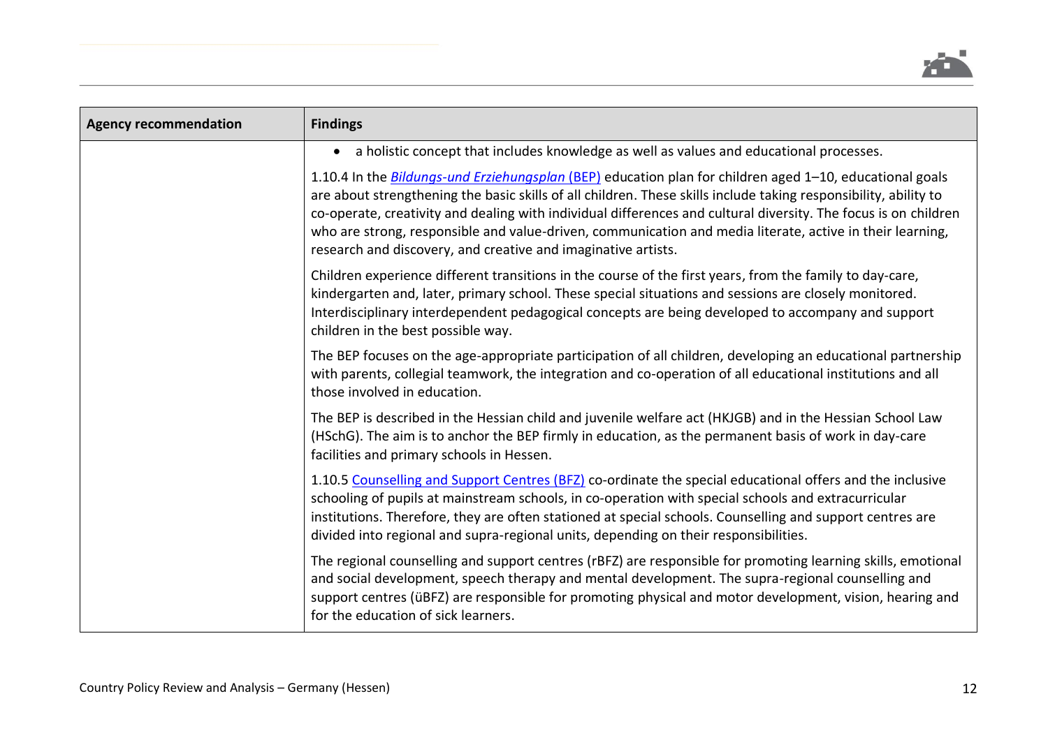| Agency recommendation | Findings |
| --- | --- |
| | • a holistic concept that includes knowledge as well as values and educational processes.<br><br>1.10.4 In the *Bildungs-und Erziehungsplan* (BEP) education plan for children aged 1–10, educational goals are about strengthening the basic skills of all children. These skills include taking responsibility, ability to co-operate, creativity and dealing with individual differences and cultural diversity. The focus is on children who are strong, responsible and value-driven, communication and media literate, active in their learning, research and discovery, and creative and imaginative artists.<br><br>Children experience different transitions in the course of the first years, from the family to day-care, kindergarten and, later, primary school. These special situations and sessions are closely monitored. Interdisciplinary interdependent pedagogical concepts are being developed to accompany and support children in the best possible way.<br><br>The BEP focuses on the age-appropriate participation of all children, developing an educational partnership with parents, collegial teamwork, the integration and co-operation of all educational institutions and all those involved in education.<br><br>The BEP is described in the Hessian child and juvenile welfare act (HKJGB) and in the Hessian School Law (HSchG). The aim is to anchor the BEP firmly in education, as the permanent basis of work in day-care facilities and primary schools in Hessen.<br><br>1.10.5 Counselling and Support Centres (BFZ) co-ordinate the special educational offers and the inclusive schooling of pupils at mainstream schools, in co-operation with special schools and extracurricular institutions. Therefore, they are often stationed at special schools. Counselling and support centres are divided into regional and supra-regional units, depending on their responsibilities.<br><br>The regional counselling and support centres (rBFZ) are responsible for promoting learning skills, emotional and social development, speech therapy and mental development. The supra-regional counselling and support centres (üBFZ) are responsible for promoting physical and motor development, vision, hearing and for the education of sick learners. |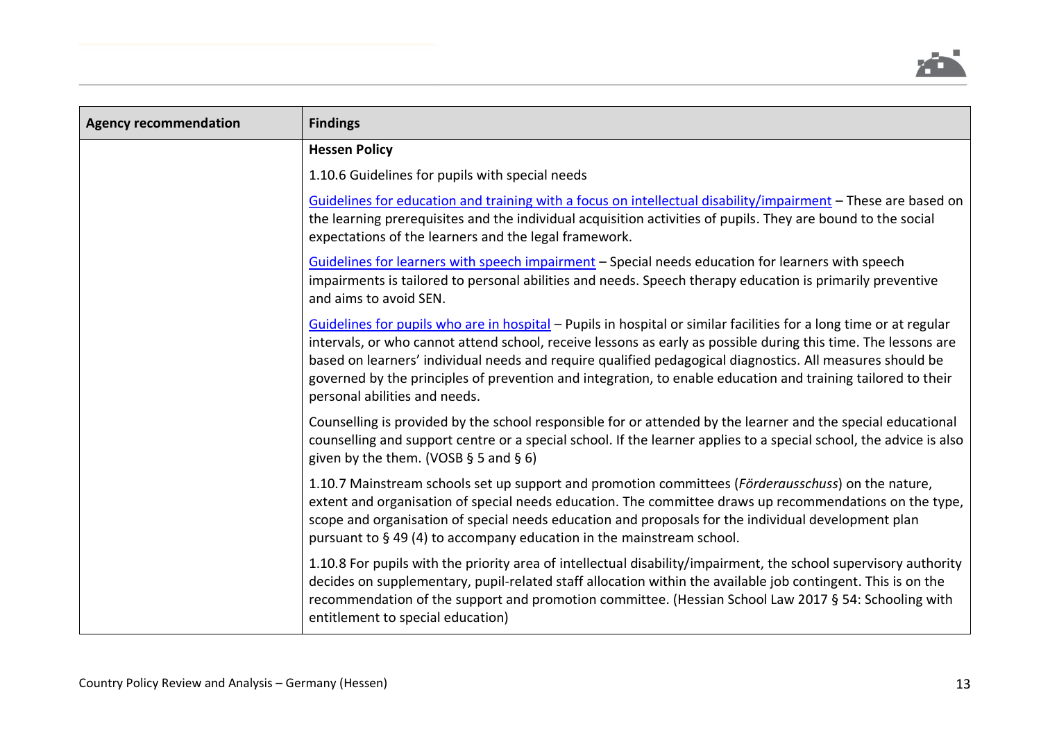| Agency recommendation | Findings |
|---|---|
| | **Hessen Policy**<br><br>1.10.6 Guidelines for pupils with special needs<br><br>Guidelines for education and training with a focus on intellectual disability/impairment – These are based on the learning prerequisites and the individual acquisition activities of pupils. They are bound to the social expectations of the learners and the legal framework.<br><br>Guidelines for learners with speech impairment – Special needs education for learners with speech impairments is tailored to personal abilities and needs. Speech therapy education is primarily preventive and aims to avoid SEN.<br><br>Guidelines for pupils who are in hospital – Pupils in hospital or similar facilities for a long time or at regular intervals, or who cannot attend school, receive lessons as early as possible during this time. The lessons are based on learners' individual needs and require qualified pedagogical diagnostics. All measures should be governed by the principles of prevention and integration, to enable education and training tailored to their personal abilities and needs.<br><br>Counselling is provided by the school responsible for or attended by the learner and the special educational counselling and support centre or a special school. If the learner applies to a special school, the advice is also given by the them. (VOSB § 5 and § 6)<br><br>1.10.7 Mainstream schools set up support and promotion committees (*Förderausschuss*) on the nature, extent and organisation of special needs education. The committee draws up recommendations on the type, scope and organisation of special needs education and proposals for the individual development plan pursuant to § 49 (4) to accompany education in the mainstream school.<br><br>1.10.8 For pupils with the priority area of intellectual disability/impairment, the school supervisory authority decides on supplementary, pupil-related staff allocation within the available job contingent. This is on the recommendation of the support and promotion committee. (Hessian School Law 2017 § 54: Schooling with entitlement to special education) |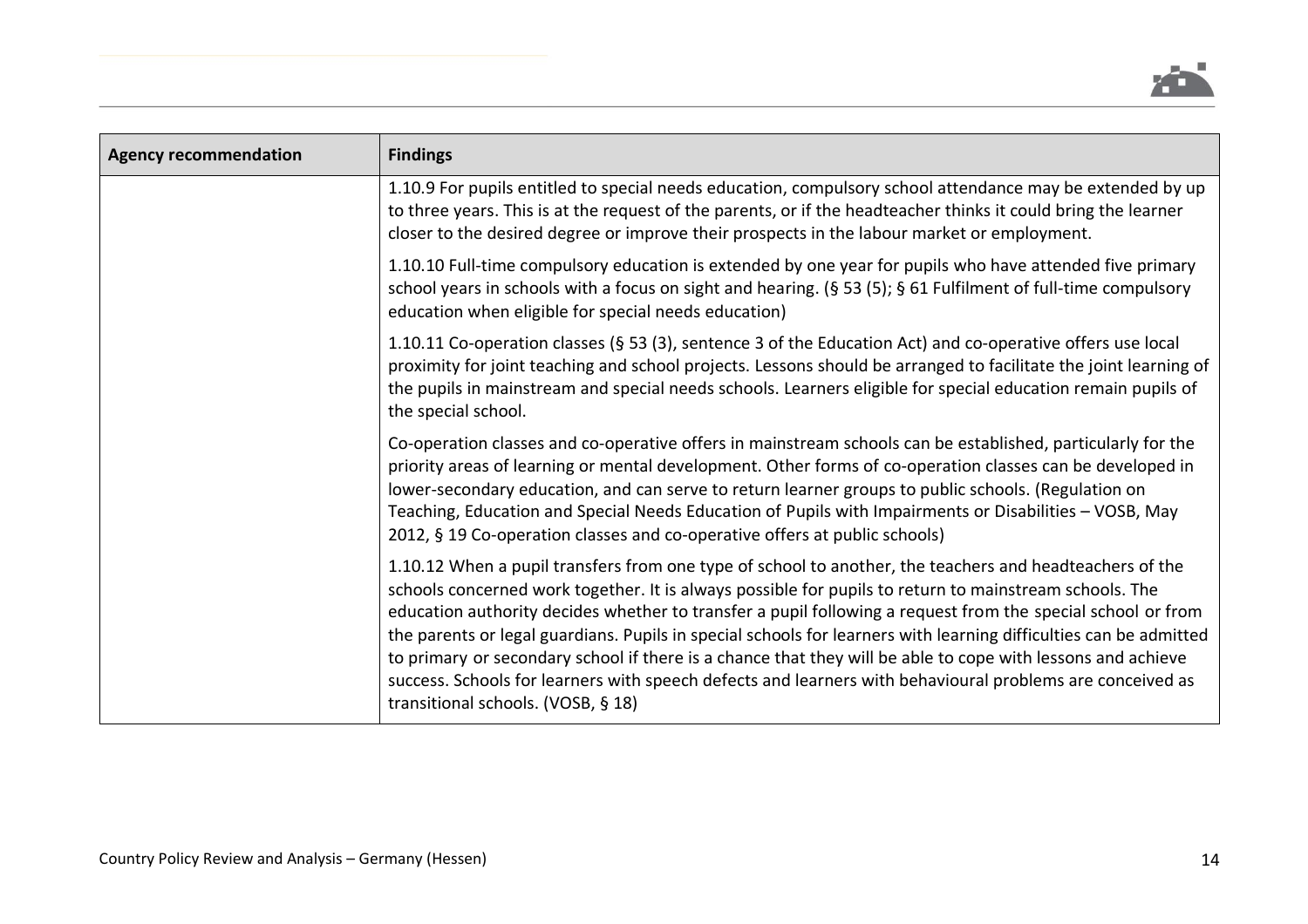| Agency recommendation | Findings |
|---|---|
| | 1.10.9 For pupils entitled to special needs education, compulsory school attendance may be extended by up to three years. This is at the request of the parents, or if the headteacher thinks it could bring the learner closer to the desired degree or improve their prospects in the labour market or employment.<br><br>1.10.10 Full-time compulsory education is extended by one year for pupils who have attended five primary school years in schools with a focus on sight and hearing. (§ 53 (5); § 61 Fulfilment of full-time compulsory education when eligible for special needs education)<br><br>1.10.11 Co-operation classes (§ 53 (3), sentence 3 of the Education Act) and co-operative offers use local proximity for joint teaching and school projects. Lessons should be arranged to facilitate the joint learning of the pupils in mainstream and special needs schools. Learners eligible for special education remain pupils of the special school.<br><br>Co-operation classes and co-operative offers in mainstream schools can be established, particularly for the priority areas of learning or mental development. Other forms of co-operation classes can be developed in lower-secondary education, and can serve to return learner groups to public schools. (Regulation on Teaching, Education and Special Needs Education of Pupils with Impairments or Disabilities – VOSB, May 2012, § 19 Co-operation classes and co-operative offers at public schools)<br><br>1.10.12 When a pupil transfers from one type of school to another, the teachers and headteachers of the schools concerned work together. It is always possible for pupils to return to mainstream schools. The education authority decides whether to transfer a pupil following a request from the special school or from the parents or legal guardians. Pupils in special schools for learners with learning difficulties can be admitted to primary or secondary school if there is a chance that they will be able to cope with lessons and achieve success. Schools for learners with speech defects and learners with behavioural problems are conceived as transitional schools. (VOSB, § 18) |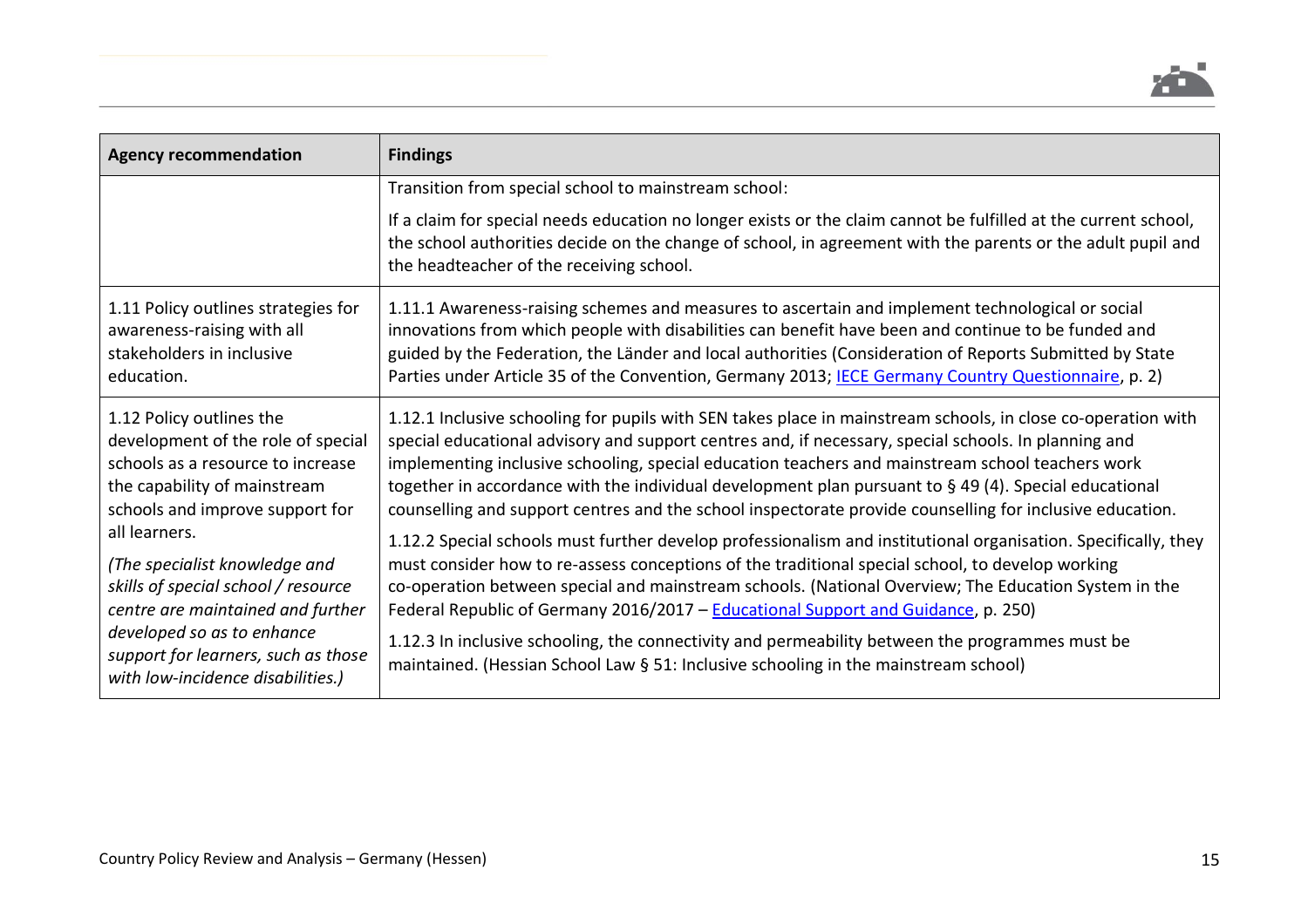| Agency recommendation | Findings |
|---|---|
| | Transition from special school to mainstream school:<br><br>If a claim for special needs education no longer exists or the claim cannot be fulfilled at the current school, the school authorities decide on the change of school, in agreement with the parents or the adult pupil and the headteacher of the receiving school. |
| 1.11 Policy outlines strategies for awareness-raising with all stakeholders in inclusive education. | 1.11.1 Awareness-raising schemes and measures to ascertain and implement technological or social innovations from which people with disabilities can benefit have been and continue to be funded and guided by the Federation, the Länder and local authorities (Consideration of Reports Submitted by State Parties under Article 35 of the Convention, Germany 2013; [IECE Germany Country Questionnaire](), p. 2) |
| 1.12 Policy outlines the development of the role of special schools as a resource to increase the capability of mainstream schools and improve support for all learners.<br><br>*(The specialist knowledge and skills of special school / resource centre are maintained and further developed so as to enhance support for learners, such as those with low-incidence disabilities.)* | 1.12.1 Inclusive schooling for pupils with SEN takes place in mainstream schools, in close co-operation with special educational advisory and support centres and, if necessary, special schools. In planning and implementing inclusive schooling, special education teachers and mainstream school teachers work together in accordance with the individual development plan pursuant to § 49 (4). Special educational counselling and support centres and the school inspectorate provide counselling for inclusive education.<br><br>1.12.2 Special schools must further develop professionalism and institutional organisation. Specifically, they must consider how to re-assess conceptions of the traditional special school, to develop working co-operation between special and mainstream schools. (National Overview; The Education System in the Federal Republic of Germany 2016/2017 – [Educational Support and Guidance](), p. 250)<br><br>1.12.3 In inclusive schooling, the connectivity and permeability between the programmes must be maintained. (Hessian School Law § 51: Inclusive schooling in the mainstream school) |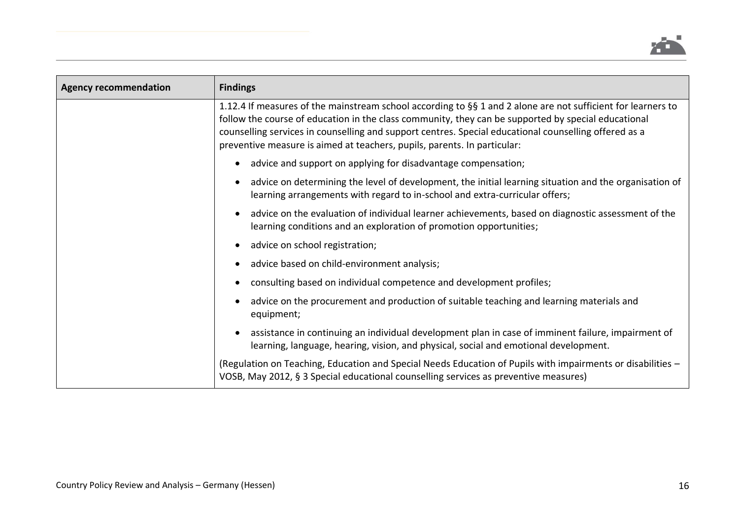| Agency recommendation | Findings |
|---|---|
| | 1.12.4 If measures of the mainstream school according to §§ 1 and 2 alone are not sufficient for learners to follow the course of education in the class community, they can be supported by special educational counselling services in counselling and support centres. Special educational counselling offered as a preventive measure is aimed at teachers, pupils, parents. In particular:<br><br>• advice and support on applying for disadvantage compensation;<br>• advice on determining the level of development, the initial learning situation and the organisation of learning arrangements with regard to in-school and extra-curricular offers;<br>• advice on the evaluation of individual learner achievements, based on diagnostic assessment of the learning conditions and an exploration of promotion opportunities;<br>• advice on school registration;<br>• advice based on child-environment analysis;<br>• consulting based on individual competence and development profiles;<br>• advice on the procurement and production of suitable teaching and learning materials and equipment;<br>• assistance in continuing an individual development plan in case of imminent failure, impairment of learning, language, hearing, vision, and physical, social and emotional development.<br><br>(Regulation on Teaching, Education and Special Needs Education of Pupils with impairments or disabilities – VOSB, May 2012, § 3 Special educational counselling services as preventive measures) |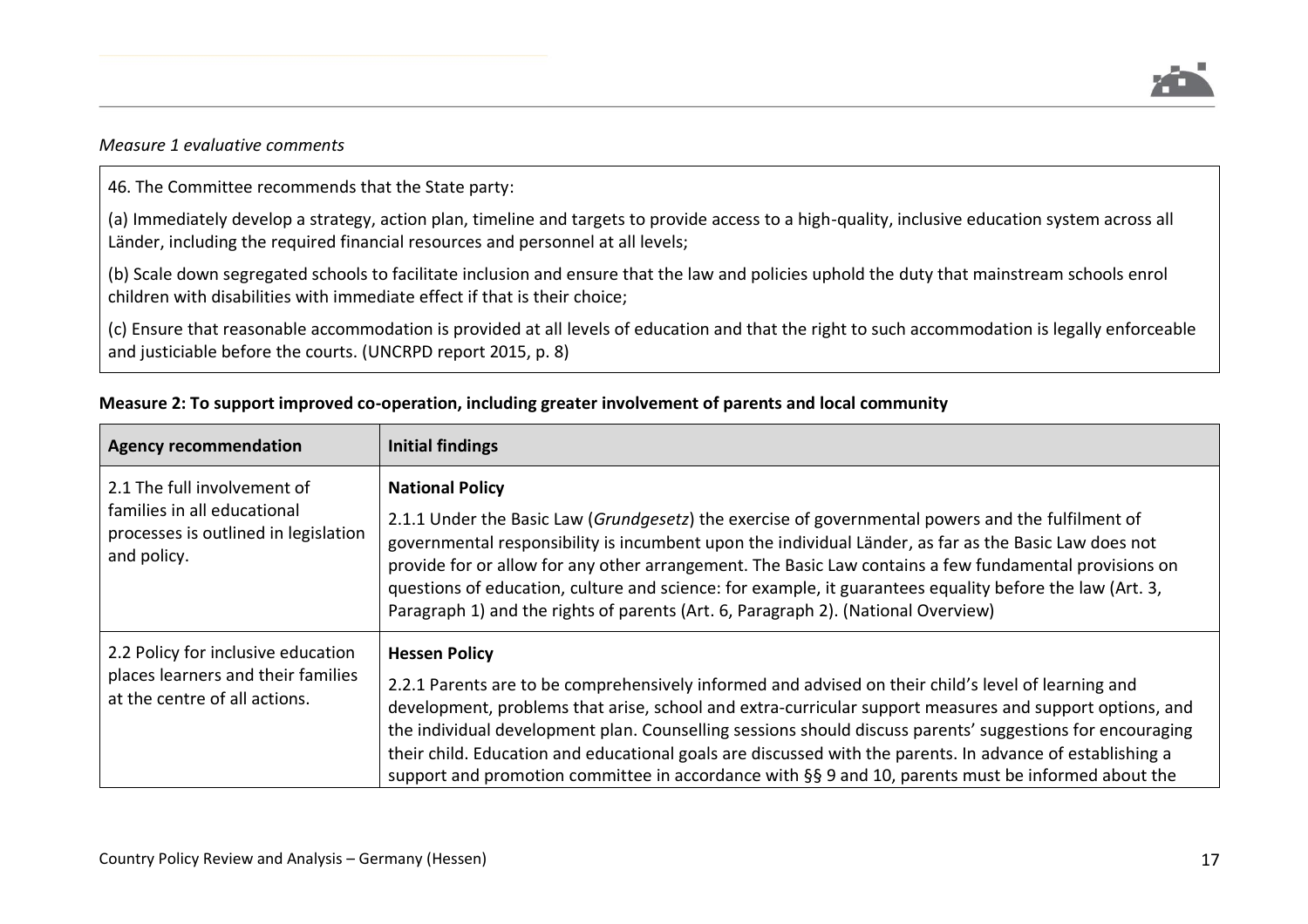*Measure 1 evaluative comments*

> 46. The Committee recommends that the State party:
>
> (a) Immediately develop a strategy, action plan, timeline and targets to provide access to a high-quality, inclusive education system across all Länder, including the required financial resources and personnel at all levels;
>
> (b) Scale down segregated schools to facilitate inclusion and ensure that the law and policies uphold the duty that mainstream schools enrol children with disabilities with immediate effect if that is their choice;
>
> (c) Ensure that reasonable accommodation is provided at all levels of education and that the right to such accommodation is legally enforceable and justiciable before the courts. (UNCRPD report 2015, p. 8)

**Measure 2: To support improved co-operation, including greater involvement of parents and local community**

| Agency recommendation | Initial findings |
|---|---|
| 2.1 The full involvement of families in all educational processes is outlined in legislation and policy. | **National Policy**<br><br>2.1.1 Under the Basic Law (*Grundgesetz*) the exercise of governmental powers and the fulfilment of governmental responsibility is incumbent upon the individual Länder, as far as the Basic Law does not provide for or allow for any other arrangement. The Basic Law contains a few fundamental provisions on questions of education, culture and science: for example, it guarantees equality before the law (Art. 3, Paragraph 1) and the rights of parents (Art. 6, Paragraph 2). (National Overview) |
| 2.2 Policy for inclusive education places learners and their families at the centre of all actions. | **Hessen Policy**<br><br>2.2.1 Parents are to be comprehensively informed and advised on their child's level of learning and development, problems that arise, school and extra-curricular support measures and support options, and the individual development plan. Counselling sessions should discuss parents' suggestions for encouraging their child. Education and educational goals are discussed with the parents. In advance of establishing a support and promotion committee in accordance with §§ 9 and 10, parents must be informed about the |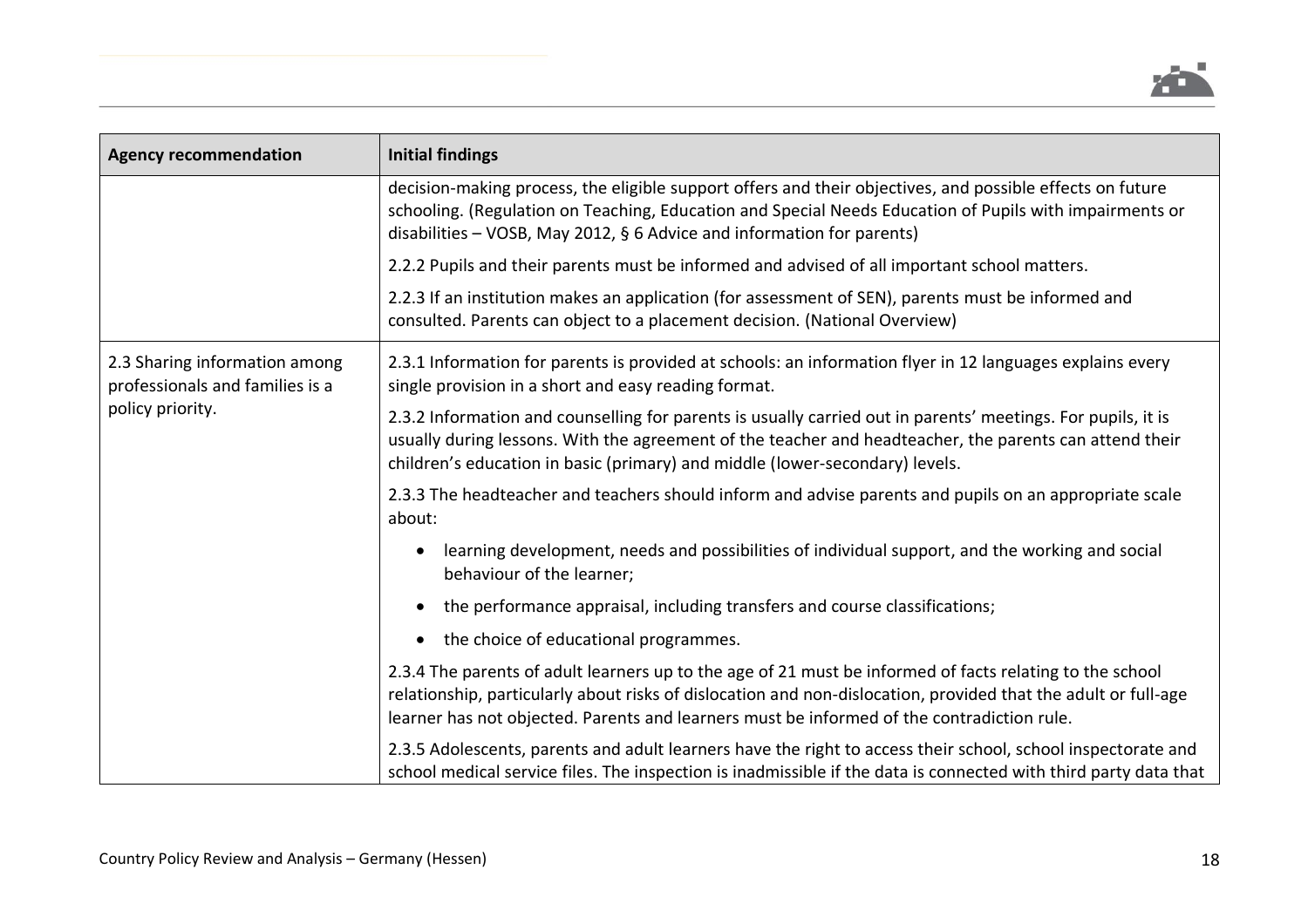| Agency recommendation | Initial findings |
|---|---|
| | decision-making process, the eligible support offers and their objectives, and possible effects on future schooling. (Regulation on Teaching, Education and Special Needs Education of Pupils with impairments or disabilities – VOSB, May 2012, § 6 Advice and information for parents) |
| | 2.2.2 Pupils and their parents must be informed and advised of all important school matters. |
| | 2.2.3 If an institution makes an application (for assessment of SEN), parents must be informed and consulted. Parents can object to a placement decision. (National Overview) |
| 2.3 Sharing information among professionals and families is a policy priority. | 2.3.1 Information for parents is provided at schools: an information flyer in 12 languages explains every single provision in a short and easy reading format. |
| | 2.3.2 Information and counselling for parents is usually carried out in parents' meetings. For pupils, it is usually during lessons. With the agreement of the teacher and headteacher, the parents can attend their children's education in basic (primary) and middle (lower-secondary) levels. |
| | 2.3.3 The headteacher and teachers should inform and advise parents and pupils on an appropriate scale about:<br>• learning development, needs and possibilities of individual support, and the working and social behaviour of the learner;<br>• the performance appraisal, including transfers and course classifications;<br>• the choice of educational programmes. |
| | 2.3.4 The parents of adult learners up to the age of 21 must be informed of facts relating to the school relationship, particularly about risks of dislocation and non-dislocation, provided that the adult or full-age learner has not objected. Parents and learners must be informed of the contradiction rule. |
| | 2.3.5 Adolescents, parents and adult learners have the right to access their school, school inspectorate and school medical service files. The inspection is inadmissible if the data is connected with third party data that |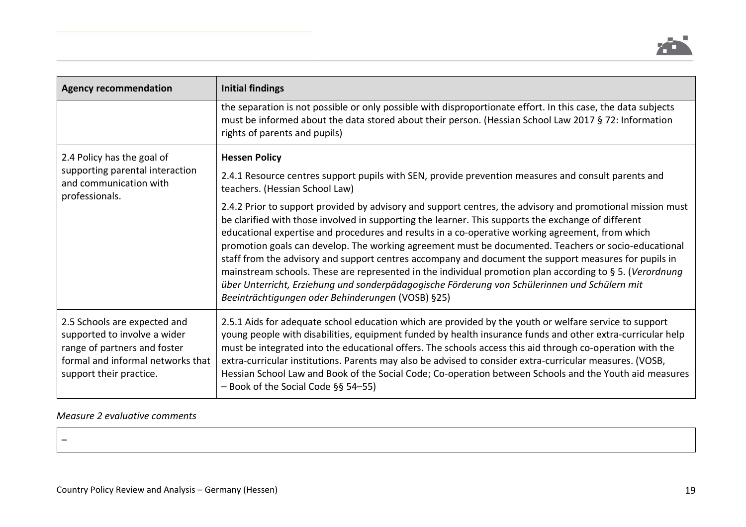| Agency recommendation | Initial findings |
|---|---|
| | the separation is not possible or only possible with disproportionate effort. In this case, the data subjects must be informed about the data stored about their person. (Hessian School Law 2017 § 72: Information rights of parents and pupils) |
| 2.4 Policy has the goal of supporting parental interaction and communication with professionals. | **Hessen Policy**<br><br>2.4.1 Resource centres support pupils with SEN, provide prevention measures and consult parents and teachers. (Hessian School Law)<br><br>2.4.2 Prior to support provided by advisory and support centres, the advisory and promotional mission must be clarified with those involved in supporting the learner. This supports the exchange of different educational expertise and procedures and results in a co-operative working agreement, from which promotion goals can develop. The working agreement must be documented. Teachers or socio-educational staff from the advisory and support centres accompany and document the support measures for pupils in mainstream schools. These are represented in the individual promotion plan according to § 5. (*Verordnung über Unterricht, Erziehung und sonderpädagogische Förderung von Schülerinnen und Schülern mit Beeinträchtigungen oder Behinderungen* (VOSB) §25) |
| 2.5 Schools are expected and supported to involve a wider range of partners and foster formal and informal networks that support their practice. | 2.5.1 Aids for adequate school education which are provided by the youth or welfare service to support young people with disabilities, equipment funded by health insurance funds and other extra-curricular help must be integrated into the educational offers. The schools access this aid through co-operation with the extra-curricular institutions. Parents may also be advised to consider extra-curricular measures. (VOSB, Hessian School Law and Book of the Social Code; Co-operation between Schools and the Youth aid measures – Book of the Social Code §§ 54–55) |

*Measure 2 evaluative comments*

| – |
|---|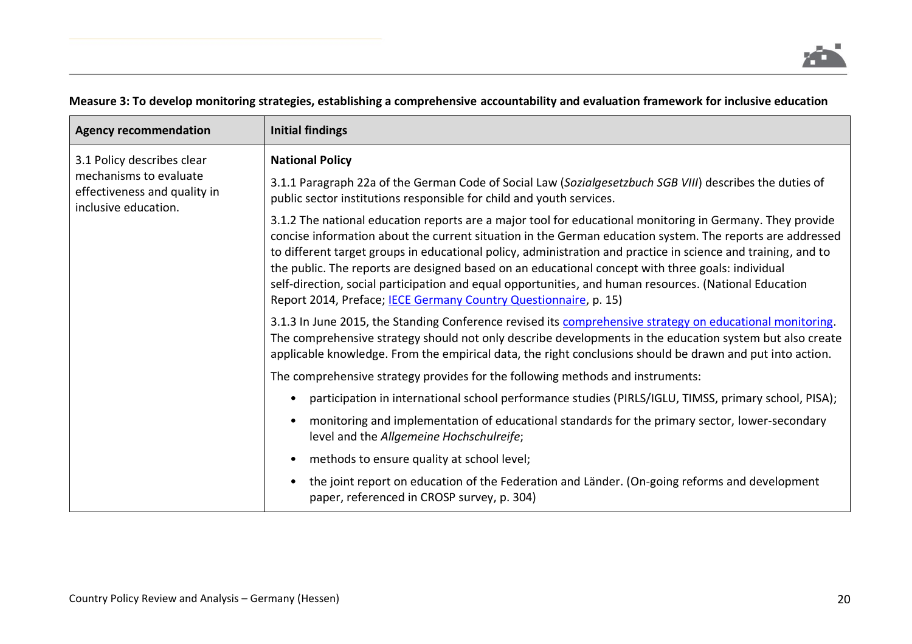**Measure 3: To develop monitoring strategies, establishing a comprehensive accountability and evaluation framework for inclusive education**

| Agency recommendation | Initial findings |
|---|---|
| 3.1 Policy describes clear mechanisms to evaluate effectiveness and quality in inclusive education. | **National Policy**<br><br>3.1.1 Paragraph 22a of the German Code of Social Law (*Sozialgesetzbuch SGB VIII*) describes the duties of public sector institutions responsible for child and youth services.<br><br>3.1.2 The national education reports are a major tool for educational monitoring in Germany. They provide concise information about the current situation in the German education system. The reports are addressed to different target groups in educational policy, administration and practice in science and training, and to the public. The reports are designed based on an educational concept with three goals: individual self-direction, social participation and equal opportunities, and human resources. (National Education Report 2014, Preface; IECE Germany Country Questionnaire, p. 15)<br><br>3.1.3 In June 2015, the Standing Conference revised its comprehensive strategy on educational monitoring. The comprehensive strategy should not only describe developments in the education system but also create applicable knowledge. From the empirical data, the right conclusions should be drawn and put into action.<br><br>The comprehensive strategy provides for the following methods and instruments:<br><br>• participation in international school performance studies (PIRLS/IGLU, TIMSS, primary school, PISA);<br>• monitoring and implementation of educational standards for the primary sector, lower-secondary level and the *Allgemeine Hochschulreife*;<br>• methods to ensure quality at school level;<br>• the joint report on education of the Federation and Länder. (On-going reforms and development paper, referenced in CROSP survey, p. 304) |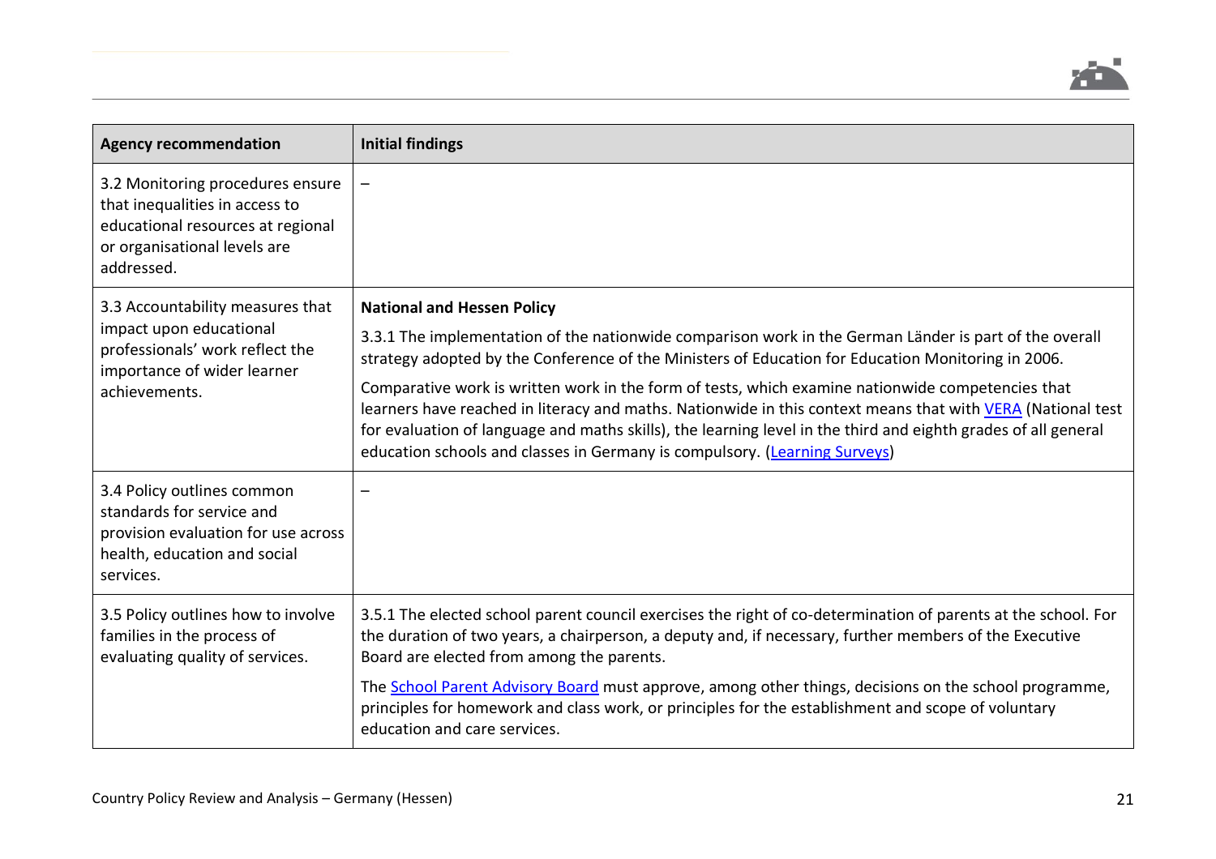| Agency recommendation | Initial findings |
|---|---|
| 3.2 Monitoring procedures ensure that inequalities in access to educational resources at regional or organisational levels are addressed. | – |
| 3.3 Accountability measures that impact upon educational professionals' work reflect the importance of wider learner achievements. | **National and Hessen Policy**<br><br>3.3.1 The implementation of the nationwide comparison work in the German Länder is part of the overall strategy adopted by the Conference of the Ministers of Education for Education Monitoring in 2006.<br><br>Comparative work is written work in the form of tests, which examine nationwide competencies that learners have reached in literacy and maths. Nationwide in this context means that with VERA (National test for evaluation of language and maths skills), the learning level in the third and eighth grades of all general education schools and classes in Germany is compulsory. (Learning Surveys) |
| 3.4 Policy outlines common standards for service and provision evaluation for use across health, education and social services. | – |
| 3.5 Policy outlines how to involve families in the process of evaluating quality of services. | 3.5.1 The elected school parent council exercises the right of co-determination of parents at the school. For the duration of two years, a chairperson, a deputy and, if necessary, further members of the Executive Board are elected from among the parents.<br><br>The School Parent Advisory Board must approve, among other things, decisions on the school programme, principles for homework and class work, or principles for the establishment and scope of voluntary education and care services. |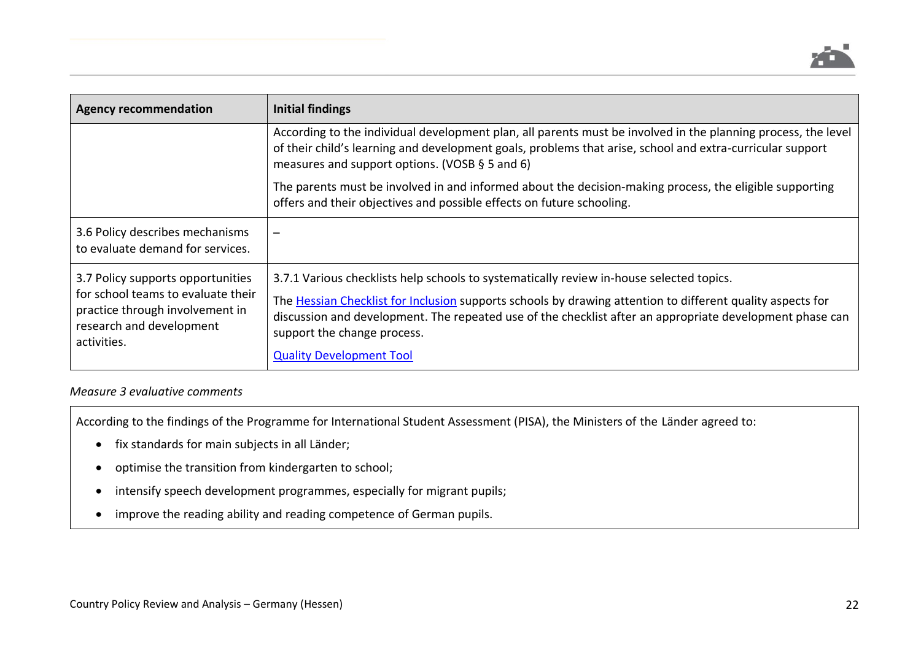| Agency recommendation | Initial findings |
|---|---|
| | According to the individual development plan, all parents must be involved in the planning process, the level of their child's learning and development goals, problems that arise, school and extra-curricular support measures and support options. (VOSB § 5 and 6)<br><br>The parents must be involved in and informed about the decision-making process, the eligible supporting offers and their objectives and possible effects on future schooling. |
| 3.6 Policy describes mechanisms to evaluate demand for services. | – |
| 3.7 Policy supports opportunities for school teams to evaluate their practice through involvement in research and development activities. | 3.7.1 Various checklists help schools to systematically review in-house selected topics.<br><br>The Hessian Checklist for Inclusion supports schools by drawing attention to different quality aspects for discussion and development. The repeated use of the checklist after an appropriate development phase can support the change process.<br><br>Quality Development Tool |

*Measure 3 evaluative comments*

According to the findings of the Programme for International Student Assessment (PISA), the Ministers of the Länder agreed to:

- fix standards for main subjects in all Länder;
- optimise the transition from kindergarten to school;
- intensify speech development programmes, especially for migrant pupils;
- improve the reading ability and reading competence of German pupils.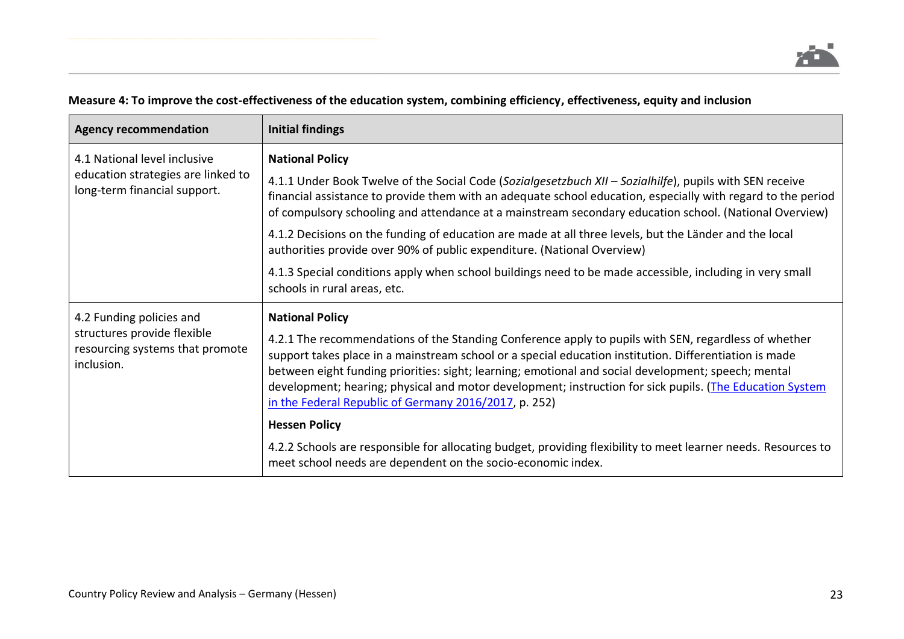**Measure 4: To improve the cost-effectiveness of the education system, combining efficiency, effectiveness, equity and inclusion**

| Agency recommendation | Initial findings |
|---|---|
| 4.1 National level inclusive education strategies are linked to long-term financial support. | **National Policy**<br><br>4.1.1 Under Book Twelve of the Social Code (*Sozialgesetzbuch XII – Sozialhilfe*), pupils with SEN receive financial assistance to provide them with an adequate school education, especially with regard to the period of compulsory schooling and attendance at a mainstream secondary education school. (National Overview)<br><br>4.1.2 Decisions on the funding of education are made at all three levels, but the Länder and the local authorities provide over 90% of public expenditure. (National Overview)<br><br>4.1.3 Special conditions apply when school buildings need to be made accessible, including in very small schools in rural areas, etc. |
| 4.2 Funding policies and structures provide flexible resourcing systems that promote inclusion. | **National Policy**<br><br>4.2.1 The recommendations of the Standing Conference apply to pupils with SEN, regardless of whether support takes place in a mainstream school or a special education institution. Differentiation is made between eight funding priorities: sight; learning; emotional and social development; speech; mental development; hearing; physical and motor development; instruction for sick pupils. (The Education System in the Federal Republic of Germany 2016/2017, p. 252)<br><br>**Hessen Policy**<br><br>4.2.2 Schools are responsible for allocating budget, providing flexibility to meet learner needs. Resources to meet school needs are dependent on the socio-economic index. |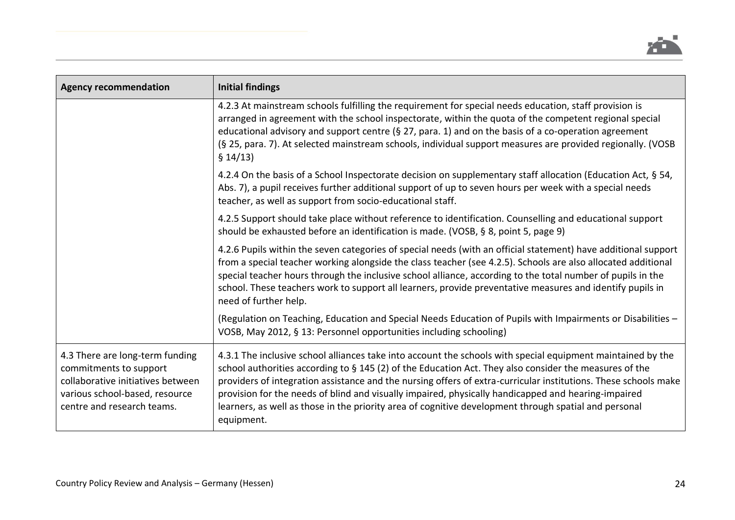| Agency recommendation | Initial findings |
|---|---|
| | 4.2.3 At mainstream schools fulfilling the requirement for special needs education, staff provision is arranged in agreement with the school inspectorate, within the quota of the competent regional special educational advisory and support centre (§ 27, para. 1) and on the basis of a co-operation agreement (§ 25, para. 7). At selected mainstream schools, individual support measures are provided regionally. (VOSB § 14/13)<br><br>4.2.4 On the basis of a School Inspectorate decision on supplementary staff allocation (Education Act, § 54, Abs. 7), a pupil receives further additional support of up to seven hours per week with a special needs teacher, as well as support from socio-educational staff.<br><br>4.2.5 Support should take place without reference to identification. Counselling and educational support should be exhausted before an identification is made. (VOSB, § 8, point 5, page 9)<br><br>4.2.6 Pupils within the seven categories of special needs (with an official statement) have additional support from a special teacher working alongside the class teacher (see 4.2.5). Schools are also allocated additional special teacher hours through the inclusive school alliance, according to the total number of pupils in the school. These teachers work to support all learners, provide preventative measures and identify pupils in need of further help.<br><br>(Regulation on Teaching, Education and Special Needs Education of Pupils with Impairments or Disabilities – VOSB, May 2012, § 13: Personnel opportunities including schooling) |
| 4.3 There are long-term funding commitments to support collaborative initiatives between various school-based, resource centre and research teams. | 4.3.1 The inclusive school alliances take into account the schools with special equipment maintained by the school authorities according to § 145 (2) of the Education Act. They also consider the measures of the providers of integration assistance and the nursing offers of extra-curricular institutions. These schools make provision for the needs of blind and visually impaired, physically handicapped and hearing-impaired learners, as well as those in the priority area of cognitive development through spatial and personal equipment. |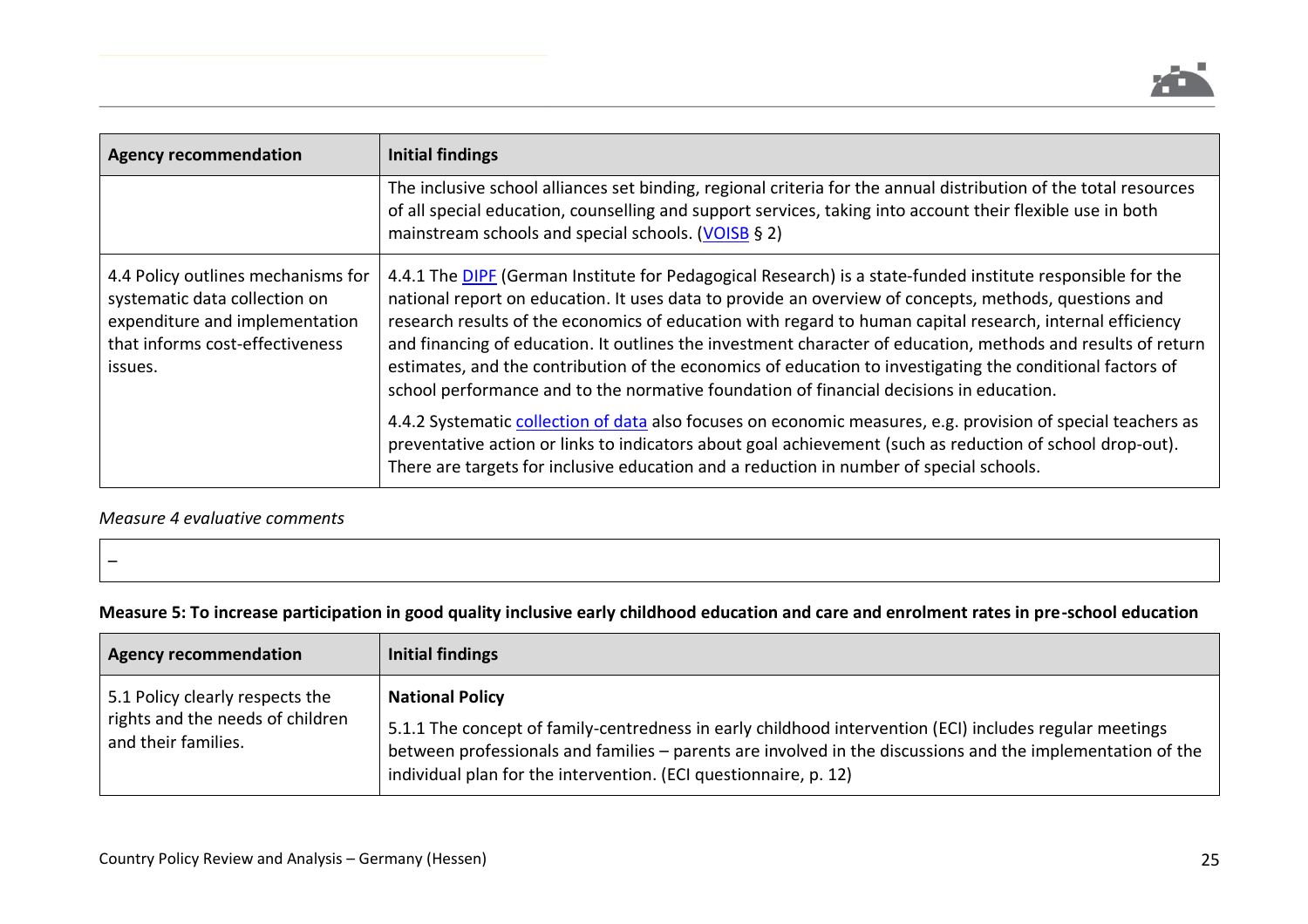| Agency recommendation | Initial findings |
|---|---|
| | The inclusive school alliances set binding, regional criteria for the annual distribution of the total resources of all special education, counselling and support services, taking into account their flexible use in both mainstream schools and special schools. (VOISB § 2) |
| 4.4 Policy outlines mechanisms for systematic data collection on expenditure and implementation that informs cost-effectiveness issues. | 4.4.1 The DIPF (German Institute for Pedagogical Research) is a state-funded institute responsible for the national report on education. It uses data to provide an overview of concepts, methods, questions and research results of the economics of education with regard to human capital research, internal efficiency and financing of education. It outlines the investment character of education, methods and results of return estimates, and the contribution of the economics of education to investigating the conditional factors of school performance and to the normative foundation of financial decisions in education.<br><br>4.4.2 Systematic collection of data also focuses on economic measures, e.g. provision of special teachers as preventative action or links to indicators about goal achievement (such as reduction of school drop-out). There are targets for inclusive education and a reduction in number of special schools. |

*Measure 4 evaluative comments*

| – |
|---|

**Measure 5: To increase participation in good quality inclusive early childhood education and care and enrolment rates in pre-school education**

| Agency recommendation | Initial findings |
|---|---|
| 5.1 Policy clearly respects the rights and the needs of children and their families. | **National Policy**<br><br>5.1.1 The concept of family-centredness in early childhood intervention (ECI) includes regular meetings between professionals and families – parents are involved in the discussions and the implementation of the individual plan for the intervention. (ECI questionnaire, p. 12) |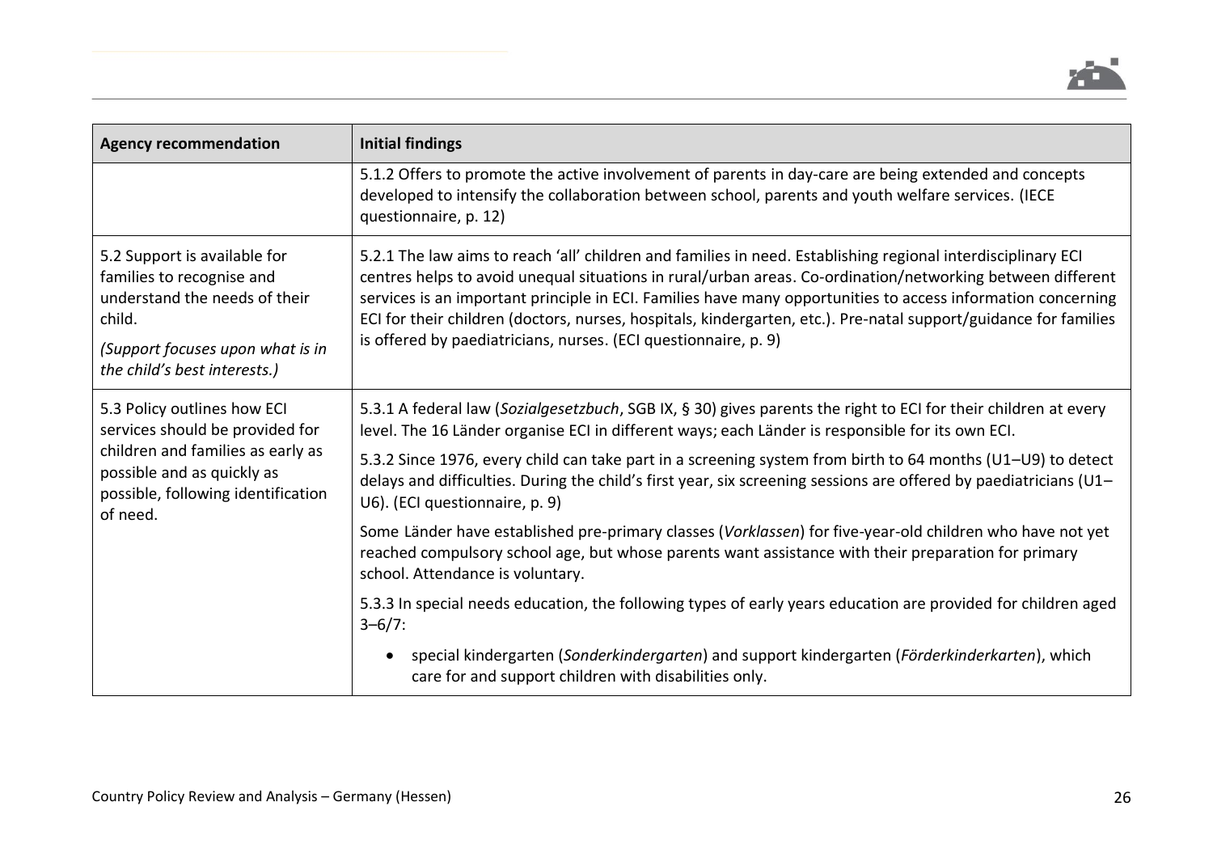| Agency recommendation | Initial findings |
|---|---|
| | 5.1.2 Offers to promote the active involvement of parents in day-care are being extended and concepts developed to intensify the collaboration between school, parents and youth welfare services. (IECE questionnaire, p. 12) |
| 5.2 Support is available for families to recognise and understand the needs of their child.<br><br>*(Support focuses upon what is in the child's best interests.)* | 5.2.1 The law aims to reach 'all' children and families in need. Establishing regional interdisciplinary ECI centres helps to avoid unequal situations in rural/urban areas. Co-ordination/networking between different services is an important principle in ECI. Families have many opportunities to access information concerning ECI for their children (doctors, nurses, hospitals, kindergarten, etc.). Pre-natal support/guidance for families is offered by paediatricians, nurses. (ECI questionnaire, p. 9) |
| 5.3 Policy outlines how ECI services should be provided for children and families as early as possible and as quickly as possible, following identification of need. | 5.3.1 A federal law (*Sozialgesetzbuch*, SGB IX, § 30) gives parents the right to ECI for their children at every level. The 16 Länder organise ECI in different ways; each Länder is responsible for its own ECI.<br><br>5.3.2 Since 1976, every child can take part in a screening system from birth to 64 months (U1–U9) to detect delays and difficulties. During the child's first year, six screening sessions are offered by paediatricians (U1–U6). (ECI questionnaire, p. 9)<br><br>Some Länder have established pre-primary classes (*Vorklassen*) for five-year-old children who have not yet reached compulsory school age, but whose parents want assistance with their preparation for primary school. Attendance is voluntary.<br><br>5.3.3 In special needs education, the following types of early years education are provided for children aged 3–6/7:<br><br>• special kindergarten (*Sonderkindergarten*) and support kindergarten (*Förderkinderkarten*), which care for and support children with disabilities only. |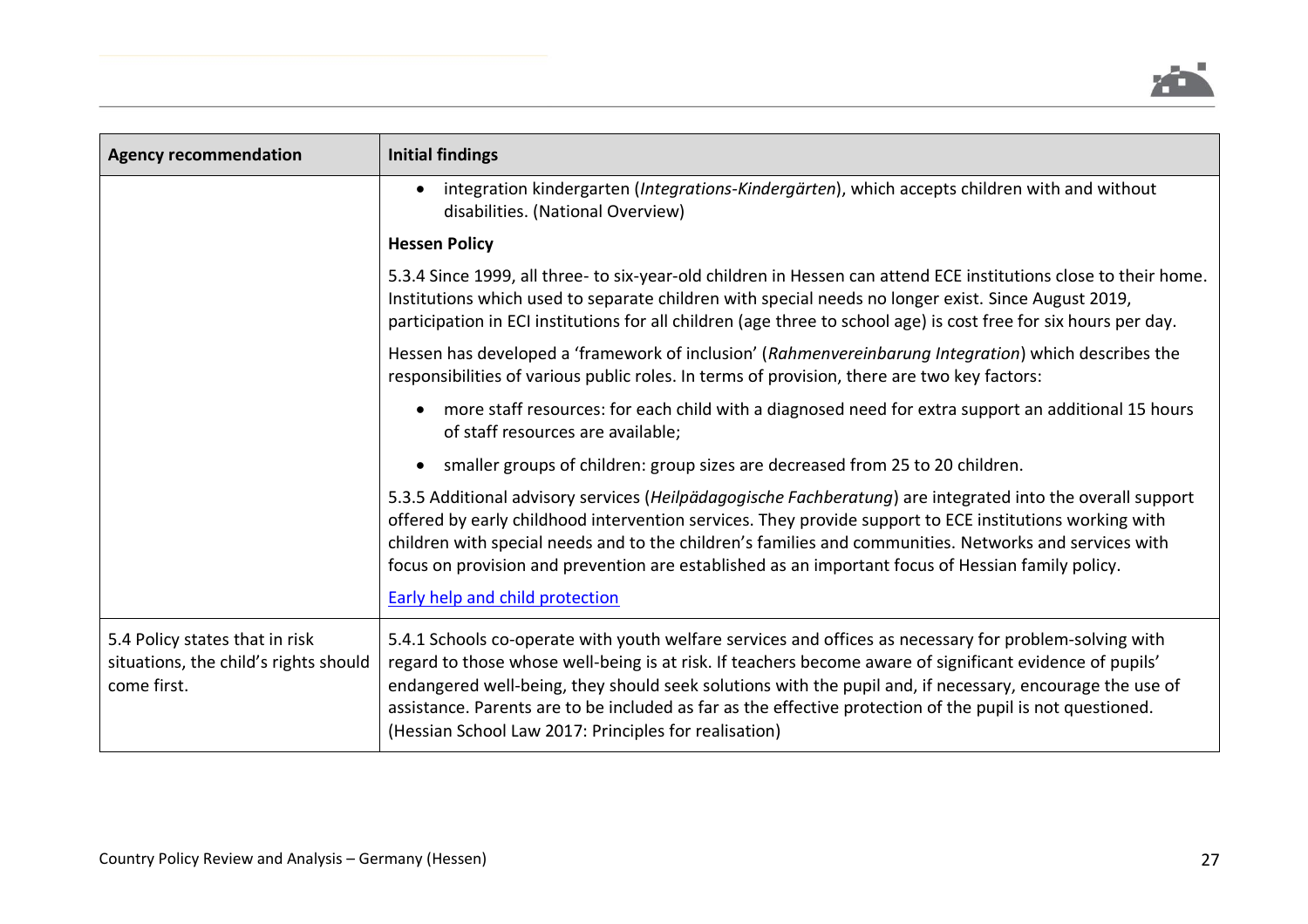| Agency recommendation | Initial findings |
|---|---|
| | • integration kindergarten (*Integrations-Kindergärten*), which accepts children with and without disabilities. (National Overview)<br><br>**Hessen Policy**<br><br>5.3.4 Since 1999, all three- to six-year-old children in Hessen can attend ECE institutions close to their home. Institutions which used to separate children with special needs no longer exist. Since August 2019, participation in ECI institutions for all children (age three to school age) is cost free for six hours per day.<br><br>Hessen has developed a 'framework of inclusion' (*Rahmenvereinbarung Integration*) which describes the responsibilities of various public roles. In terms of provision, there are two key factors:<br><br>• more staff resources: for each child with a diagnosed need for extra support an additional 15 hours of staff resources are available;<br><br>• smaller groups of children: group sizes are decreased from 25 to 20 children.<br><br>5.3.5 Additional advisory services (*Heilpädagogische Fachberatung*) are integrated into the overall support offered by early childhood intervention services. They provide support to ECE institutions working with children with special needs and to the children's families and communities. Networks and services with focus on provision and prevention are established as an important focus of Hessian family policy.<br><br>Early help and child protection |
| 5.4 Policy states that in risk situations, the child's rights should come first. | 5.4.1 Schools co-operate with youth welfare services and offices as necessary for problem-solving with regard to those whose well-being is at risk. If teachers become aware of significant evidence of pupils' endangered well-being, they should seek solutions with the pupil and, if necessary, encourage the use of assistance. Parents are to be included as far as the effective protection of the pupil is not questioned. (Hessian School Law 2017: Principles for realisation) |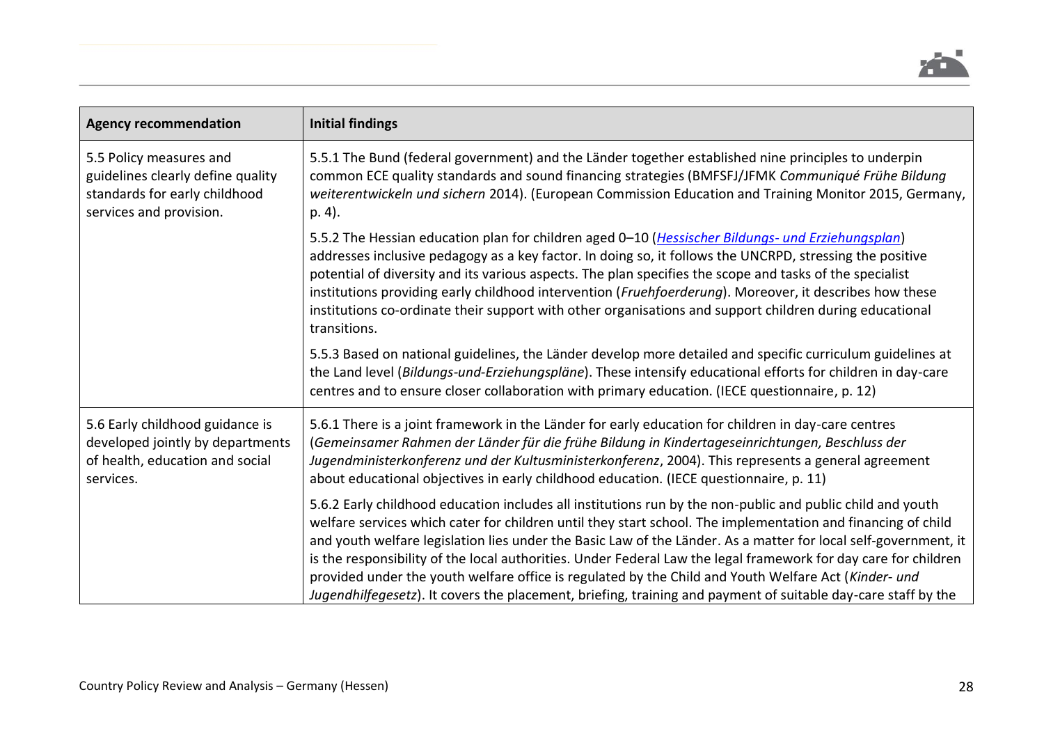| Agency recommendation | Initial findings |
| --- | --- |
| 5.5 Policy measures and guidelines clearly define quality standards for early childhood services and provision. | 5.5.1 The Bund (federal government) and the Länder together established nine principles to underpin common ECE quality standards and sound financing strategies (BMFSFJ/JFMK *Communiqué Frühe Bildung weiterentwickeln und sichern* 2014). (European Commission Education and Training Monitor 2015, Germany, p. 4). |
| | 5.5.2 The Hessian education plan for children aged 0–10 (*Hessischer Bildungs- und Erziehungsplan*) addresses inclusive pedagogy as a key factor. In doing so, it follows the UNCRPD, stressing the positive potential of diversity and its various aspects. The plan specifies the scope and tasks of the specialist institutions providing early childhood intervention (*Fruehfoerderung*). Moreover, it describes how these institutions co-ordinate their support with other organisations and support children during educational transitions. |
| | 5.5.3 Based on national guidelines, the Länder develop more detailed and specific curriculum guidelines at the Land level (*Bildungs-und-Erziehungspläne*). These intensify educational efforts for children in day-care centres and to ensure closer collaboration with primary education. (IECE questionnaire, p. 12) |
| 5.6 Early childhood guidance is developed jointly by departments of health, education and social services. | 5.6.1 There is a joint framework in the Länder for early education for children in day-care centres (*Gemeinsamer Rahmen der Länder für die frühe Bildung in Kindertageseinrichtungen, Beschluss der Jugendministerkonferenz und der Kultusministerkonferenz*, 2004). This represents a general agreement about educational objectives in early childhood education. (IECE questionnaire, p. 11) |
| | 5.6.2 Early childhood education includes all institutions run by the non-public and public child and youth welfare services which cater for children until they start school. The implementation and financing of child and youth welfare legislation lies under the Basic Law of the Länder. As a matter for local self-government, it is the responsibility of the local authorities. Under Federal Law the legal framework for day care for children provided under the youth welfare office is regulated by the Child and Youth Welfare Act (*Kinder- und Jugendhilfegesetz*). It covers the placement, briefing, training and payment of suitable day-care staff by the |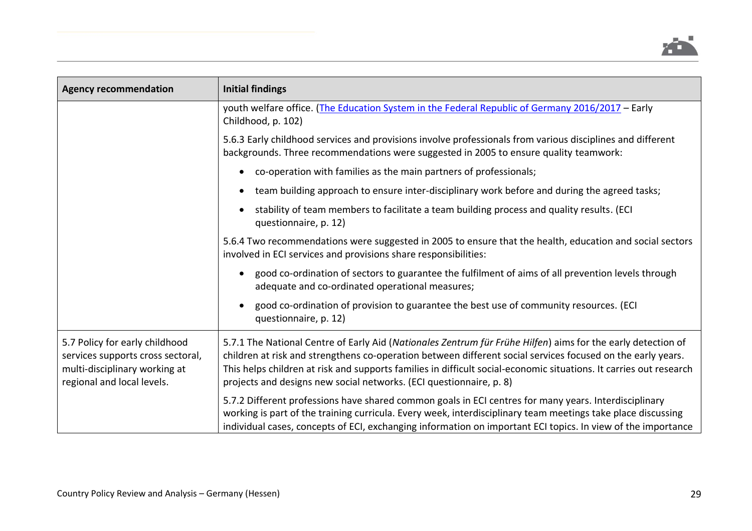| Agency recommendation | Initial findings |
|---|---|
| | youth welfare office. ([The Education System in the Federal Republic of Germany 2016/2017](#) – Early Childhood, p. 102)<br><br>5.6.3 Early childhood services and provisions involve professionals from various disciplines and different backgrounds. Three recommendations were suggested in 2005 to ensure quality teamwork:<br><br>• co-operation with families as the main partners of professionals;<br>• team building approach to ensure inter-disciplinary work before and during the agreed tasks;<br>• stability of team members to facilitate a team building process and quality results. (ECI questionnaire, p. 12)<br><br>5.6.4 Two recommendations were suggested in 2005 to ensure that the health, education and social sectors involved in ECI services and provisions share responsibilities:<br><br>• good co-ordination of sectors to guarantee the fulfilment of aims of all prevention levels through adequate and co-ordinated operational measures;<br>• good co-ordination of provision to guarantee the best use of community resources. (ECI questionnaire, p. 12) |
| 5.7 Policy for early childhood services supports cross sectoral, multi-disciplinary working at regional and local levels. | 5.7.1 The National Centre of Early Aid (*Nationales Zentrum für Frühe Hilfen*) aims for the early detection of children at risk and strengthens co-operation between different social services focused on the early years. This helps children at risk and supports families in difficult social-economic situations. It carries out research projects and designs new social networks. (ECI questionnaire, p. 8)<br><br>5.7.2 Different professions have shared common goals in ECI centres for many years. Interdisciplinary working is part of the training curricula. Every week, interdisciplinary team meetings take place discussing individual cases, concepts of ECI, exchanging information on important ECI topics. In view of the importance |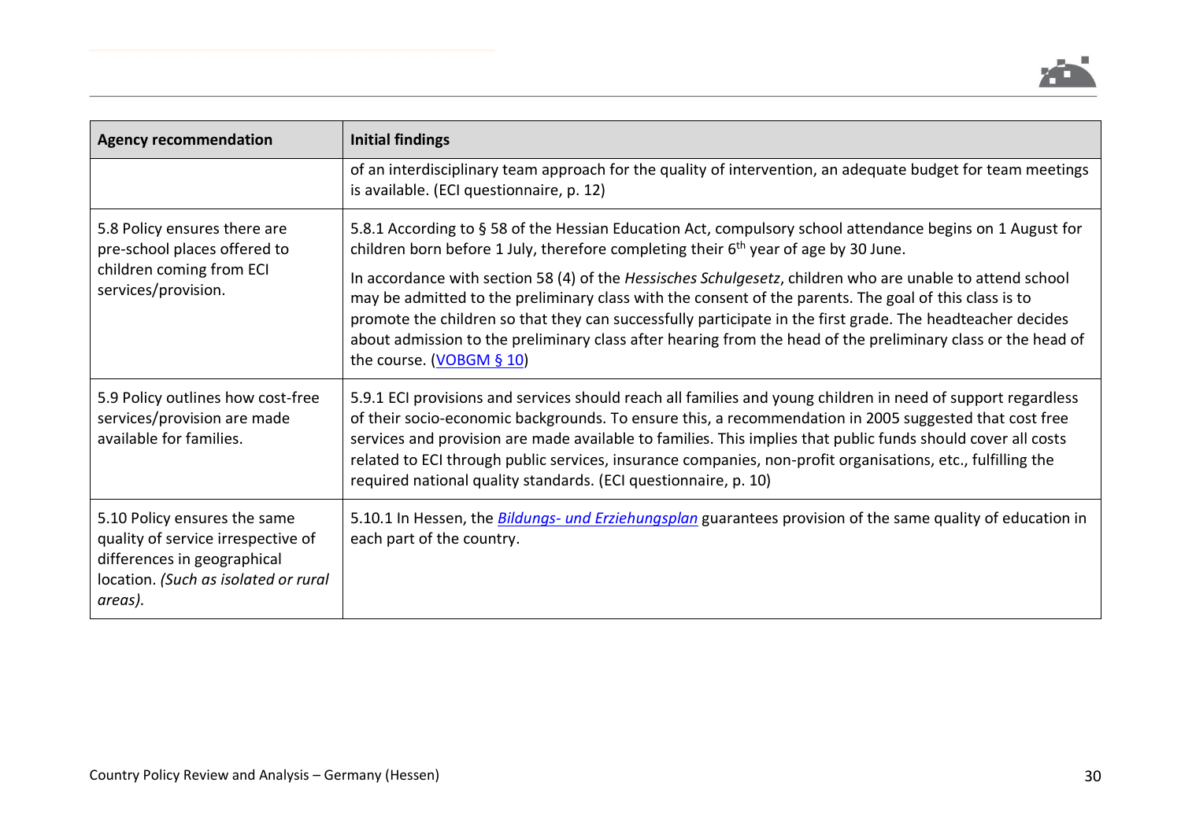| Agency recommendation | Initial findings |
|---|---|
| | of an interdisciplinary team approach for the quality of intervention, an adequate budget for team meetings is available. (ECI questionnaire, p. 12) |
| 5.8 Policy ensures there are pre-school places offered to children coming from ECI services/provision. | 5.8.1 According to § 58 of the Hessian Education Act, compulsory school attendance begins on 1 August for children born before 1 July, therefore completing their 6th year of age by 30 June.<br><br>In accordance with section 58 (4) of the *Hessisches Schulgesetz*, children who are unable to attend school may be admitted to the preliminary class with the consent of the parents. The goal of this class is to promote the children so that they can successfully participate in the first grade. The headteacher decides about admission to the preliminary class after hearing from the head of the preliminary class or the head of the course. (VOBGM § 10) |
| 5.9 Policy outlines how cost-free services/provision are made available for families. | 5.9.1 ECI provisions and services should reach all families and young children in need of support regardless of their socio-economic backgrounds. To ensure this, a recommendation in 2005 suggested that cost free services and provision are made available to families. This implies that public funds should cover all costs related to ECI through public services, insurance companies, non-profit organisations, etc., fulfilling the required national quality standards. (ECI questionnaire, p. 10) |
| 5.10 Policy ensures the same quality of service irrespective of differences in geographical location. *(Such as isolated or rural areas).* | 5.10.1 In Hessen, the *Bildungs- und Erziehungsplan* guarantees provision of the same quality of education in each part of the country. |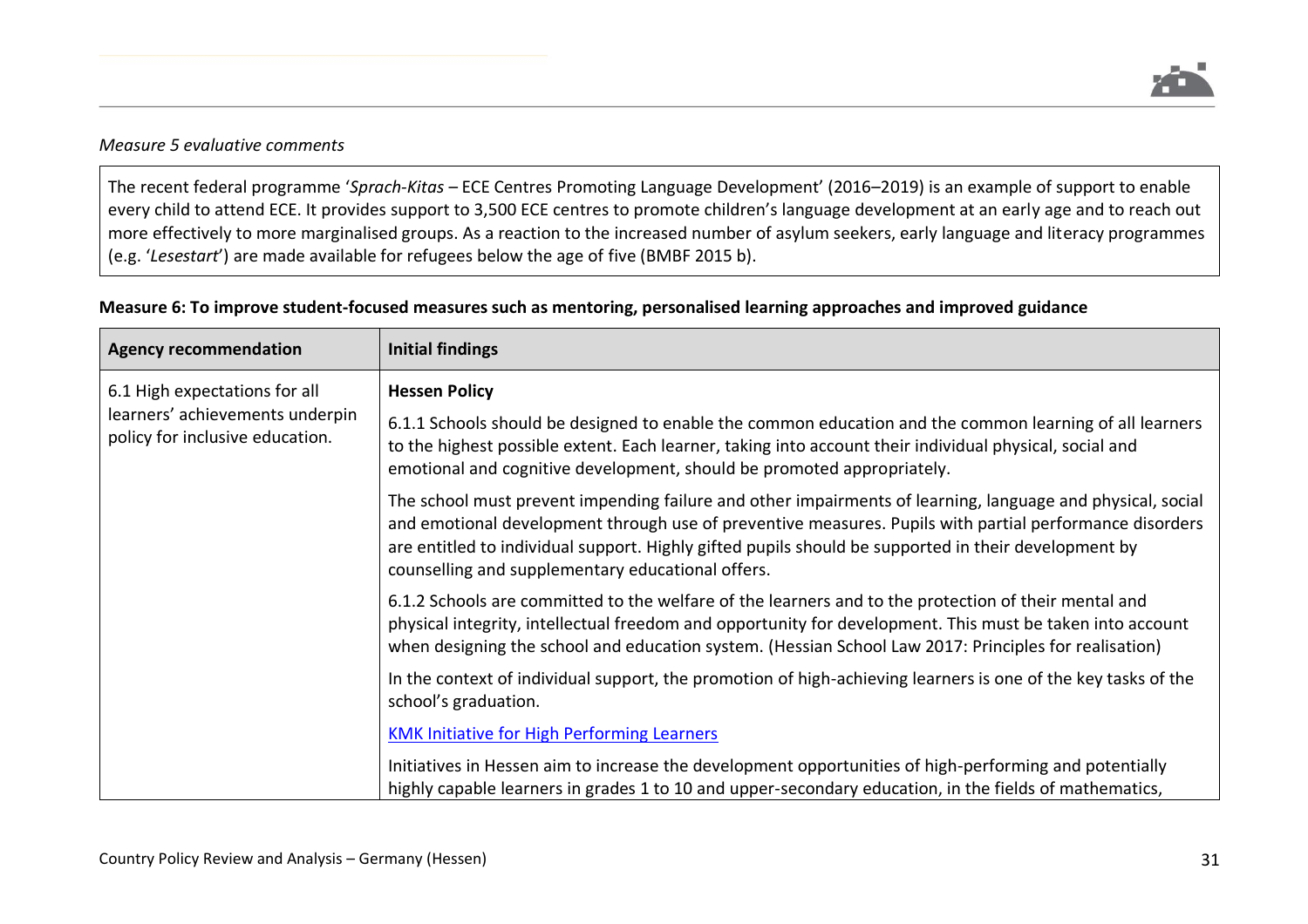*Measure 5 evaluative comments*

The recent federal programme '*Sprach-Kitas* – ECE Centres Promoting Language Development' (2016–2019) is an example of support to enable every child to attend ECE. It provides support to 3,500 ECE centres to promote children's language development at an early age and to reach out more effectively to more marginalised groups. As a reaction to the increased number of asylum seekers, early language and literacy programmes (e.g. '*Lesestart*') are made available for refugees below the age of five (BMBF 2015 b).

**Measure 6: To improve student-focused measures such as mentoring, personalised learning approaches and improved guidance**

| Agency recommendation | Initial findings |
|---|---|
| 6.1 High expectations for all learners' achievements underpin policy for inclusive education. | **Hessen Policy**<br><br>6.1.1 Schools should be designed to enable the common education and the common learning of all learners to the highest possible extent. Each learner, taking into account their individual physical, social and emotional and cognitive development, should be promoted appropriately.<br><br>The school must prevent impending failure and other impairments of learning, language and physical, social and emotional development through use of preventive measures. Pupils with partial performance disorders are entitled to individual support. Highly gifted pupils should be supported in their development by counselling and supplementary educational offers.<br><br>6.1.2 Schools are committed to the welfare of the learners and to the protection of their mental and physical integrity, intellectual freedom and opportunity for development. This must be taken into account when designing the school and education system. (Hessian School Law 2017: Principles for realisation)<br><br>In the context of individual support, the promotion of high-achieving learners is one of the key tasks of the school's graduation.<br><br>KMK Initiative for High Performing Learners<br><br>Initiatives in Hessen aim to increase the development opportunities of high-performing and potentially highly capable learners in grades 1 to 10 and upper-secondary education, in the fields of mathematics, |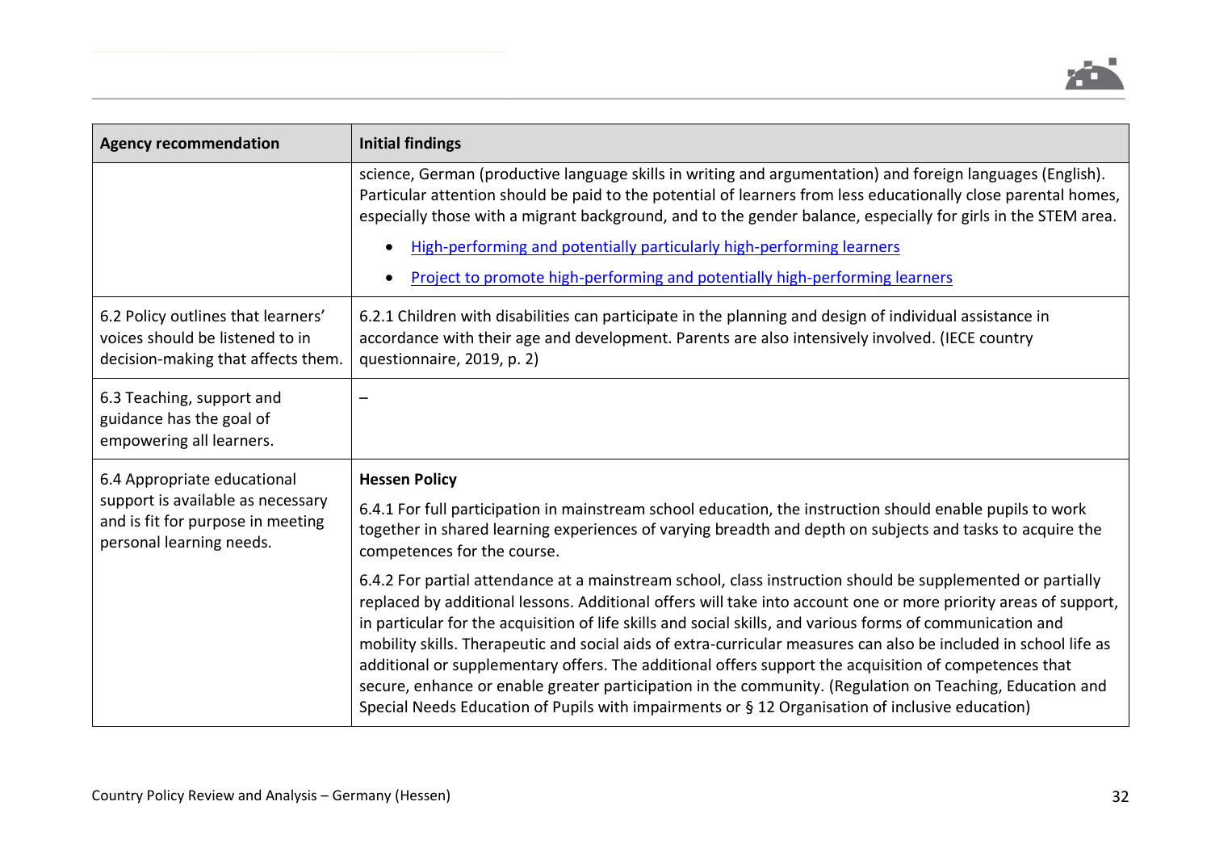| Agency recommendation | Initial findings |
| --- | --- |
| | science, German (productive language skills in writing and argumentation) and foreign languages (English). Particular attention should be paid to the potential of learners from less educationally close parental homes, especially those with a migrant background, and to the gender balance, especially for girls in the STEM area.<br>• High-performing and potentially particularly high-performing learners<br>• Project to promote high-performing and potentially high-performing learners |
| 6.2 Policy outlines that learners' voices should be listened to in decision-making that affects them. | 6.2.1 Children with disabilities can participate in the planning and design of individual assistance in accordance with their age and development. Parents are also intensively involved. (IECE country questionnaire, 2019, p. 2) |
| 6.3 Teaching, support and guidance has the goal of empowering all learners. | – |
| 6.4 Appropriate educational support is available as necessary and is fit for purpose in meeting personal learning needs. | **Hessen Policy**<br>6.4.1 For full participation in mainstream school education, the instruction should enable pupils to work together in shared learning experiences of varying breadth and depth on subjects and tasks to acquire the competences for the course.<br>6.4.2 For partial attendance at a mainstream school, class instruction should be supplemented or partially replaced by additional lessons. Additional offers will take into account one or more priority areas of support, in particular for the acquisition of life skills and social skills, and various forms of communication and mobility skills. Therapeutic and social aids of extra-curricular measures can also be included in school life as additional or supplementary offers. The additional offers support the acquisition of competences that secure, enhance or enable greater participation in the community. (Regulation on Teaching, Education and Special Needs Education of Pupils with impairments or § 12 Organisation of inclusive education) |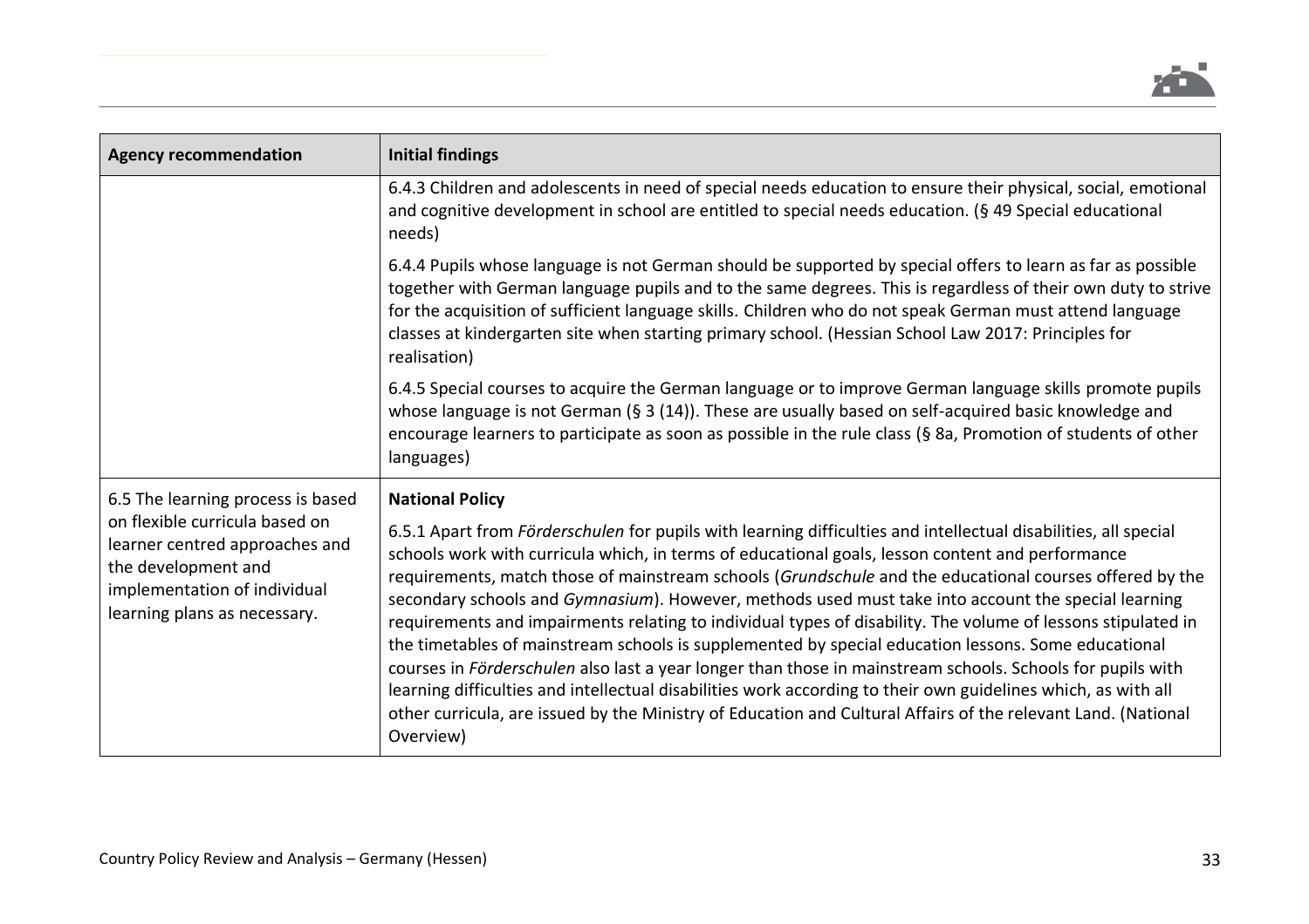| Agency recommendation | Initial findings |
|---|---|
| | 6.4.3 Children and adolescents in need of special needs education to ensure their physical, social, emotional and cognitive development in school are entitled to special needs education. (§ 49 Special educational needs) |
| | 6.4.4 Pupils whose language is not German should be supported by special offers to learn as far as possible together with German language pupils and to the same degrees. This is regardless of their own duty to strive for the acquisition of sufficient language skills. Children who do not speak German must attend language classes at kindergarten site when starting primary school. (Hessian School Law 2017: Principles for realisation) |
| | 6.4.5 Special courses to acquire the German language or to improve German language skills promote pupils whose language is not German (§ 3 (14)). These are usually based on self-acquired basic knowledge and encourage learners to participate as soon as possible in the rule class (§ 8a, Promotion of students of other languages) |
| 6.5 The learning process is based on flexible curricula based on learner centred approaches and the development and implementation of individual learning plans as necessary. | **National Policy**<br><br>6.5.1 Apart from *Förderschulen* for pupils with learning difficulties and intellectual disabilities, all special schools work with curricula which, in terms of educational goals, lesson content and performance requirements, match those of mainstream schools (*Grundschule* and the educational courses offered by the secondary schools and *Gymnasium*). However, methods used must take into account the special learning requirements and impairments relating to individual types of disability. The volume of lessons stipulated in the timetables of mainstream schools is supplemented by special education lessons. Some educational courses in *Förderschulen* also last a year longer than those in mainstream schools. Schools for pupils with learning difficulties and intellectual disabilities work according to their own guidelines which, as with all other curricula, are issued by the Ministry of Education and Cultural Affairs of the relevant Land. (National Overview) |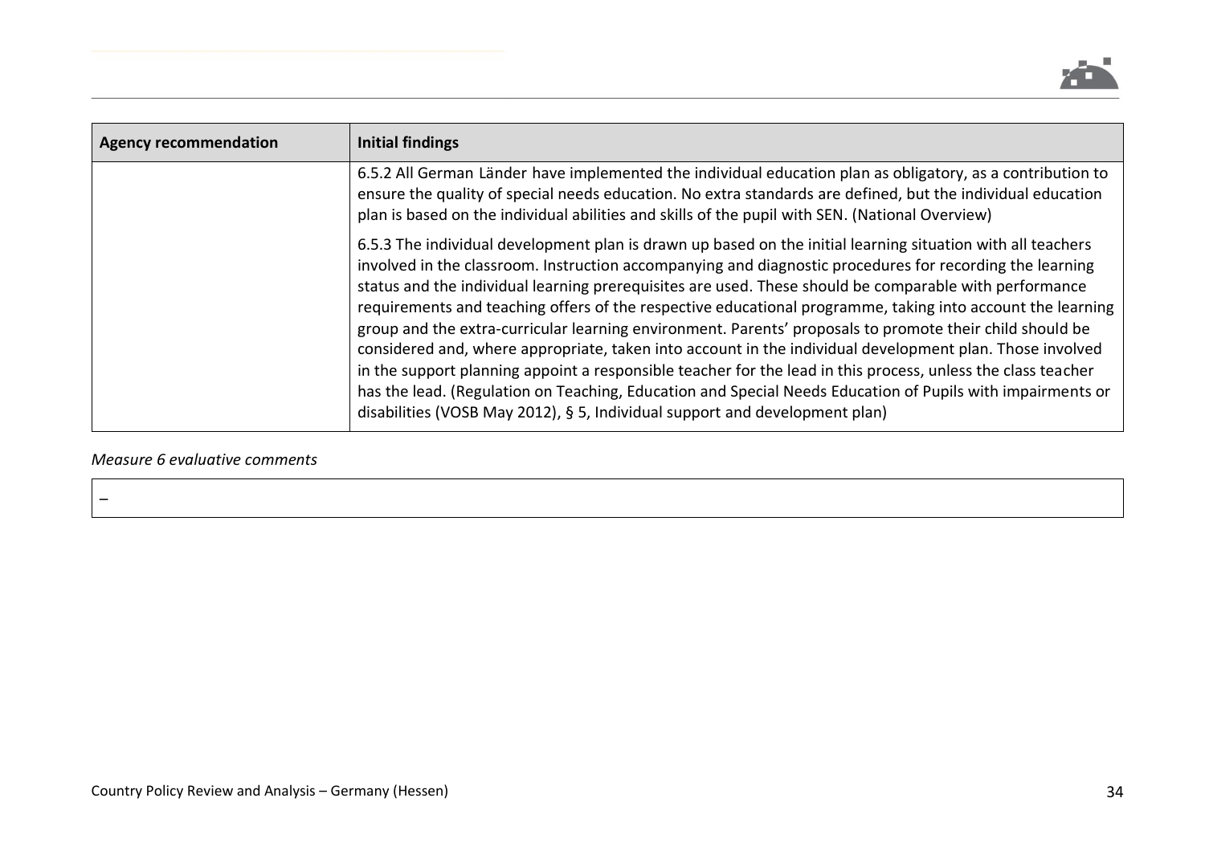| Agency recommendation | Initial findings |
|---|---|
| | 6.5.2 All German Länder have implemented the individual education plan as obligatory, as a contribution to ensure the quality of special needs education. No extra standards are defined, but the individual education plan is based on the individual abilities and skills of the pupil with SEN. (National Overview) |
| | 6.5.3 The individual development plan is drawn up based on the initial learning situation with all teachers involved in the classroom. Instruction accompanying and diagnostic procedures for recording the learning status and the individual learning prerequisites are used. These should be comparable with performance requirements and teaching offers of the respective educational programme, taking into account the learning group and the extra-curricular learning environment. Parents' proposals to promote their child should be considered and, where appropriate, taken into account in the individual development plan. Those involved in the support planning appoint a responsible teacher for the lead in this process, unless the class teacher has the lead. (Regulation on Teaching, Education and Special Needs Education of Pupils with impairments or disabilities (VOSB May 2012), § 5, Individual support and development plan) |

*Measure 6 evaluative comments*

| |
|---|
| – |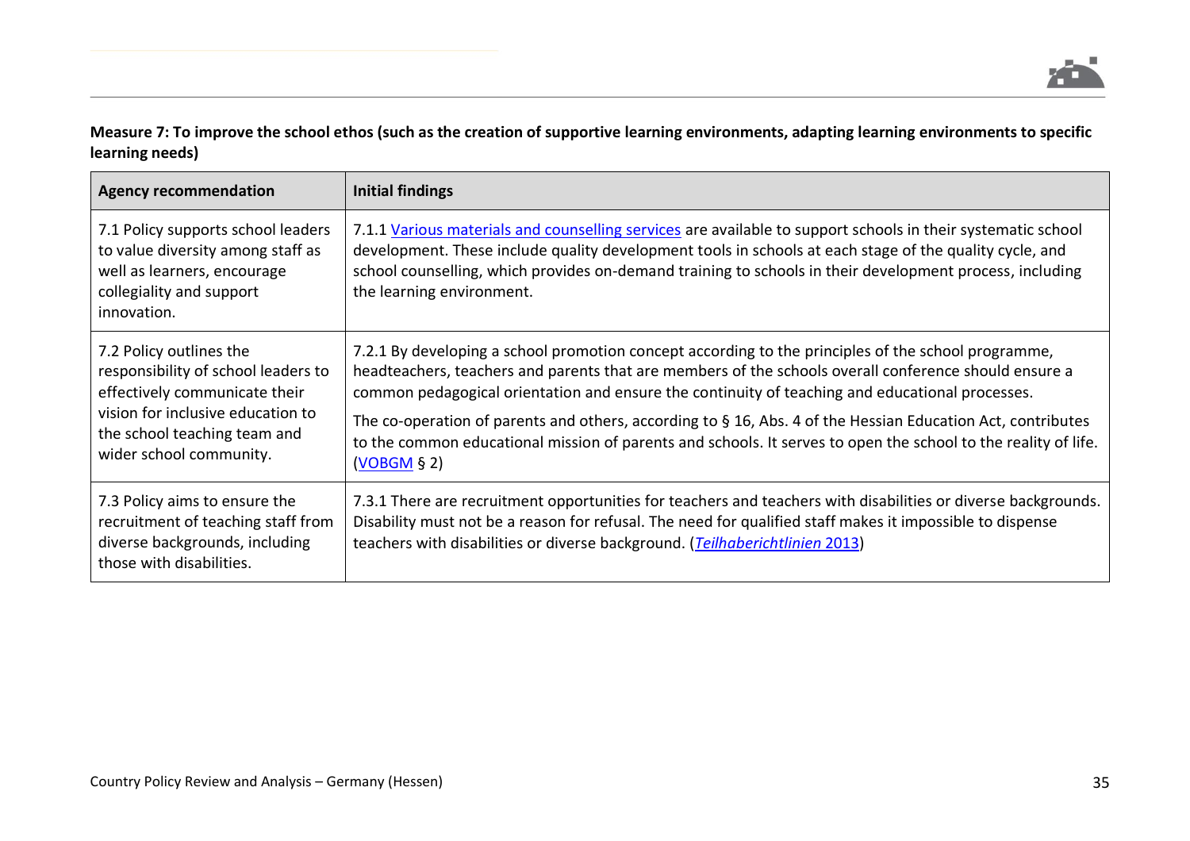**Measure 7: To improve the school ethos (such as the creation of supportive learning environments, adapting learning environments to specific learning needs)**

| Agency recommendation | Initial findings |
| --- | --- |
| 7.1 Policy supports school leaders to value diversity among staff as well as learners, encourage collegiality and support innovation. | 7.1.1 Various materials and counselling services are available to support schools in their systematic school development. These include quality development tools in schools at each stage of the quality cycle, and school counselling, which provides on-demand training to schools in their development process, including the learning environment. |
| 7.2 Policy outlines the responsibility of school leaders to effectively communicate their vision for inclusive education to the school teaching team and wider school community. | 7.2.1 By developing a school promotion concept according to the principles of the school programme, headteachers, teachers and parents that are members of the schools overall conference should ensure a common pedagogical orientation and ensure the continuity of teaching and educational processes.<br><br>The co-operation of parents and others, according to § 16, Abs. 4 of the Hessian Education Act, contributes to the common educational mission of parents and schools. It serves to open the school to the reality of life. (VOBGM § 2) |
| 7.3 Policy aims to ensure the recruitment of teaching staff from diverse backgrounds, including those with disabilities. | 7.3.1 There are recruitment opportunities for teachers and teachers with disabilities or diverse backgrounds. Disability must not be a reason for refusal. The need for qualified staff makes it impossible to dispense teachers with disabilities or diverse background. (*Teilhaberichtlinien* 2013) |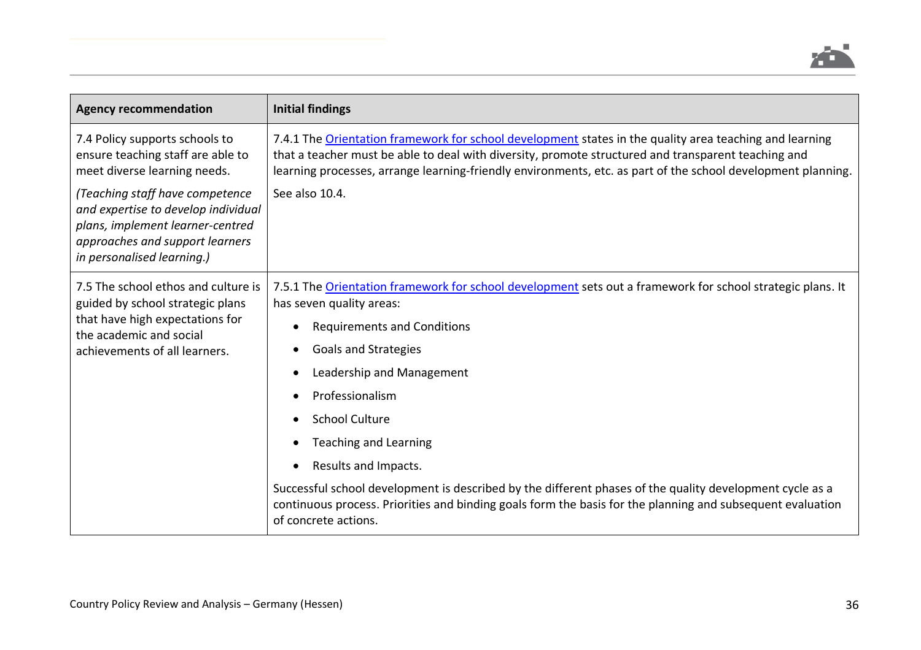| Agency recommendation | Initial findings |
|---|---|
| 7.4 Policy supports schools to ensure teaching staff are able to meet diverse learning needs.<br><br>*(Teaching staff have competence and expertise to develop individual plans, implement learner-centred approaches and support learners in personalised learning.)* | 7.4.1 The [Orientation framework for school development]() states in the quality area teaching and learning that a teacher must be able to deal with diversity, promote structured and transparent teaching and learning processes, arrange learning-friendly environments, etc. as part of the school development planning.<br><br>See also 10.4. |
| 7.5 The school ethos and culture is guided by school strategic plans that have high expectations for the academic and social achievements of all learners. | 7.5.1 The [Orientation framework for school development]() sets out a framework for school strategic plans. It has seven quality areas:<br><br>• Requirements and Conditions<br>• Goals and Strategies<br>• Leadership and Management<br>• Professionalism<br>• School Culture<br>• Teaching and Learning<br>• Results and Impacts.<br><br>Successful school development is described by the different phases of the quality development cycle as a continuous process. Priorities and binding goals form the basis for the planning and subsequent evaluation of concrete actions. |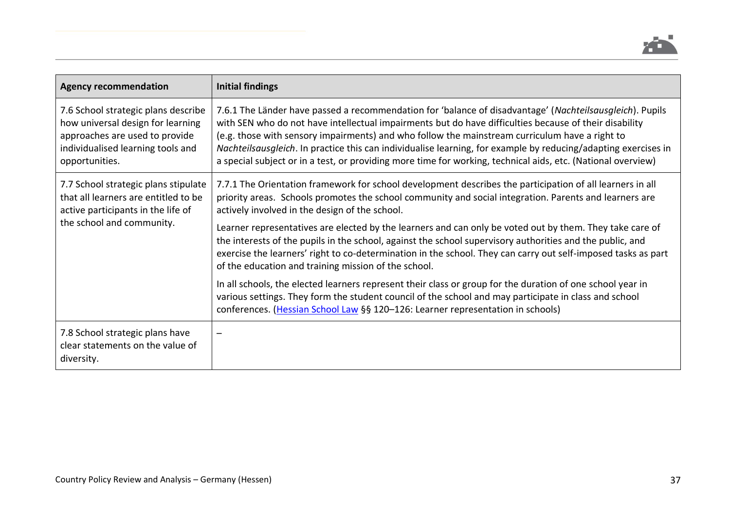| Agency recommendation | Initial findings |
| --- | --- |
| 7.6 School strategic plans describe how universal design for learning approaches are used to provide individualised learning tools and opportunities. | 7.6.1 The Länder have passed a recommendation for 'balance of disadvantage' (*Nachteilsausgleich*). Pupils with SEN who do not have intellectual impairments but do have difficulties because of their disability (e.g. those with sensory impairments) and who follow the mainstream curriculum have a right to *Nachteilsausgleich*. In practice this can individualise learning, for example by reducing/adapting exercises in a special subject or in a test, or providing more time for working, technical aids, etc. (National overview) |
| 7.7 School strategic plans stipulate that all learners are entitled to be active participants in the life of the school and community. | 7.7.1 The Orientation framework for school development describes the participation of all learners in all priority areas. Schools promotes the school community and social integration. Parents and learners are actively involved in the design of the school.<br><br>Learner representatives are elected by the learners and can only be voted out by them. They take care of the interests of the pupils in the school, against the school supervisory authorities and the public, and exercise the learners' right to co-determination in the school. They can carry out self-imposed tasks as part of the education and training mission of the school.<br><br>In all schools, the elected learners represent their class or group for the duration of one school year in various settings. They form the student council of the school and may participate in class and school conferences. (Hessian School Law §§ 120–126: Learner representation in schools) |
| 7.8 School strategic plans have clear statements on the value of diversity. | – |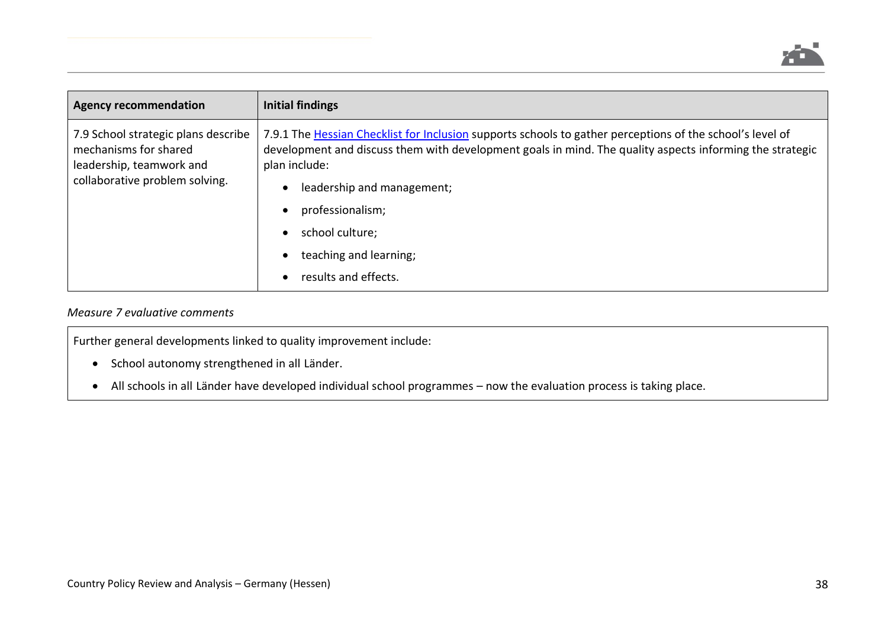| Agency recommendation | Initial findings |
|---|---|
| 7.9 School strategic plans describe mechanisms for shared leadership, teamwork and collaborative problem solving. | 7.9.1 The [Hessian Checklist for Inclusion] supports schools to gather perceptions of the school's level of development and discuss them with development goals in mind. The quality aspects informing the strategic plan include: <br>• leadership and management; <br>• professionalism; <br>• school culture; <br>• teaching and learning; <br>• results and effects. |

*Measure 7 evaluative comments*

Further general developments linked to quality improvement include:

- School autonomy strengthened in all Länder.
- All schools in all Länder have developed individual school programmes – now the evaluation process is taking place.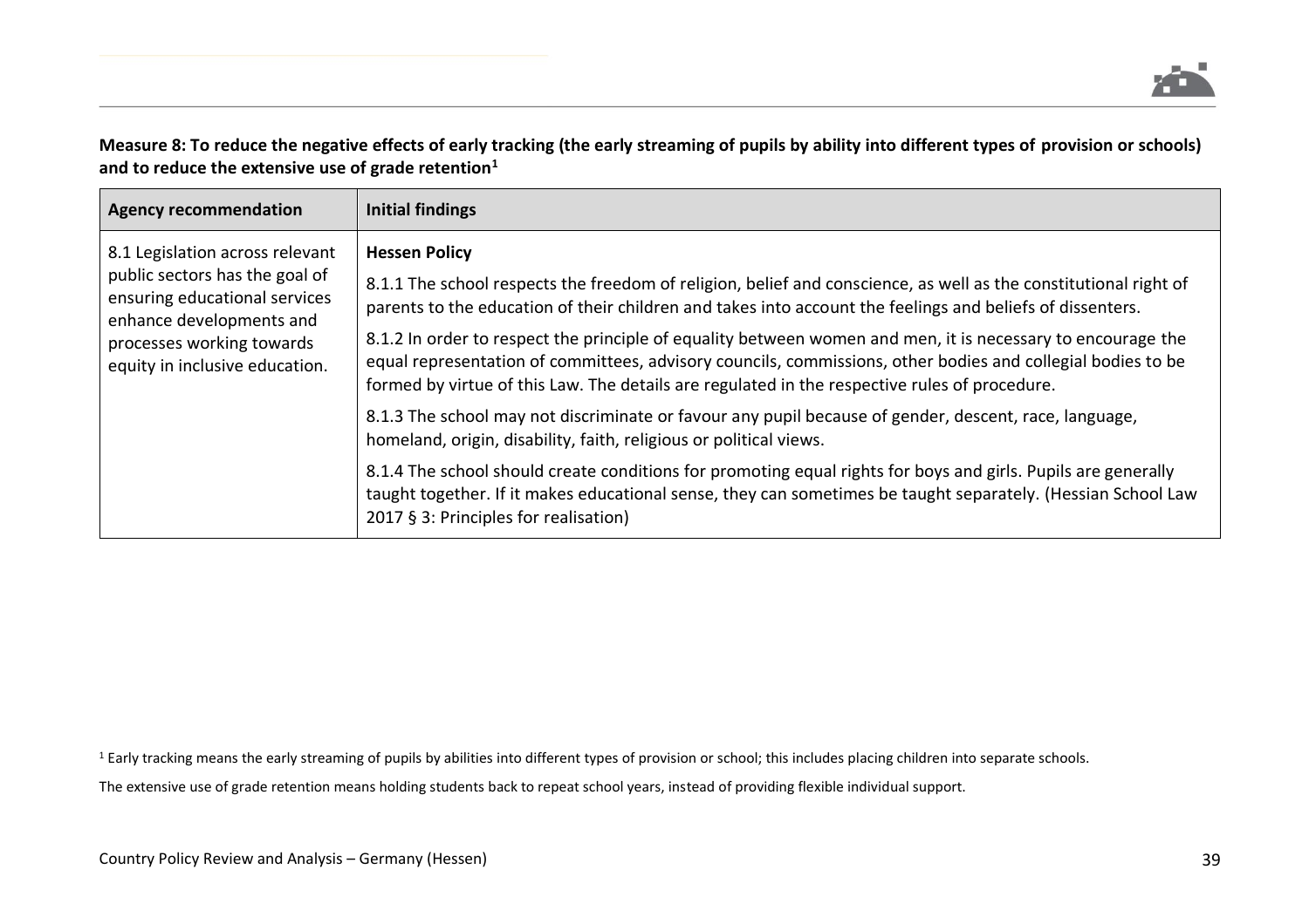**Measure 8: To reduce the negative effects of early tracking (the early streaming of pupils by ability into different types of provision or schools) and to reduce the extensive use of grade retention[1]**

| Agency recommendation | Initial findings |
|---|---|
| 8.1 Legislation across relevant public sectors has the goal of ensuring educational services enhance developments and processes working towards equity in inclusive education. | **Hessen Policy**<br><br>8.1.1 The school respects the freedom of religion, belief and conscience, as well as the constitutional right of parents to the education of their children and takes into account the feelings and beliefs of dissenters.<br><br>8.1.2 In order to respect the principle of equality between women and men, it is necessary to encourage the equal representation of committees, advisory councils, commissions, other bodies and collegial bodies to be formed by virtue of this Law. The details are regulated in the respective rules of procedure.<br><br>8.1.3 The school may not discriminate or favour any pupil because of gender, descent, race, language, homeland, origin, disability, faith, religious or political views.<br><br>8.1.4 The school should create conditions for promoting equal rights for boys and girls. Pupils are generally taught together. If it makes educational sense, they can sometimes be taught separately. (Hessian School Law 2017 § 3: Principles for realisation) |

[1] Early tracking means the early streaming of pupils by abilities into different types of provision or school; this includes placing children into separate schools.

The extensive use of grade retention means holding students back to repeat school years, instead of providing flexible individual support.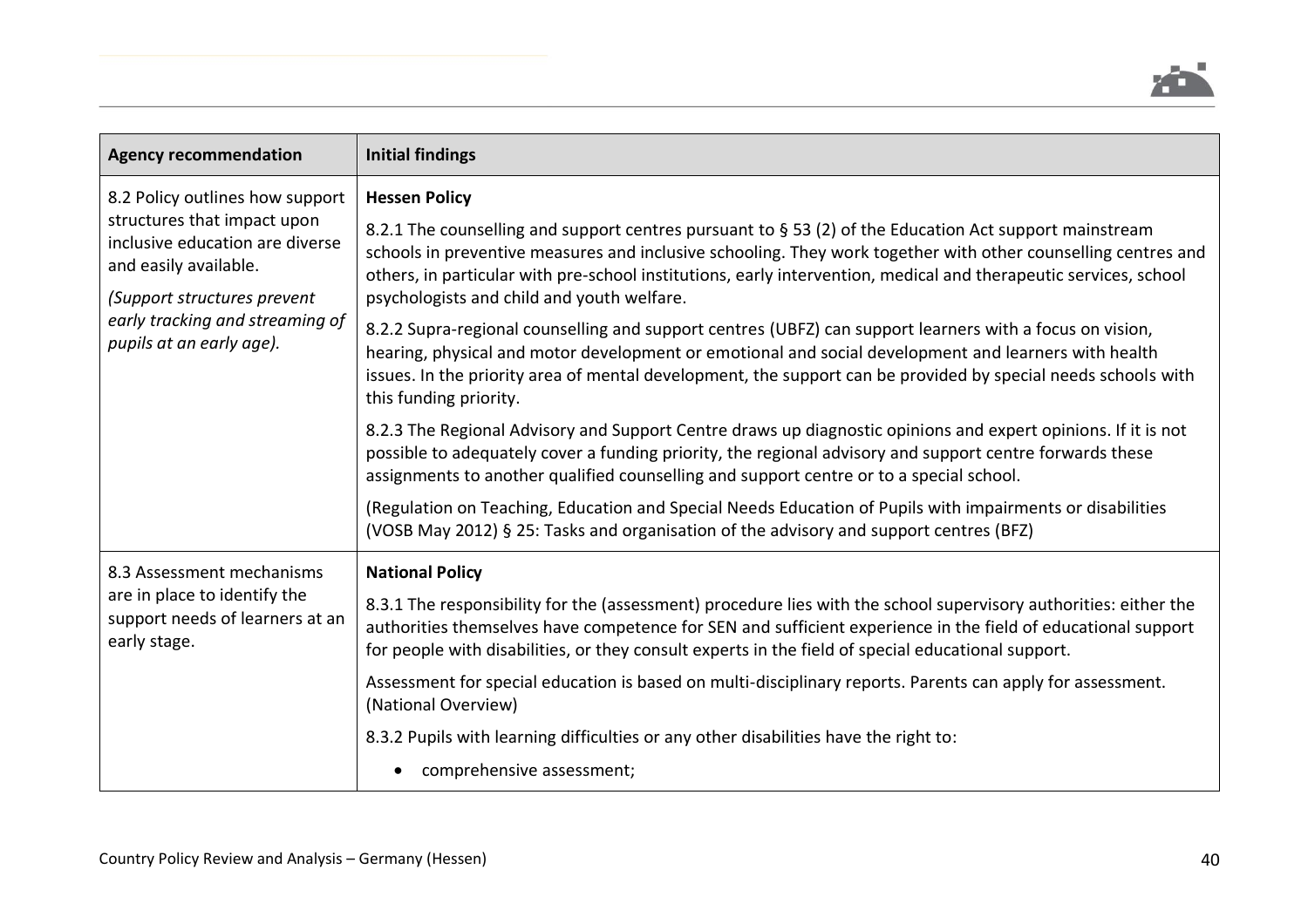| Agency recommendation | Initial findings |
|---|---|
| 8.2 Policy outlines how support structures that impact upon inclusive education are diverse and easily available.<br><br>*(Support structures prevent early tracking and streaming of pupils at an early age).* | **Hessen Policy**<br><br>8.2.1 The counselling and support centres pursuant to § 53 (2) of the Education Act support mainstream schools in preventive measures and inclusive schooling. They work together with other counselling centres and others, in particular with pre-school institutions, early intervention, medical and therapeutic services, school psychologists and child and youth welfare.<br><br>8.2.2 Supra-regional counselling and support centres (UBFZ) can support learners with a focus on vision, hearing, physical and motor development or emotional and social development and learners with health issues. In the priority area of mental development, the support can be provided by special needs schools with this funding priority.<br><br>8.2.3 The Regional Advisory and Support Centre draws up diagnostic opinions and expert opinions. If it is not possible to adequately cover a funding priority, the regional advisory and support centre forwards these assignments to another qualified counselling and support centre or to a special school.<br><br>(Regulation on Teaching, Education and Special Needs Education of Pupils with impairments or disabilities (VOSB May 2012) § 25: Tasks and organisation of the advisory and support centres (BFZ) |
| 8.3 Assessment mechanisms are in place to identify the support needs of learners at an early stage. | **National Policy**<br><br>8.3.1 The responsibility for the (assessment) procedure lies with the school supervisory authorities: either the authorities themselves have competence for SEN and sufficient experience in the field of educational support for people with disabilities, or they consult experts in the field of special educational support.<br><br>Assessment for special education is based on multi-disciplinary reports. Parents can apply for assessment. (National Overview)<br><br>8.3.2 Pupils with learning difficulties or any other disabilities have the right to:<br><br>• comprehensive assessment; |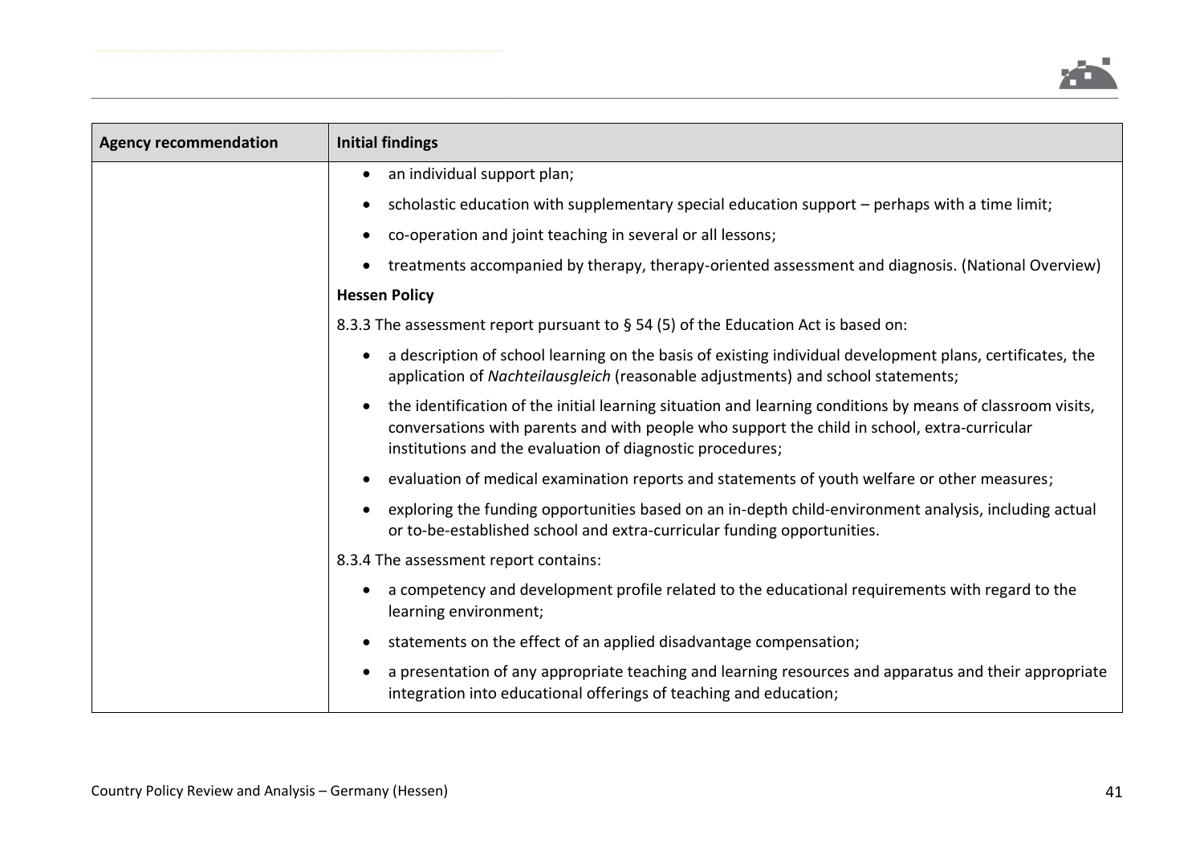| Agency recommendation | Initial findings |
|---|---|
| | • an individual support plan;<br>• scholastic education with supplementary special education support – perhaps with a time limit;<br>• co-operation and joint teaching in several or all lessons;<br>• treatments accompanied by therapy, therapy-oriented assessment and diagnosis. (National Overview)<br>**Hessen Policy**<br>8.3.3 The assessment report pursuant to § 54 (5) of the Education Act is based on:<br>• a description of school learning on the basis of existing individual development plans, certificates, the application of *Nachteilausgleich* (reasonable adjustments) and school statements;<br>• the identification of the initial learning situation and learning conditions by means of classroom visits, conversations with parents and with people who support the child in school, extra-curricular institutions and the evaluation of diagnostic procedures;<br>• evaluation of medical examination reports and statements of youth welfare or other measures;<br>• exploring the funding opportunities based on an in-depth child-environment analysis, including actual or to-be-established school and extra-curricular funding opportunities.<br>8.3.4 The assessment report contains:<br>• a competency and development profile related to the educational requirements with regard to the learning environment;<br>• statements on the effect of an applied disadvantage compensation;<br>• a presentation of any appropriate teaching and learning resources and apparatus and their appropriate integration into educational offerings of teaching and education; |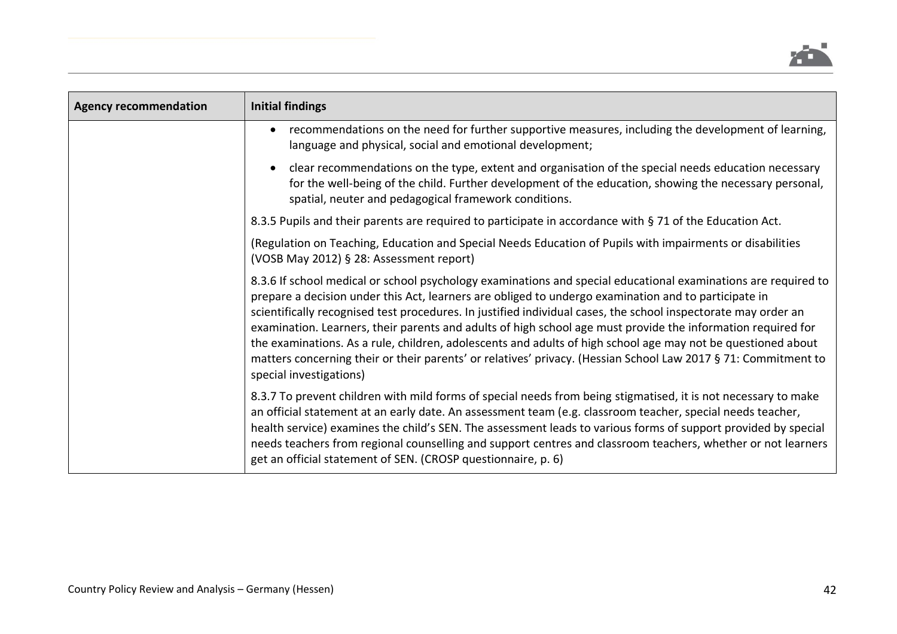| Agency recommendation | Initial findings |
|---|---|
| | • recommendations on the need for further supportive measures, including the development of learning, language and physical, social and emotional development;<br><br>• clear recommendations on the type, extent and organisation of the special needs education necessary for the well-being of the child. Further development of the education, showing the necessary personal, spatial, neuter and pedagogical framework conditions.<br><br>8.3.5 Pupils and their parents are required to participate in accordance with § 71 of the Education Act.<br><br>(Regulation on Teaching, Education and Special Needs Education of Pupils with impairments or disabilities (VOSB May 2012) § 28: Assessment report)<br><br>8.3.6 If school medical or school psychology examinations and special educational examinations are required to prepare a decision under this Act, learners are obliged to undergo examination and to participate in scientifically recognised test procedures. In justified individual cases, the school inspectorate may order an examination. Learners, their parents and adults of high school age must provide the information required for the examinations. As a rule, children, adolescents and adults of high school age may not be questioned about matters concerning their or their parents' or relatives' privacy. (Hessian School Law 2017 § 71: Commitment to special investigations)<br><br>8.3.7 To prevent children with mild forms of special needs from being stigmatised, it is not necessary to make an official statement at an early date. An assessment team (e.g. classroom teacher, special needs teacher, health service) examines the child's SEN. The assessment leads to various forms of support provided by special needs teachers from regional counselling and support centres and classroom teachers, whether or not learners get an official statement of SEN. (CROSP questionnaire, p. 6) |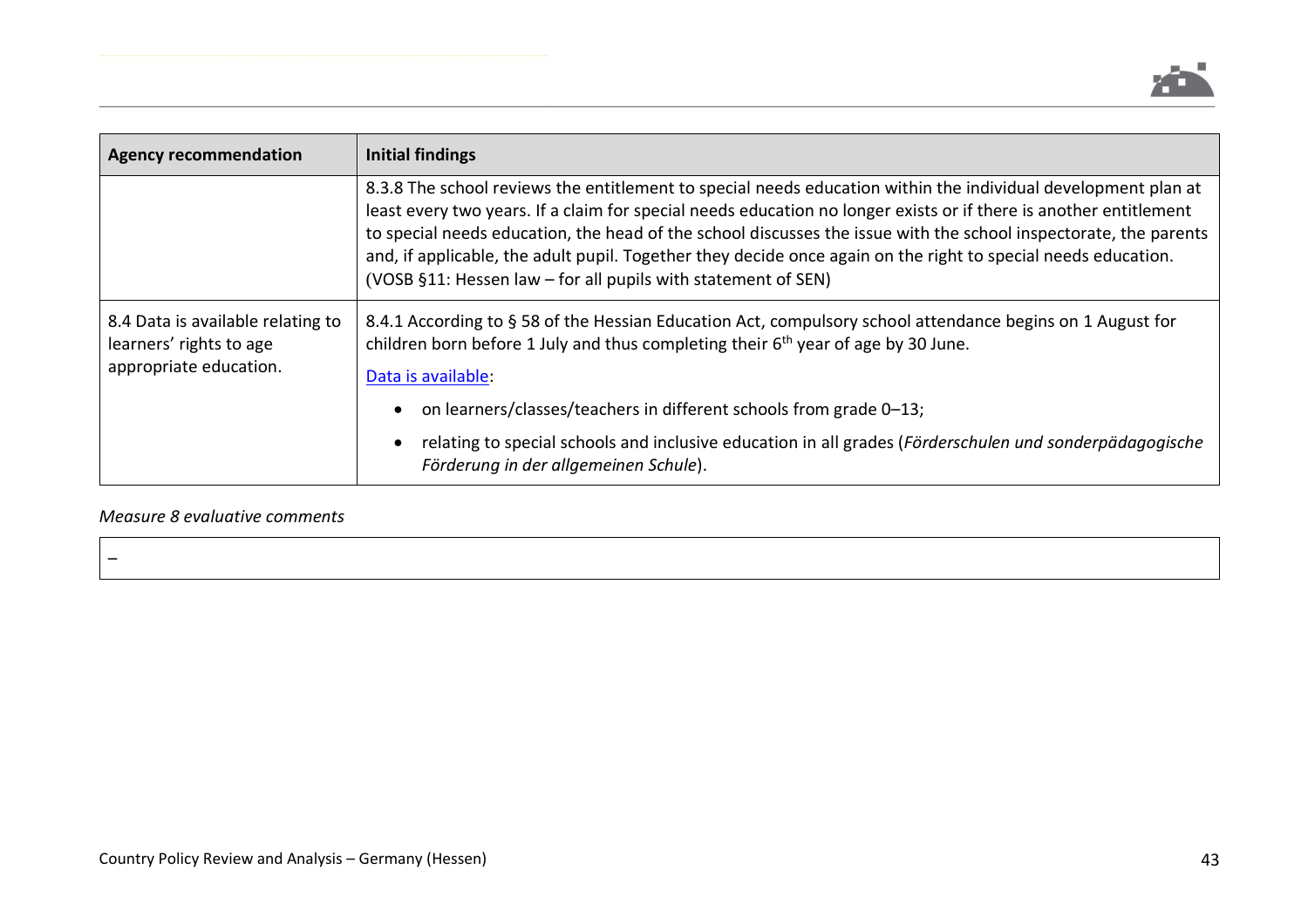| Agency recommendation | Initial findings |
|---|---|
| | 8.3.8 The school reviews the entitlement to special needs education within the individual development plan at least every two years. If a claim for special needs education no longer exists or if there is another entitlement to special needs education, the head of the school discusses the issue with the school inspectorate, the parents and, if applicable, the adult pupil. Together they decide once again on the right to special needs education. (VOSB §11: Hessen law – for all pupils with statement of SEN) |
| 8.4 Data is available relating to learners' rights to age appropriate education. | 8.4.1 According to § 58 of the Hessian Education Act, compulsory school attendance begins on 1 August for children born before 1 July and thus completing their 6th year of age by 30 June.<br><br>Data is available:<br><br>• on learners/classes/teachers in different schools from grade 0–13;<br><br>• relating to special schools and inclusive education in all grades (*Förderschulen und sonderpädagogische Förderung in der allgemeinen Schule*). |

*Measure 8 evaluative comments*

| – |
|---|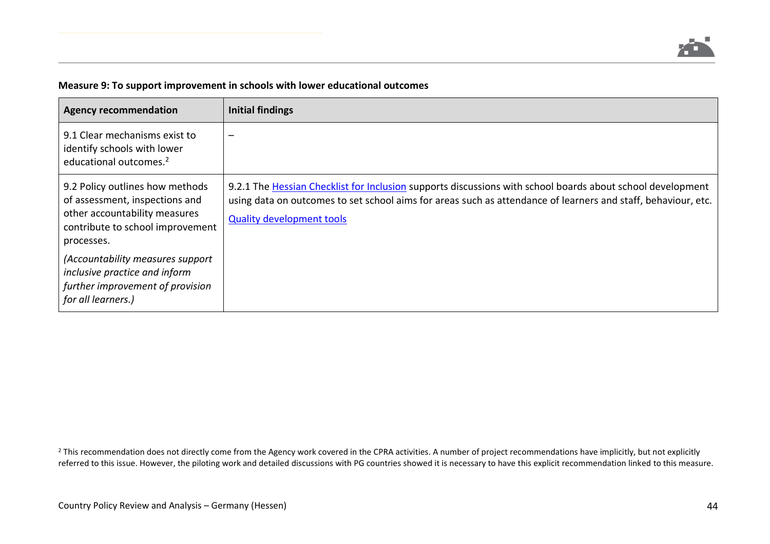**Measure 9: To support improvement in schools with lower educational outcomes**

| Agency recommendation | Initial findings |
| --- | --- |
| 9.1 Clear mechanisms exist to identify schools with lower educational outcomes.[2] | – |
| 9.2 Policy outlines how methods of assessment, inspections and other accountability measures contribute to school improvement processes.<br><br>*(Accountability measures support inclusive practice and inform further improvement of provision for all learners.)* | 9.2.1 The Hessian Checklist for Inclusion supports discussions with school boards about school development using data on outcomes to set school aims for areas such as attendance of learners and staff, behaviour, etc.<br><br>Quality development tools |

[2] This recommendation does not directly come from the Agency work covered in the CPRA activities. A number of project recommendations have implicitly, but not explicitly referred to this issue. However, the piloting work and detailed discussions with PG countries showed it is necessary to have this explicit recommendation linked to this measure.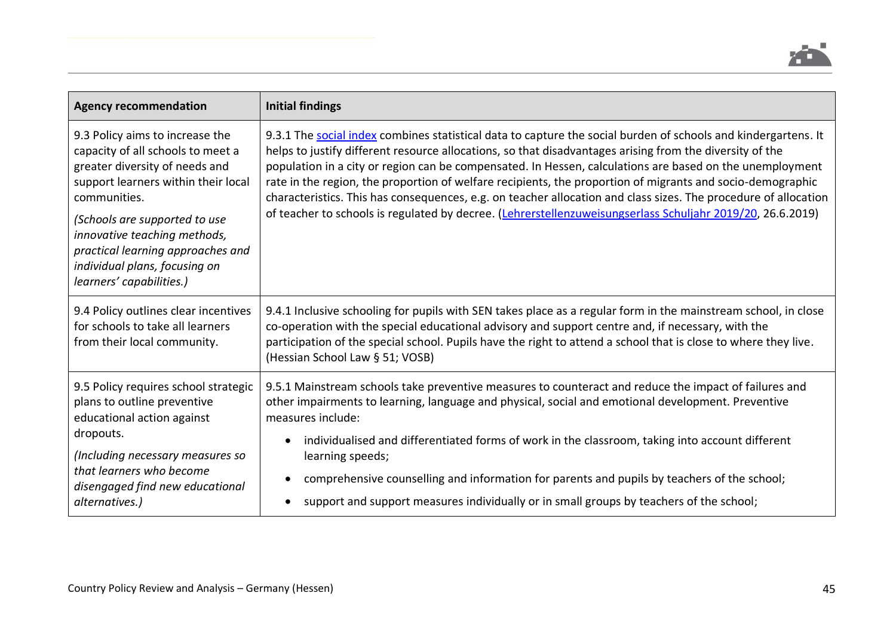| Agency recommendation | Initial findings |
|---|---|
| 9.3 Policy aims to increase the capacity of all schools to meet a greater diversity of needs and support learners within their local communities.<br><br>*(Schools are supported to use innovative teaching methods, practical learning approaches and individual plans, focusing on learners' capabilities.)* | 9.3.1 The [social index](#) combines statistical data to capture the social burden of schools and kindergartens. It helps to justify different resource allocations, so that disadvantages arising from the diversity of the population in a city or region can be compensated. In Hessen, calculations are based on the unemployment rate in the region, the proportion of welfare recipients, the proportion of migrants and socio-demographic characteristics. This has consequences, e.g. on teacher allocation and class sizes. The procedure of allocation of teacher to schools is regulated by decree. ([Lehrerstellenzuweisungserlass Schuljahr 2019/20](#), 26.6.2019) |
| 9.4 Policy outlines clear incentives for schools to take all learners from their local community. | 9.4.1 Inclusive schooling for pupils with SEN takes place as a regular form in the mainstream school, in close co-operation with the special educational advisory and support centre and, if necessary, with the participation of the special school. Pupils have the right to attend a school that is close to where they live. (Hessian School Law § 51; VOSB) |
| 9.5 Policy requires school strategic plans to outline preventive educational action against dropouts.<br><br>*(Including necessary measures so that learners who become disengaged find new educational alternatives.)* | 9.5.1 Mainstream schools take preventive measures to counteract and reduce the impact of failures and other impairments to learning, language and physical, social and emotional development. Preventive measures include:<br><br>• individualised and differentiated forms of work in the classroom, taking into account different learning speeds;<br>• comprehensive counselling and information for parents and pupils by teachers of the school;<br>• support and support measures individually or in small groups by teachers of the school; |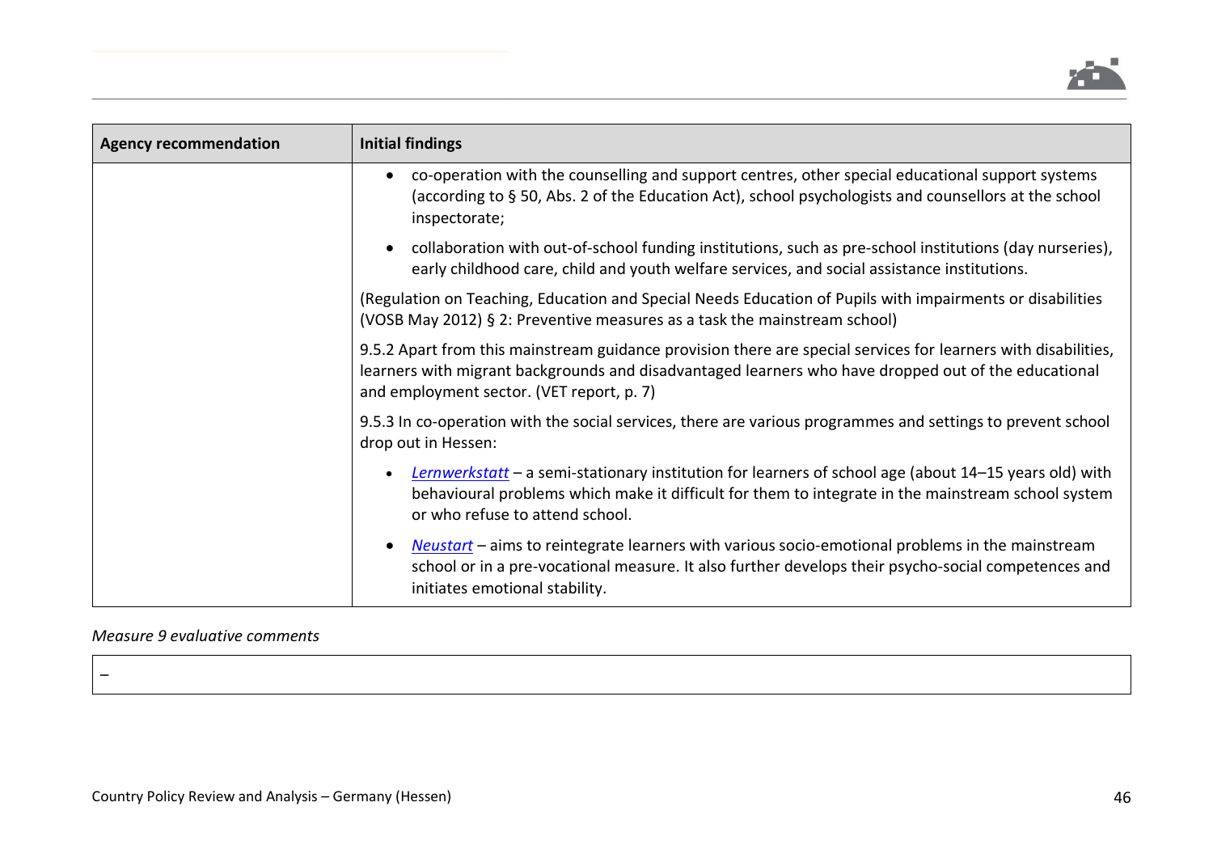| Agency recommendation | Initial findings |
|---|---|
| | • co-operation with the counselling and support centres, other special educational support systems (according to § 50, Abs. 2 of the Education Act), school psychologists and counsellors at the school inspectorate;<br>• collaboration with out-of-school funding institutions, such as pre-school institutions (day nurseries), early childhood care, child and youth welfare services, and social assistance institutions.<br><br>(Regulation on Teaching, Education and Special Needs Education of Pupils with impairments or disabilities (VOSB May 2012) § 2: Preventive measures as a task the mainstream school)<br><br>9.5.2 Apart from this mainstream guidance provision there are special services for learners with disabilities, learners with migrant backgrounds and disadvantaged learners who have dropped out of the educational and employment sector. (VET report, p. 7)<br><br>9.5.3 In co-operation with the social services, there are various programmes and settings to prevent school drop out in Hessen:<br><br>• *Lernwerkstatt* – a semi-stationary institution for learners of school age (about 14–15 years old) with behavioural problems which make it difficult for them to integrate in the mainstream school system or who refuse to attend school.<br>• *Neustart* – aims to reintegrate learners with various socio-emotional problems in the mainstream school or in a pre-vocational measure. It also further develops their psycho-social competences and initiates emotional stability. |

*Measure 9 evaluative comments*

| – |
|---|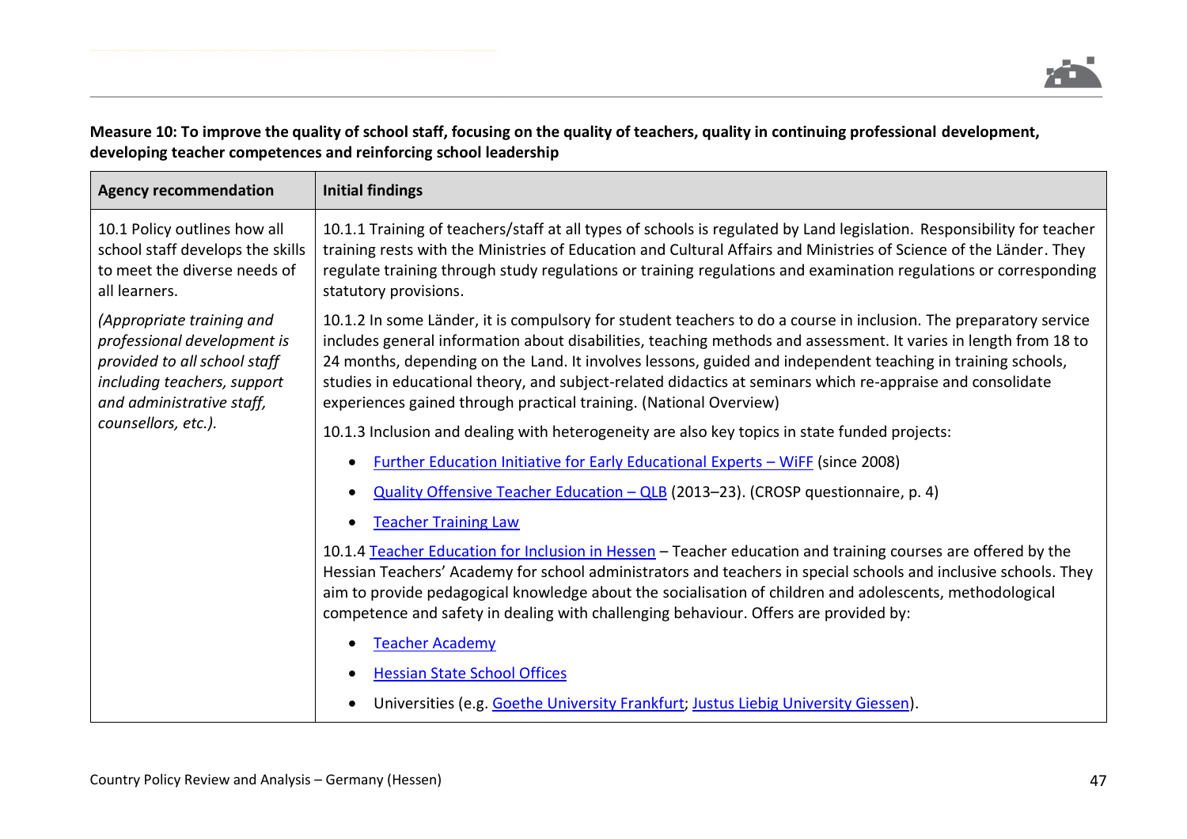**Measure 10: To improve the quality of school staff, focusing on the quality of teachers, quality in continuing professional development, developing teacher competences and reinforcing school leadership**

| Agency recommendation | Initial findings |
|---|---|
| 10.1 Policy outlines how all school staff develops the skills to meet the diverse needs of all learners. | 10.1.1 Training of teachers/staff at all types of schools is regulated by Land legislation. Responsibility for teacher training rests with the Ministries of Education and Cultural Affairs and Ministries of Science of the Länder. They regulate training through study regulations or training regulations and examination regulations or corresponding statutory provisions. |
| *(Appropriate training and professional development is provided to all school staff including teachers, support and administrative staff, counsellors, etc.).* | 10.1.2 In some Länder, it is compulsory for student teachers to do a course in inclusion. The preparatory service includes general information about disabilities, teaching methods and assessment. It varies in length from 18 to 24 months, depending on the Land. It involves lessons, guided and independent teaching in training schools, studies in educational theory, and subject-related didactics at seminars which re-appraise and consolidate experiences gained through practical training. (National Overview) |
| | 10.1.3 Inclusion and dealing with heterogeneity are also key topics in state funded projects:<br>• Further Education Initiative for Early Educational Experts – WiFF (since 2008)<br>• Quality Offensive Teacher Education – QLB (2013–23). (CROSP questionnaire, p. 4)<br>• Teacher Training Law |
| | 10.1.4 Teacher Education for Inclusion in Hessen – Teacher education and training courses are offered by the Hessian Teachers' Academy for school administrators and teachers in special schools and inclusive schools. They aim to provide pedagogical knowledge about the socialisation of children and adolescents, methodological competence and safety in dealing with challenging behaviour. Offers are provided by:<br>• Teacher Academy<br>• Hessian State School Offices<br>• Universities (e.g. Goethe University Frankfurt; Justus Liebig University Giessen). |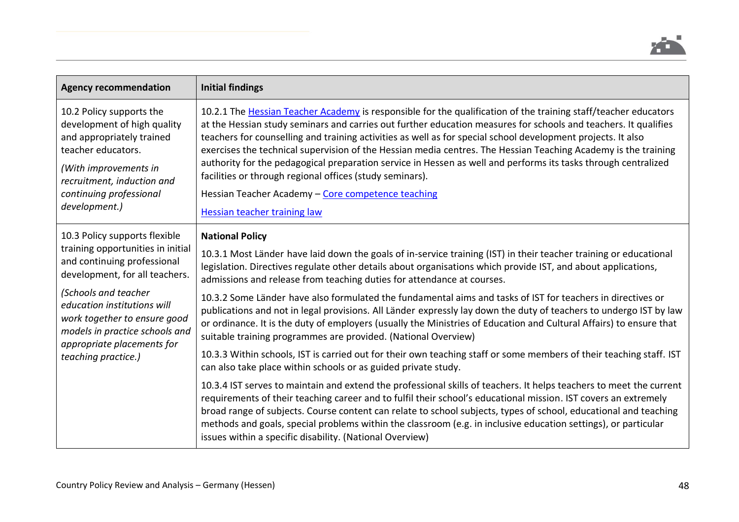| Agency recommendation | Initial findings |
|---|---|
| 10.2 Policy supports the development of high quality and appropriately trained teacher educators.<br><br>*(With improvements in recruitment, induction and continuing professional development.)* | 10.2.1 The [Hessian Teacher Academy]() is responsible for the qualification of the training staff/teacher educators at the Hessian study seminars and carries out further education measures for schools and teachers. It qualifies teachers for counselling and training activities as well as for special school development projects. It also exercises the technical supervision of the Hessian media centres. The Hessian Teaching Academy is the training authority for the pedagogical preparation service in Hessen as well and performs its tasks through centralized facilities or through regional offices (study seminars).<br><br>Hessian Teacher Academy – [Core competence teaching]()<br><br>[Hessian teacher training law]() |
| 10.3 Policy supports flexible training opportunities in initial and continuing professional development, for all teachers.<br><br>*(Schools and teacher education institutions will work together to ensure good models in practice schools and appropriate placements for teaching practice.)* | **National Policy**<br><br>10.3.1 Most Länder have laid down the goals of in-service training (IST) in their teacher training or educational legislation. Directives regulate other details about organisations which provide IST, and about applications, admissions and release from teaching duties for attendance at courses.<br><br>10.3.2 Some Länder have also formulated the fundamental aims and tasks of IST for teachers in directives or publications and not in legal provisions. All Länder expressly lay down the duty of teachers to undergo IST by law or ordinance. It is the duty of employers (usually the Ministries of Education and Cultural Affairs) to ensure that suitable training programmes are provided. (National Overview)<br><br>10.3.3 Within schools, IST is carried out for their own teaching staff or some members of their teaching staff. IST can also take place within schools or as guided private study.<br><br>10.3.4 IST serves to maintain and extend the professional skills of teachers. It helps teachers to meet the current requirements of their teaching career and to fulfil their school's educational mission. IST covers an extremely broad range of subjects. Course content can relate to school subjects, types of school, educational and teaching methods and goals, special problems within the classroom (e.g. in inclusive education settings), or particular issues within a specific disability. (National Overview) |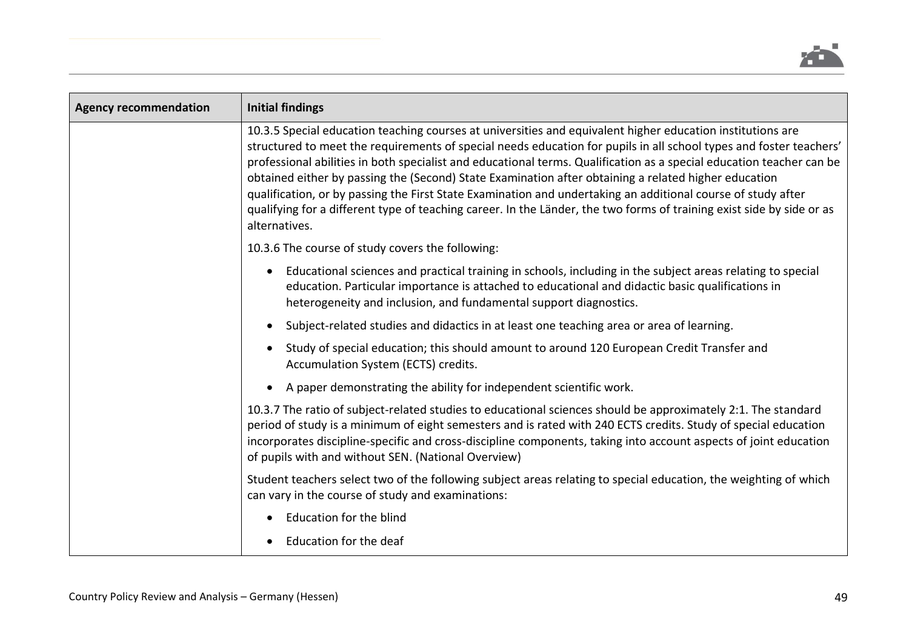| Agency recommendation | Initial findings |
|---|---|
| | 10.3.5 Special education teaching courses at universities and equivalent higher education institutions are structured to meet the requirements of special needs education for pupils in all school types and foster teachers' professional abilities in both specialist and educational terms. Qualification as a special education teacher can be obtained either by passing the (Second) State Examination after obtaining a related higher education qualification, or by passing the First State Examination and undertaking an additional course of study after qualifying for a different type of teaching career. In the Länder, the two forms of training exist side by side or as alternatives.<br><br>10.3.6 The course of study covers the following:<br><br>• Educational sciences and practical training in schools, including in the subject areas relating to special education. Particular importance is attached to educational and didactic basic qualifications in heterogeneity and inclusion, and fundamental support diagnostics.<br>• Subject-related studies and didactics in at least one teaching area or area of learning.<br>• Study of special education; this should amount to around 120 European Credit Transfer and Accumulation System (ECTS) credits.<br>• A paper demonstrating the ability for independent scientific work.<br><br>10.3.7 The ratio of subject-related studies to educational sciences should be approximately 2:1. The standard period of study is a minimum of eight semesters and is rated with 240 ECTS credits. Study of special education incorporates discipline-specific and cross-discipline components, taking into account aspects of joint education of pupils with and without SEN. (National Overview)<br><br>Student teachers select two of the following subject areas relating to special education, the weighting of which can vary in the course of study and examinations:<br><br>• Education for the blind<br>• Education for the deaf |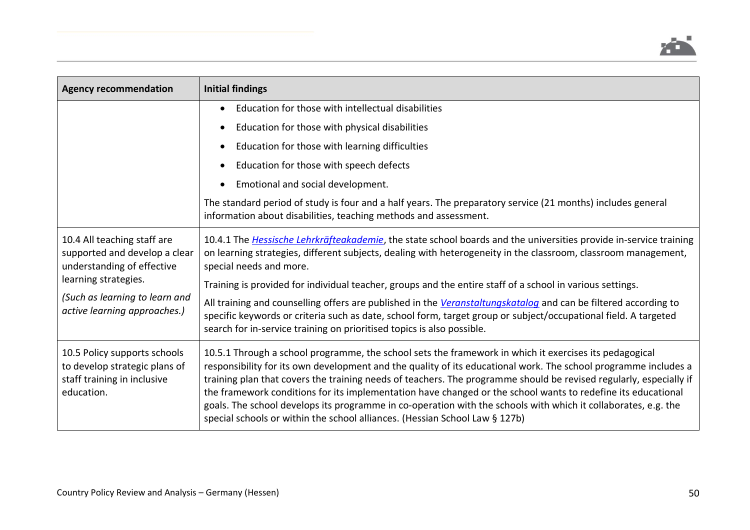| Agency recommendation | Initial findings |
| --- | --- |
| | • Education for those with intellectual disabilities<br>• Education for those with physical disabilities<br>• Education for those with learning difficulties<br>• Education for those with speech defects<br>• Emotional and social development.<br><br>The standard period of study is four and a half years. The preparatory service (21 months) includes general information about disabilities, teaching methods and assessment. |
| 10.4 All teaching staff are supported and develop a clear understanding of effective learning strategies.<br><br>*(Such as learning to learn and active learning approaches.)* | 10.4.1 The *Hessische Lehrkräfteakademie*, the state school boards and the universities provide in-service training on learning strategies, different subjects, dealing with heterogeneity in the classroom, classroom management, special needs and more.<br><br>Training is provided for individual teacher, groups and the entire staff of a school in various settings.<br><br>All training and counselling offers are published in the *Veranstaltungskatalog* and can be filtered according to specific keywords or criteria such as date, school form, target group or subject/occupational field. A targeted search for in-service training on prioritised topics is also possible. |
| 10.5 Policy supports schools to develop strategic plans of staff training in inclusive education. | 10.5.1 Through a school programme, the school sets the framework in which it exercises its pedagogical responsibility for its own development and the quality of its educational work. The school programme includes a training plan that covers the training needs of teachers. The programme should be revised regularly, especially if the framework conditions for its implementation have changed or the school wants to redefine its educational goals. The school develops its programme in co-operation with the schools with which it collaborates, e.g. the special schools or within the school alliances. (Hessian School Law § 127b) |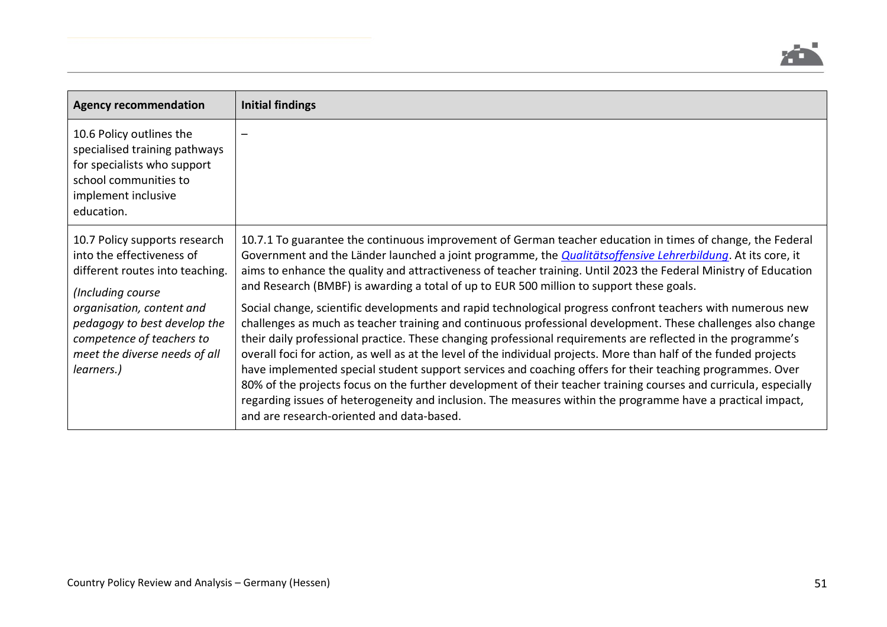| Agency recommendation | Initial findings |
|---|---|
| 10.6 Policy outlines the specialised training pathways for specialists who support school communities to implement inclusive education. | – |
| 10.7 Policy supports research into the effectiveness of different routes into teaching.<br><br>*(Including course organisation, content and pedagogy to best develop the competence of teachers to meet the diverse needs of all learners.)* | 10.7.1 To guarantee the continuous improvement of German teacher education in times of change, the Federal Government and the Länder launched a joint programme, the *Qualitätsoffensive Lehrerbildung*. At its core, it aims to enhance the quality and attractiveness of teacher training. Until 2023 the Federal Ministry of Education and Research (BMBF) is awarding a total of up to EUR 500 million to support these goals.<br><br>Social change, scientific developments and rapid technological progress confront teachers with numerous new challenges as much as teacher training and continuous professional development. These challenges also change their daily professional practice. These changing professional requirements are reflected in the programme's overall foci for action, as well as at the level of the individual projects. More than half of the funded projects have implemented special student support services and coaching offers for their teaching programmes. Over 80% of the projects focus on the further development of their teacher training courses and curricula, especially regarding issues of heterogeneity and inclusion. The measures within the programme have a practical impact, and are research-oriented and data-based. |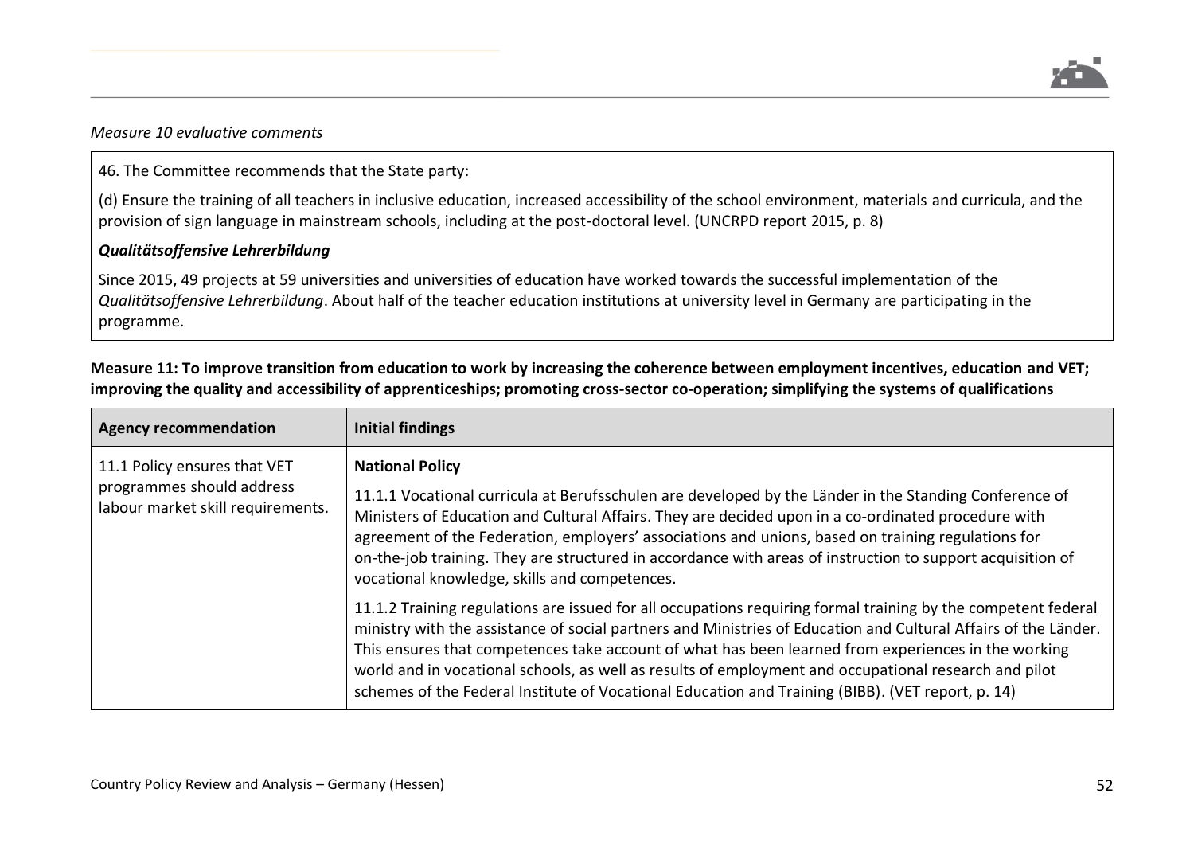*Measure 10 evaluative comments*

46. The Committee recommends that the State party:

(d) Ensure the training of all teachers in inclusive education, increased accessibility of the school environment, materials and curricula, and the provision of sign language in mainstream schools, including at the post-doctoral level. (UNCRPD report 2015, p. 8)

***Qualitätsoffensive Lehrerbildung***

Since 2015, 49 projects at 59 universities and universities of education have worked towards the successful implementation of the *Qualitätsoffensive Lehrerbildung*. About half of the teacher education institutions at university level in Germany are participating in the programme.

**Measure 11: To improve transition from education to work by increasing the coherence between employment incentives, education and VET; improving the quality and accessibility of apprenticeships; promoting cross-sector co-operation; simplifying the systems of qualifications**

| Agency recommendation | Initial findings |
|---|---|
| 11.1 Policy ensures that VET programmes should address labour market skill requirements. | **National Policy**<br><br>11.1.1 Vocational curricula at Berufsschulen are developed by the Länder in the Standing Conference of Ministers of Education and Cultural Affairs. They are decided upon in a co-ordinated procedure with agreement of the Federation, employers' associations and unions, based on training regulations for on-the-job training. They are structured in accordance with areas of instruction to support acquisition of vocational knowledge, skills and competences.<br><br>11.1.2 Training regulations are issued for all occupations requiring formal training by the competent federal ministry with the assistance of social partners and Ministries of Education and Cultural Affairs of the Länder. This ensures that competences take account of what has been learned from experiences in the working world and in vocational schools, as well as results of employment and occupational research and pilot schemes of the Federal Institute of Vocational Education and Training (BIBB). (VET report, p. 14) |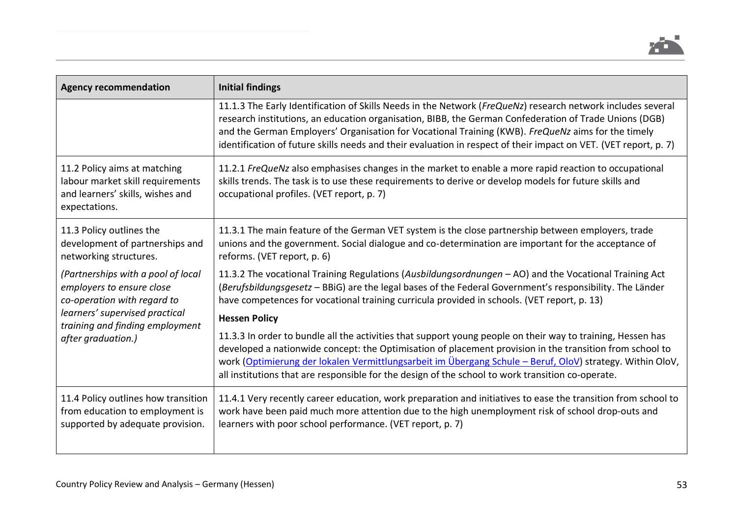| Agency recommendation | Initial findings |
|---|---|
| | 11.1.3 The Early Identification of Skills Needs in the Network (*FreQueNz*) research network includes several research institutions, an education organisation, BIBB, the German Confederation of Trade Unions (DGB) and the German Employers' Organisation for Vocational Training (KWB). *FreQueNz* aims for the timely identification of future skills needs and their evaluation in respect of their impact on VET. (VET report, p. 7) |
| 11.2 Policy aims at matching labour market skill requirements and learners' skills, wishes and expectations. | 11.2.1 *FreQueNz* also emphasises changes in the market to enable a more rapid reaction to occupational skills trends. The task is to use these requirements to derive or develop models for future skills and occupational profiles. (VET report, p. 7) |
| 11.3 Policy outlines the development of partnerships and networking structures. *(Partnerships with a pool of local employers to ensure close co-operation with regard to learners' supervised practical training and finding employment after graduation.)* | 11.3.1 The main feature of the German VET system is the close partnership between employers, trade unions and the government. Social dialogue and co-determination are important for the acceptance of reforms. (VET report, p. 6) 11.3.2 The vocational Training Regulations (*Ausbildungsordnungen* – AO) and the Vocational Training Act (*Berufsbildungsgesetz* – BBiG) are the legal bases of the Federal Government's responsibility. The Länder have competences for vocational training curricula provided in schools. (VET report, p. 13) **Hessen Policy** 11.3.3 In order to bundle all the activities that support young people on their way to training, Hessen has developed a nationwide concept: the Optimisation of placement provision in the transition from school to work (Optimierung der lokalen Vermittlungsarbeit im Übergang Schule – Beruf, OloV) strategy. Within OloV, all institutions that are responsible for the design of the school to work transition co-operate. |
| 11.4 Policy outlines how transition from education to employment is supported by adequate provision. | 11.4.1 Very recently career education, work preparation and initiatives to ease the transition from school to work have been paid much more attention due to the high unemployment risk of school drop-outs and learners with poor school performance. (VET report, p. 7) |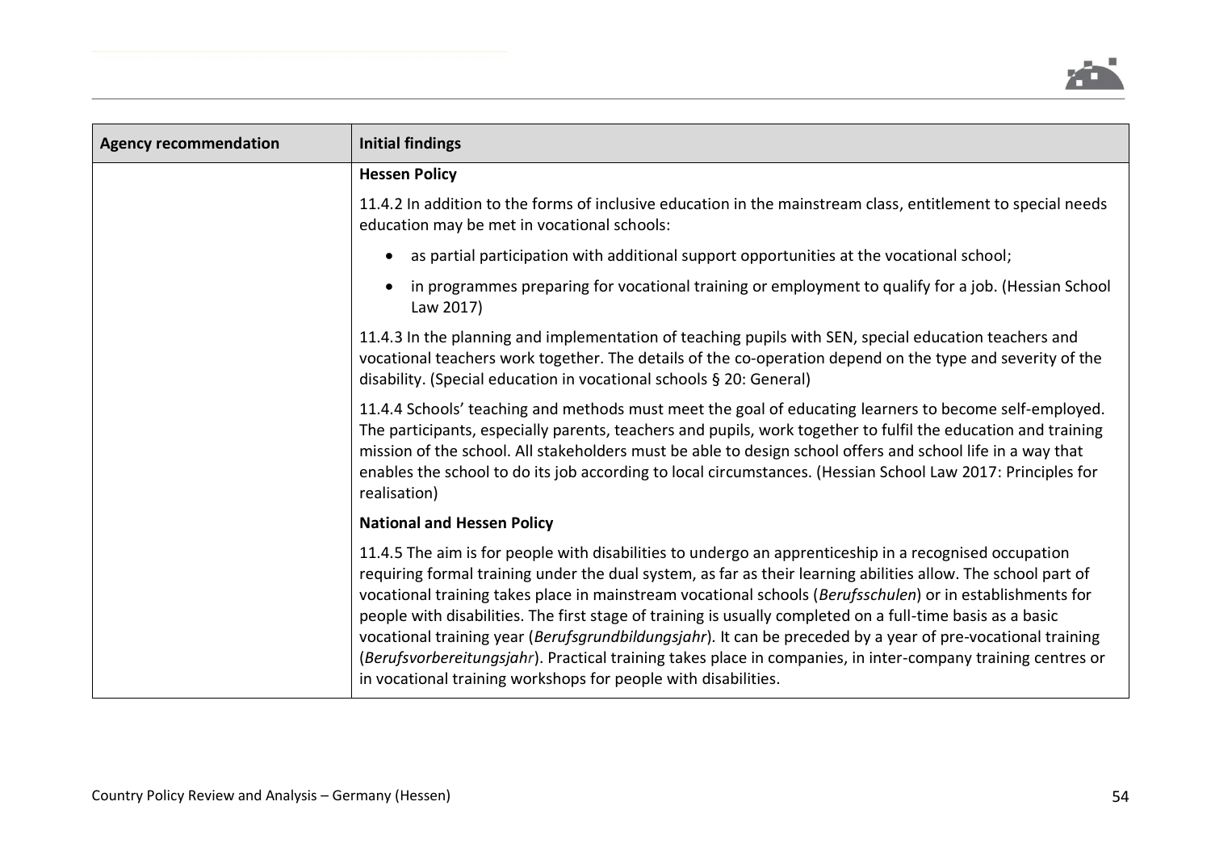| Agency recommendation | Initial findings |
|---|---|
| | **Hessen Policy**<br><br>11.4.2 In addition to the forms of inclusive education in the mainstream class, entitlement to special needs education may be met in vocational schools:<br><br>• as partial participation with additional support opportunities at the vocational school;<br><br>• in programmes preparing for vocational training or employment to qualify for a job. (Hessian School Law 2017)<br><br>11.4.3 In the planning and implementation of teaching pupils with SEN, special education teachers and vocational teachers work together. The details of the co-operation depend on the type and severity of the disability. (Special education in vocational schools § 20: General)<br><br>11.4.4 Schools' teaching and methods must meet the goal of educating learners to become self-employed. The participants, especially parents, teachers and pupils, work together to fulfil the education and training mission of the school. All stakeholders must be able to design school offers and school life in a way that enables the school to do its job according to local circumstances. (Hessian School Law 2017: Principles for realisation)<br><br>**National and Hessen Policy**<br><br>11.4.5 The aim is for people with disabilities to undergo an apprenticeship in a recognised occupation requiring formal training under the dual system, as far as their learning abilities allow. The school part of vocational training takes place in mainstream vocational schools (*Berufsschulen*) or in establishments for people with disabilities. The first stage of training is usually completed on a full-time basis as a basic vocational training year (*Berufsgrundbildungsjahr*). It can be preceded by a year of pre-vocational training (*Berufsvorbereitungsjahr*). Practical training takes place in companies, in inter-company training centres or in vocational training workshops for people with disabilities. |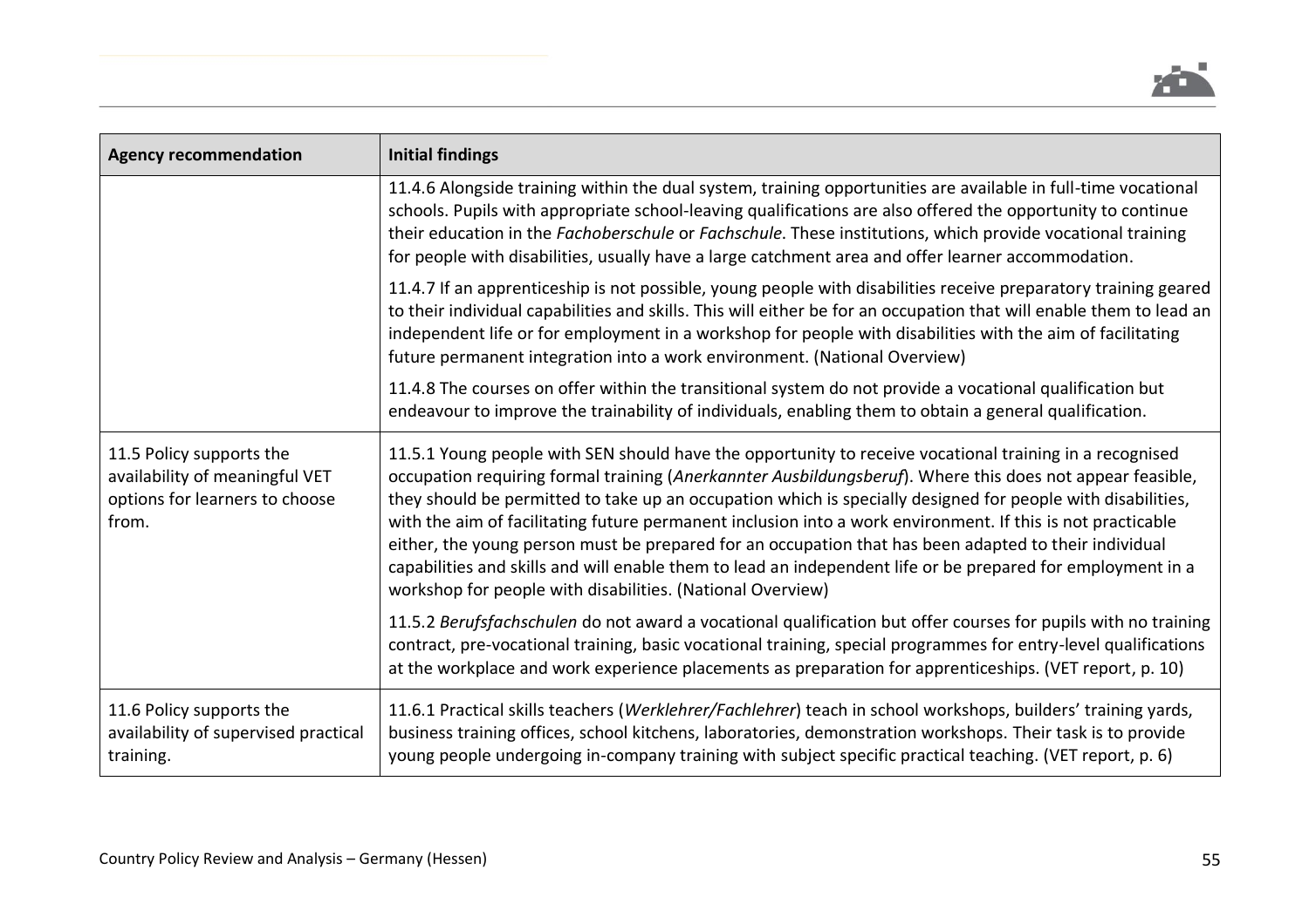| Agency recommendation | Initial findings |
|---|---|
| | 11.4.6 Alongside training within the dual system, training opportunities are available in full-time vocational schools. Pupils with appropriate school-leaving qualifications are also offered the opportunity to continue their education in the *Fachoberschule* or *Fachschule*. These institutions, which provide vocational training for people with disabilities, usually have a large catchment area and offer learner accommodation. |
| | 11.4.7 If an apprenticeship is not possible, young people with disabilities receive preparatory training geared to their individual capabilities and skills. This will either be for an occupation that will enable them to lead an independent life or for employment in a workshop for people with disabilities with the aim of facilitating future permanent integration into a work environment. (National Overview) |
| | 11.4.8 The courses on offer within the transitional system do not provide a vocational qualification but endeavour to improve the trainability of individuals, enabling them to obtain a general qualification. |
| 11.5 Policy supports the availability of meaningful VET options for learners to choose from. | 11.5.1 Young people with SEN should have the opportunity to receive vocational training in a recognised occupation requiring formal training (*Anerkannter Ausbildungsberuf*). Where this does not appear feasible, they should be permitted to take up an occupation which is specially designed for people with disabilities, with the aim of facilitating future permanent inclusion into a work environment. If this is not practicable either, the young person must be prepared for an occupation that has been adapted to their individual capabilities and skills and will enable them to lead an independent life or be prepared for employment in a workshop for people with disabilities. (National Overview) |
| | 11.5.2 *Berufsfachschulen* do not award a vocational qualification but offer courses for pupils with no training contract, pre-vocational training, basic vocational training, special programmes for entry-level qualifications at the workplace and work experience placements as preparation for apprenticeships. (VET report, p. 10) |
| 11.6 Policy supports the availability of supervised practical training. | 11.6.1 Practical skills teachers (*Werklehrer/Fachlehrer*) teach in school workshops, builders' training yards, business training offices, school kitchens, laboratories, demonstration workshops. Their task is to provide young people undergoing in-company training with subject specific practical teaching. (VET report, p. 6) |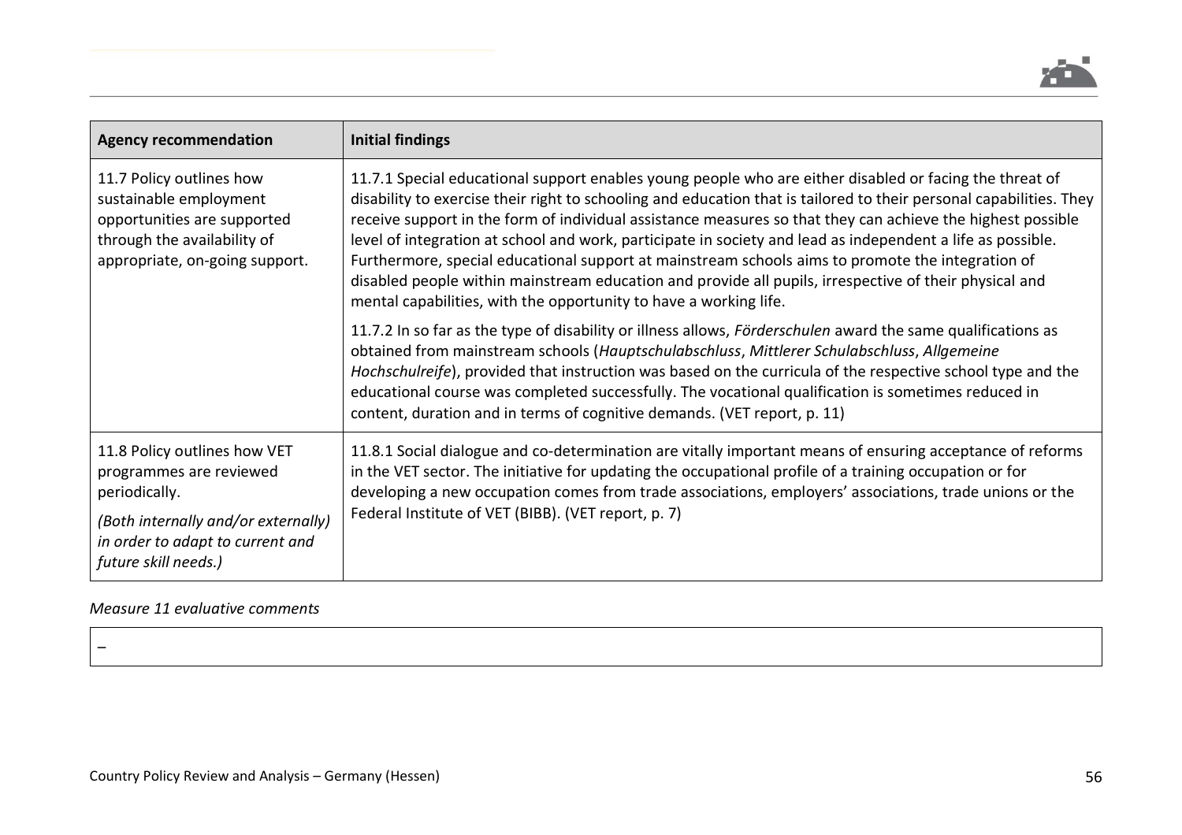| Agency recommendation | Initial findings |
|---|---|
| 11.7 Policy outlines how sustainable employment opportunities are supported through the availability of appropriate, on-going support. | 11.7.1 Special educational support enables young people who are either disabled or facing the threat of disability to exercise their right to schooling and education that is tailored to their personal capabilities. They receive support in the form of individual assistance measures so that they can achieve the highest possible level of integration at school and work, participate in society and lead as independent a life as possible. Furthermore, special educational support at mainstream schools aims to promote the integration of disabled people within mainstream education and provide all pupils, irrespective of their physical and mental capabilities, with the opportunity to have a working life.<br><br>11.7.2 In so far as the type of disability or illness allows, *Förderschulen* award the same qualifications as obtained from mainstream schools (*Hauptschulabschluss*, *Mittlerer Schulabschluss*, *Allgemeine Hochschulreife*), provided that instruction was based on the curricula of the respective school type and the educational course was completed successfully. The vocational qualification is sometimes reduced in content, duration and in terms of cognitive demands. (VET report, p. 11) |
| 11.8 Policy outlines how VET programmes are reviewed periodically.<br><br>*(Both internally and/or externally) in order to adapt to current and future skill needs.)* | 11.8.1 Social dialogue and co-determination are vitally important means of ensuring acceptance of reforms in the VET sector. The initiative for updating the occupational profile of a training occupation or for developing a new occupation comes from trade associations, employers' associations, trade unions or the Federal Institute of VET (BIBB). (VET report, p. 7) |

*Measure 11 evaluative comments*

| – |
|---|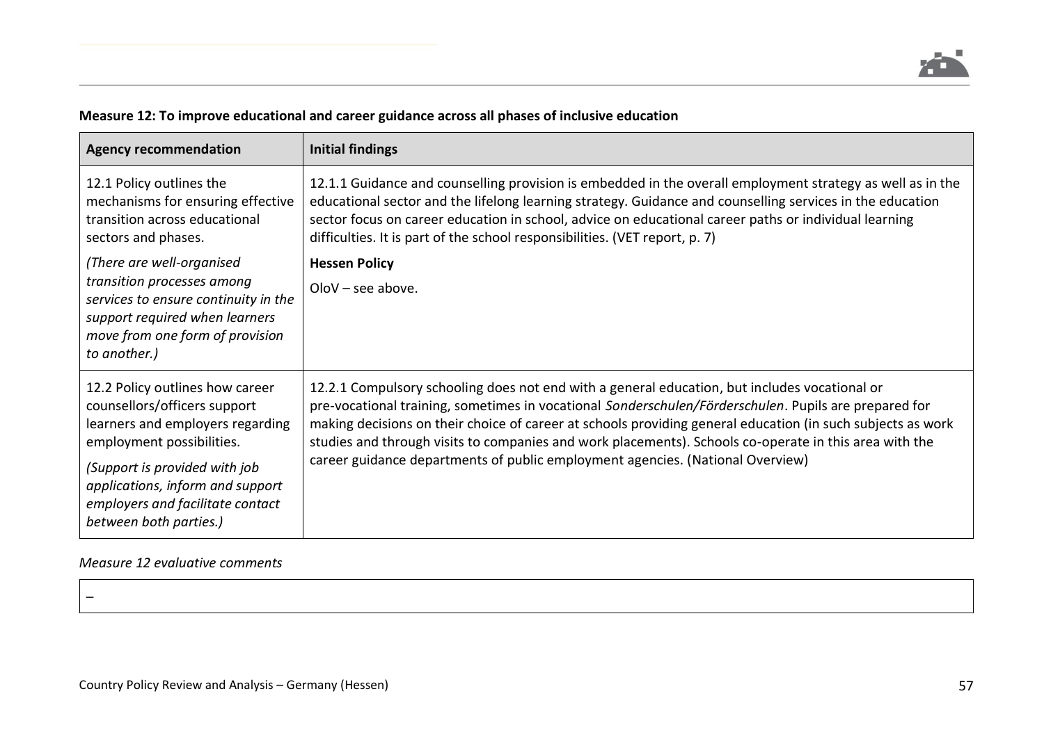**Measure 12: To improve educational and career guidance across all phases of inclusive education**

| Agency recommendation | Initial findings |
| --- | --- |
| 12.1 Policy outlines the mechanisms for ensuring effective transition across educational sectors and phases.<br><br>*(There are well-organised transition processes among services to ensure continuity in the support required when learners move from one form of provision to another.)* | 12.1.1 Guidance and counselling provision is embedded in the overall employment strategy as well as in the educational sector and the lifelong learning strategy. Guidance and counselling services in the education sector focus on career education in school, advice on educational career paths or individual learning difficulties. It is part of the school responsibilities. (VET report, p. 7)<br><br>**Hessen Policy**<br><br>OloV – see above. |
| 12.2 Policy outlines how career counsellors/officers support learners and employers regarding employment possibilities.<br><br>*(Support is provided with job applications, inform and support employers and facilitate contact between both parties.)* | 12.2.1 Compulsory schooling does not end with a general education, but includes vocational or pre-vocational training, sometimes in vocational *Sonderschulen/Förderschulen*. Pupils are prepared for making decisions on their choice of career at schools providing general education (in such subjects as work studies and through visits to companies and work placements). Schools co-operate in this area with the career guidance departments of public employment agencies. (National Overview) |

*Measure 12 evaluative comments*

| – |
| --- |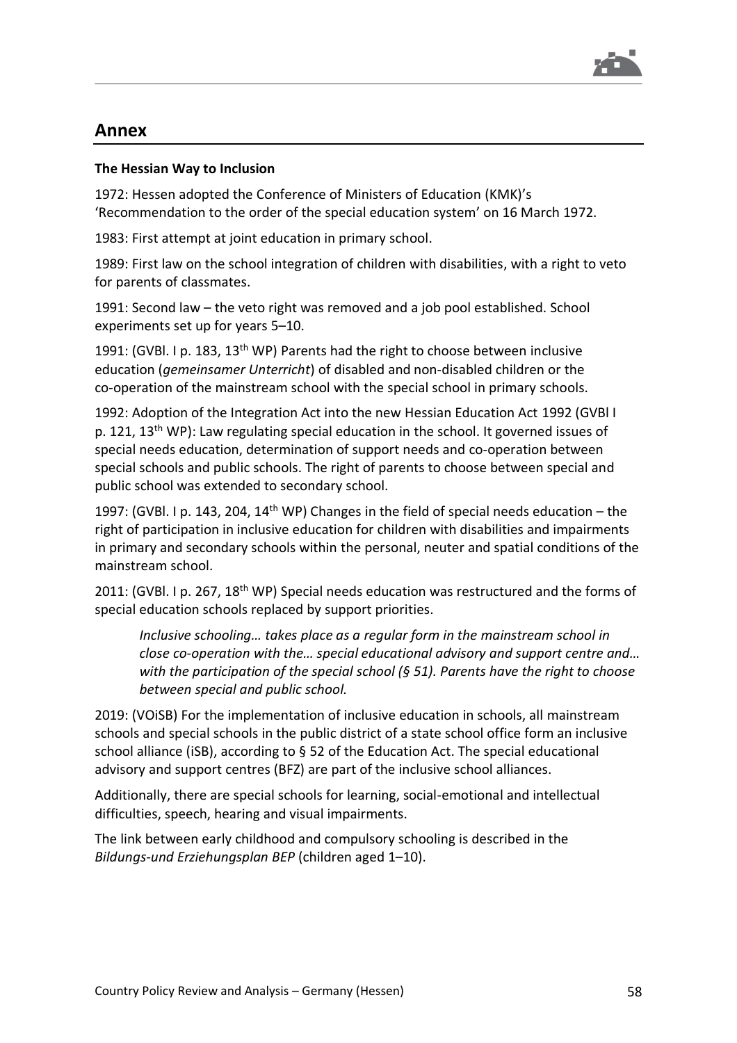## Annex

**The Hessian Way to Inclusion**

1972: Hessen adopted the Conference of Ministers of Education (KMK)'s 'Recommendation to the order of the special education system' on 16 March 1972.

1983: First attempt at joint education in primary school.

1989: First law on the school integration of children with disabilities, with a right to veto for parents of classmates.

1991: Second law – the veto right was removed and a job pool established. School experiments set up for years 5–10.

1991: (GVBl. I p. 183, 13th WP) Parents had the right to choose between inclusive education (*gemeinsamer Unterricht*) of disabled and non-disabled children or the co-operation of the mainstream school with the special school in primary schools.

1992: Adoption of the Integration Act into the new Hessian Education Act 1992 (GVBl I p. 121, 13th WP): Law regulating special education in the school. It governed issues of special needs education, determination of support needs and co-operation between special schools and public schools. The right of parents to choose between special and public school was extended to secondary school.

1997: (GVBl. I p. 143, 204, 14th WP) Changes in the field of special needs education – the right of participation in inclusive education for children with disabilities and impairments in primary and secondary schools within the personal, neuter and spatial conditions of the mainstream school.

2011: (GVBl. I p. 267, 18th WP) Special needs education was restructured and the forms of special education schools replaced by support priorities.

> *Inclusive schooling… takes place as a regular form in the mainstream school in close co-operation with the… special educational advisory and support centre and… with the participation of the special school (§ 51). Parents have the right to choose between special and public school.*

2019: (VOiSB) For the implementation of inclusive education in schools, all mainstream schools and special schools in the public district of a state school office form an inclusive school alliance (iSB), according to § 52 of the Education Act. The special educational advisory and support centres (BFZ) are part of the inclusive school alliances.

Additionally, there are special schools for learning, social-emotional and intellectual difficulties, speech, hearing and visual impairments.

The link between early childhood and compulsory schooling is described in the *Bildungs-und Erziehungsplan BEP* (children aged 1–10).